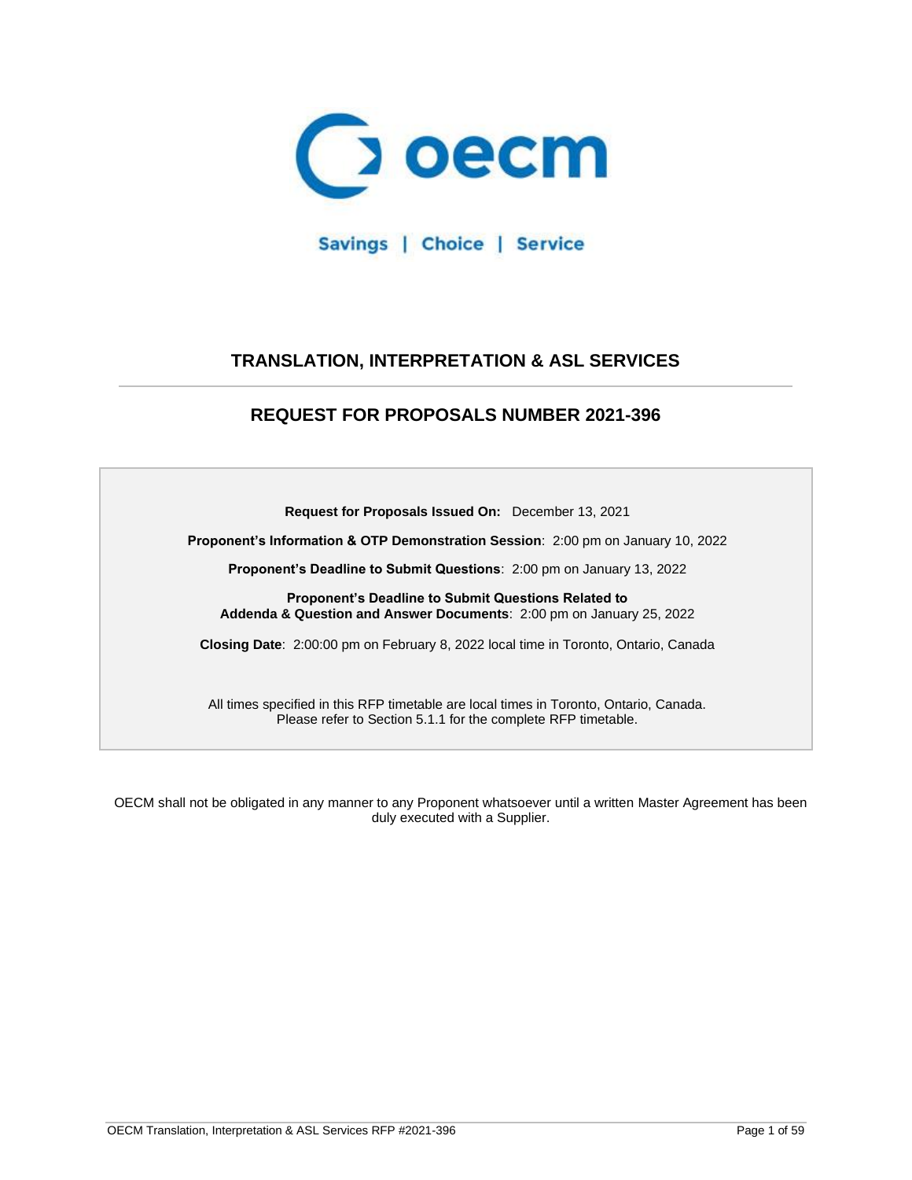oecm

Savings | Choice | Service

# TRANSLATION, INTERPRETATION & ASL SERVICES

## REQUEST FOR PROPOSALS NUMBER 2021-396

**Request for Proposals Issued On:** December 13, 2021

**Proponent's Information & OTP Demonstration Session**: 2:00 pm on January 10, 2022

**Proponent's Deadline to Submit Questions**: 2:00 pm on January 13, 2022

**Proponent's Deadline to Submit Questions Related to Addenda & Question and Answer Documents**: 2:00 pm on January 25, 2022

**Closing Date**: 2:00:00 pm on February 8, 2022 local time in Toronto, Ontario, Canada

All times specified in this RFP timetable are local times in Toronto, Ontario, Canada.
Please refer to Section 5.1.1 for the complete RFP timetable.

OECM shall not be obligated in any manner to any Proponent whatsoever until a written Master Agreement has been duly executed with a Supplier.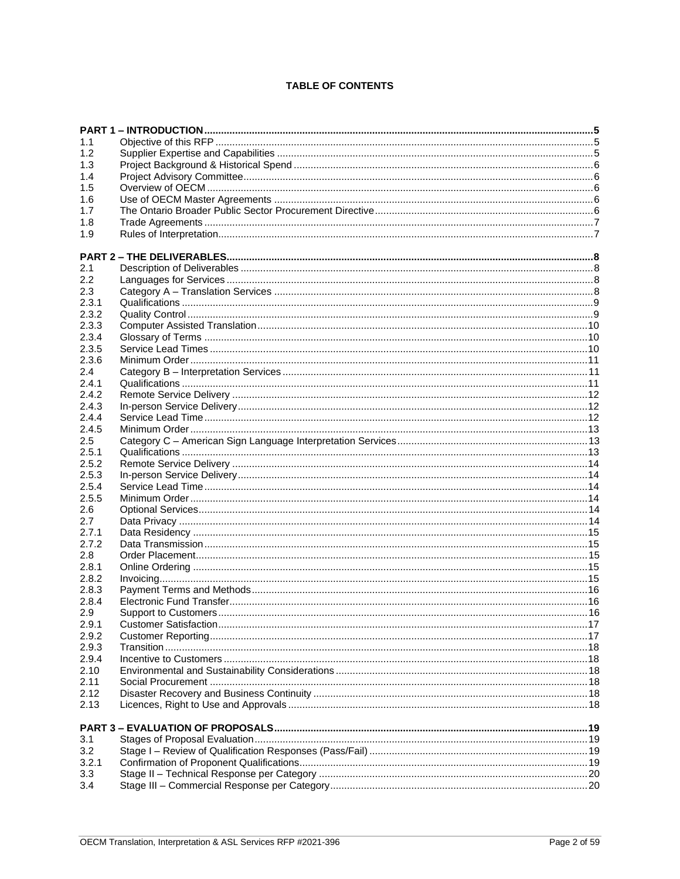**TABLE OF CONTENTS**

| | | |
|---|---|---|
| **PART 1 – INTRODUCTION** | | **5** |
| 1.1 | Objective of this RFP | 5 |
| 1.2 | Supplier Expertise and Capabilities | 5 |
| 1.3 | Project Background & Historical Spend | 6 |
| 1.4 | Project Advisory Committee | 6 |
| 1.5 | Overview of OECM | 6 |
| 1.6 | Use of OECM Master Agreements | 6 |
| 1.7 | The Ontario Broader Public Sector Procurement Directive | 6 |
| 1.8 | Trade Agreements | 7 |
| 1.9 | Rules of Interpretation | 7 |
| **PART 2 – THE DELIVERABLES** | | **8** |
| 2.1 | Description of Deliverables | 8 |
| 2.2 | Languages for Services | 8 |
| 2.3 | Category A – Translation Services | 8 |
| 2.3.1 | Qualifications | 9 |
| 2.3.2 | Quality Control | 9 |
| 2.3.3 | Computer Assisted Translation | 10 |
| 2.3.4 | Glossary of Terms | 10 |
| 2.3.5 | Service Lead Times | 10 |
| 2.3.6 | Minimum Order | 11 |
| 2.4 | Category B – Interpretation Services | 11 |
| 2.4.1 | Qualifications | 11 |
| 2.4.2 | Remote Service Delivery | 12 |
| 2.4.3 | In-person Service Delivery | 12 |
| 2.4.4 | Service Lead Time | 12 |
| 2.4.5 | Minimum Order | 13 |
| 2.5 | Category C – American Sign Language Interpretation Services | 13 |
| 2.5.1 | Qualifications | 13 |
| 2.5.2 | Remote Service Delivery | 14 |
| 2.5.3 | In-person Service Delivery | 14 |
| 2.5.4 | Service Lead Time | 14 |
| 2.5.5 | Minimum Order | 14 |
| 2.6 | Optional Services | 14 |
| 2.7 | Data Privacy | 14 |
| 2.7.1 | Data Residency | 15 |
| 2.7.2 | Data Transmission | 15 |
| 2.8 | Order Placement | 15 |
| 2.8.1 | Online Ordering | 15 |
| 2.8.2 | Invoicing | 15 |
| 2.8.3 | Payment Terms and Methods | 16 |
| 2.8.4 | Electronic Fund Transfer | 16 |
| 2.9 | Support to Customers | 16 |
| 2.9.1 | Customer Satisfaction | 17 |
| 2.9.2 | Customer Reporting | 17 |
| 2.9.3 | Transition | 18 |
| 2.9.4 | Incentive to Customers | 18 |
| 2.10 | Environmental and Sustainability Considerations | 18 |
| 2.11 | Social Procurement | 18 |
| 2.12 | Disaster Recovery and Business Continuity | 18 |
| 2.13 | Licences, Right to Use and Approvals | 18 |
| **PART 3 – EVALUATION OF PROPOSALS** | | **19** |
| 3.1 | Stages of Proposal Evaluation | 19 |
| 3.2 | Stage I – Review of Qualification Responses (Pass/Fail) | 19 |
| 3.2.1 | Confirmation of Proponent Qualifications | 19 |
| 3.3 | Stage II – Technical Response per Category | 20 |
| 3.4 | Stage III – Commercial Response per Category | 20 |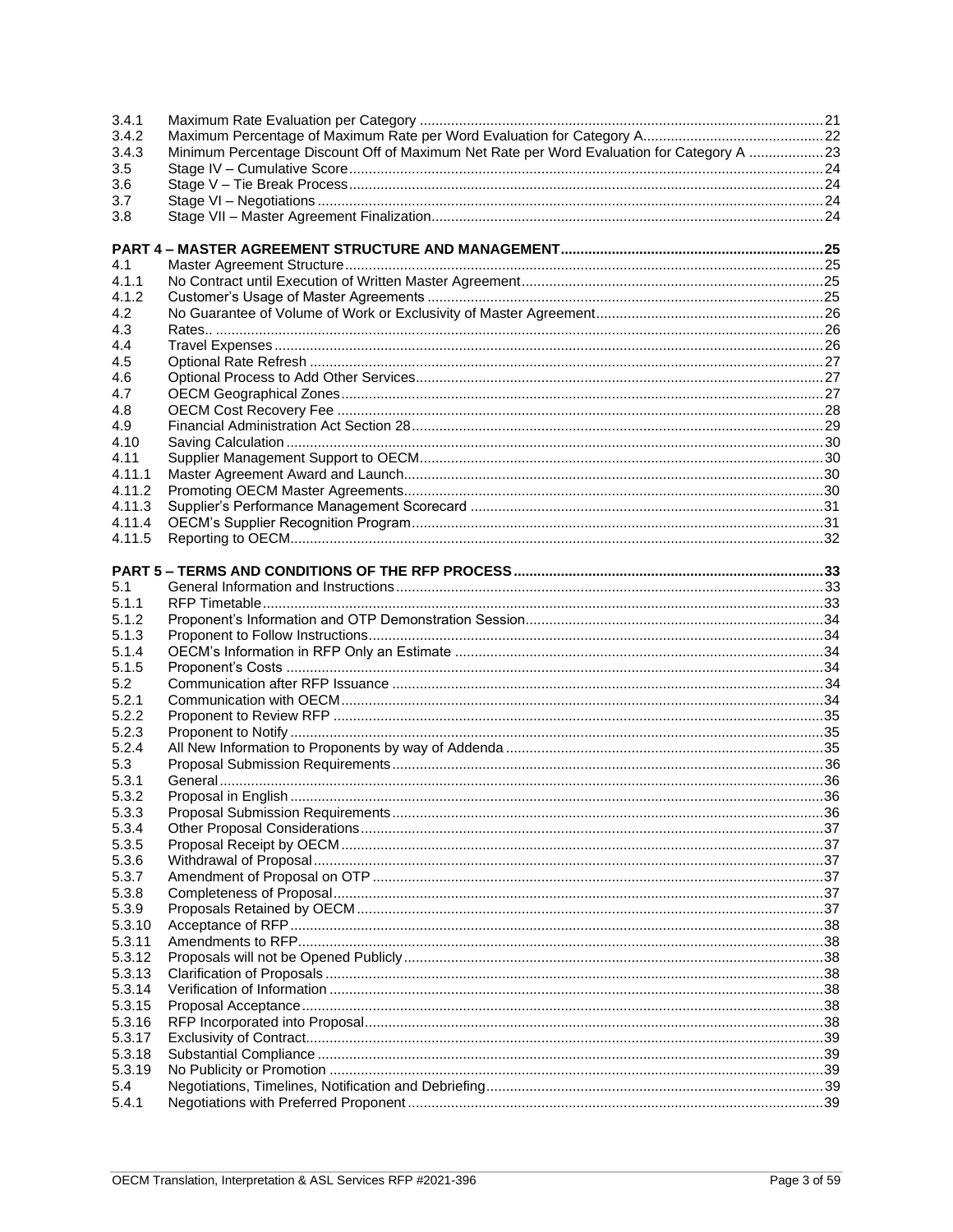| | | |
|---|---|---|
| 3.4.1 | Maximum Rate Evaluation per Category | 21 |
| 3.4.2 | Maximum Percentage of Maximum Rate per Word Evaluation for Category A | 22 |
| 3.4.3 | Minimum Percentage Discount Off of Maximum Net Rate per Word Evaluation for Category A | 23 |
| 3.5 | Stage IV – Cumulative Score | 24 |
| 3.6 | Stage V – Tie Break Process | 24 |
| 3.7 | Stage VI – Negotiations | 24 |
| 3.8 | Stage VII – Master Agreement Finalization | 24 |
| **PART 4 – MASTER AGREEMENT STRUCTURE AND MANAGEMENT** | | **25** |
| 4.1 | Master Agreement Structure | 25 |
| 4.1.1 | No Contract until Execution of Written Master Agreement | 25 |
| 4.1.2 | Customer's Usage of Master Agreements | 25 |
| 4.2 | No Guarantee of Volume of Work or Exclusivity of Master Agreement | 26 |
| 4.3 | Rates.. | 26 |
| 4.4 | Travel Expenses | 26 |
| 4.5 | Optional Rate Refresh | 27 |
| 4.6 | Optional Process to Add Other Services | 27 |
| 4.7 | OECM Geographical Zones | 27 |
| 4.8 | OECM Cost Recovery Fee | 28 |
| 4.9 | Financial Administration Act Section 28 | 29 |
| 4.10 | Saving Calculation | 30 |
| 4.11 | Supplier Management Support to OECM | 30 |
| 4.11.1 | Master Agreement Award and Launch | 30 |
| 4.11.2 | Promoting OECM Master Agreements | 30 |
| 4.11.3 | Supplier's Performance Management Scorecard | 31 |
| 4.11.4 | OECM's Supplier Recognition Program | 31 |
| 4.11.5 | Reporting to OECM | 32 |
| **PART 5 – TERMS AND CONDITIONS OF THE RFP PROCESS** | | **33** |
| 5.1 | General Information and Instructions | 33 |
| 5.1.1 | RFP Timetable | 33 |
| 5.1.2 | Proponent's Information and OTP Demonstration Session | 34 |
| 5.1.3 | Proponent to Follow Instructions | 34 |
| 5.1.4 | OECM's Information in RFP Only an Estimate | 34 |
| 5.1.5 | Proponent's Costs | 34 |
| 5.2 | Communication after RFP Issuance | 34 |
| 5.2.1 | Communication with OECM | 34 |
| 5.2.2 | Proponent to Review RFP | 35 |
| 5.2.3 | Proponent to Notify | 35 |
| 5.2.4 | All New Information to Proponents by way of Addenda | 35 |
| 5.3 | Proposal Submission Requirements | 36 |
| 5.3.1 | General | 36 |
| 5.3.2 | Proposal in English | 36 |
| 5.3.3 | Proposal Submission Requirements | 36 |
| 5.3.4 | Other Proposal Considerations | 37 |
| 5.3.5 | Proposal Receipt by OECM | 37 |
| 5.3.6 | Withdrawal of Proposal | 37 |
| 5.3.7 | Amendment of Proposal on OTP | 37 |
| 5.3.8 | Completeness of Proposal | 37 |
| 5.3.9 | Proposals Retained by OECM | 37 |
| 5.3.10 | Acceptance of RFP | 38 |
| 5.3.11 | Amendments to RFP | 38 |
| 5.3.12 | Proposals will not be Opened Publicly | 38 |
| 5.3.13 | Clarification of Proposals | 38 |
| 5.3.14 | Verification of Information | 38 |
| 5.3.15 | Proposal Acceptance | 38 |
| 5.3.16 | RFP Incorporated into Proposal | 38 |
| 5.3.17 | Exclusivity of Contract | 39 |
| 5.3.18 | Substantial Compliance | 39 |
| 5.3.19 | No Publicity or Promotion | 39 |
| 5.4 | Negotiations, Timelines, Notification and Debriefing | 39 |
| 5.4.1 | Negotiations with Preferred Proponent | 39 |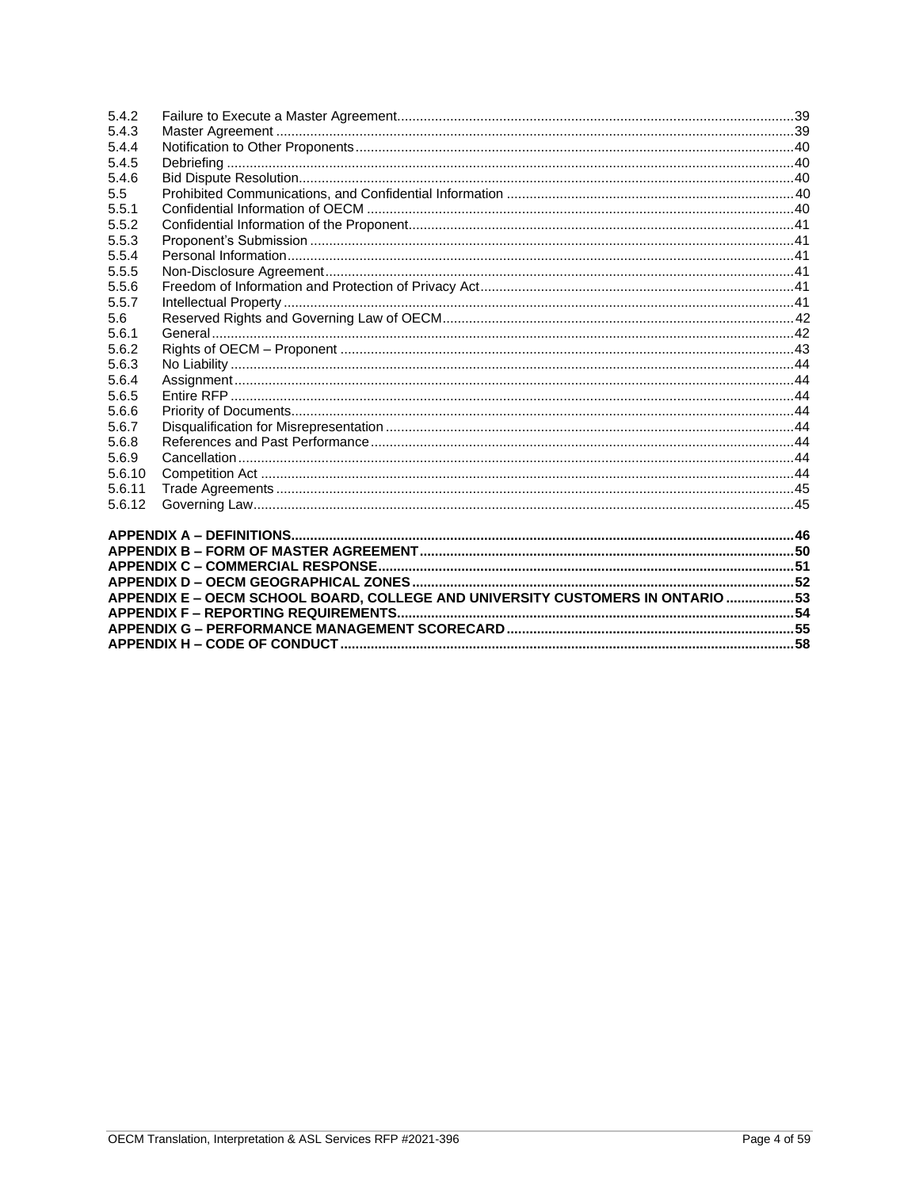| | | |
|---|---|---|
| 5.4.2 | Failure to Execute a Master Agreement | 39 |
| 5.4.3 | Master Agreement | 39 |
| 5.4.4 | Notification to Other Proponents | 40 |
| 5.4.5 | Debriefing | 40 |
| 5.4.6 | Bid Dispute Resolution | 40 |
| 5.5 | Prohibited Communications, and Confidential Information | 40 |
| 5.5.1 | Confidential Information of OECM | 40 |
| 5.5.2 | Confidential Information of the Proponent | 41 |
| 5.5.3 | Proponent's Submission | 41 |
| 5.5.4 | Personal Information | 41 |
| 5.5.5 | Non-Disclosure Agreement | 41 |
| 5.5.6 | Freedom of Information and Protection of Privacy Act | 41 |
| 5.5.7 | Intellectual Property | 41 |
| 5.6 | Reserved Rights and Governing Law of OECM | 42 |
| 5.6.1 | General | 42 |
| 5.6.2 | Rights of OECM – Proponent | 43 |
| 5.6.3 | No Liability | 44 |
| 5.6.4 | Assignment | 44 |
| 5.6.5 | Entire RFP | 44 |
| 5.6.6 | Priority of Documents | 44 |
| 5.6.7 | Disqualification for Misrepresentation | 44 |
| 5.6.8 | References and Past Performance | 44 |
| 5.6.9 | Cancellation | 44 |
| 5.6.10 | Competition Act | 44 |
| 5.6.11 | Trade Agreements | 45 |
| 5.6.12 | Governing Law | 45 |

**APPENDIX A – DEFINITIONS** ..... 46
**APPENDIX B – FORM OF MASTER AGREEMENT** ..... 50
**APPENDIX C – COMMERCIAL RESPONSE** ..... 51
**APPENDIX D – OECM GEOGRAPHICAL ZONES** ..... 52
**APPENDIX E – OECM SCHOOL BOARD, COLLEGE AND UNIVERSITY CUSTOMERS IN ONTARIO** ..... 53
**APPENDIX F – REPORTING REQUIREMENTS** ..... 54
**APPENDIX G – PERFORMANCE MANAGEMENT SCORECARD** ..... 55
**APPENDIX H – CODE OF CONDUCT** ..... 58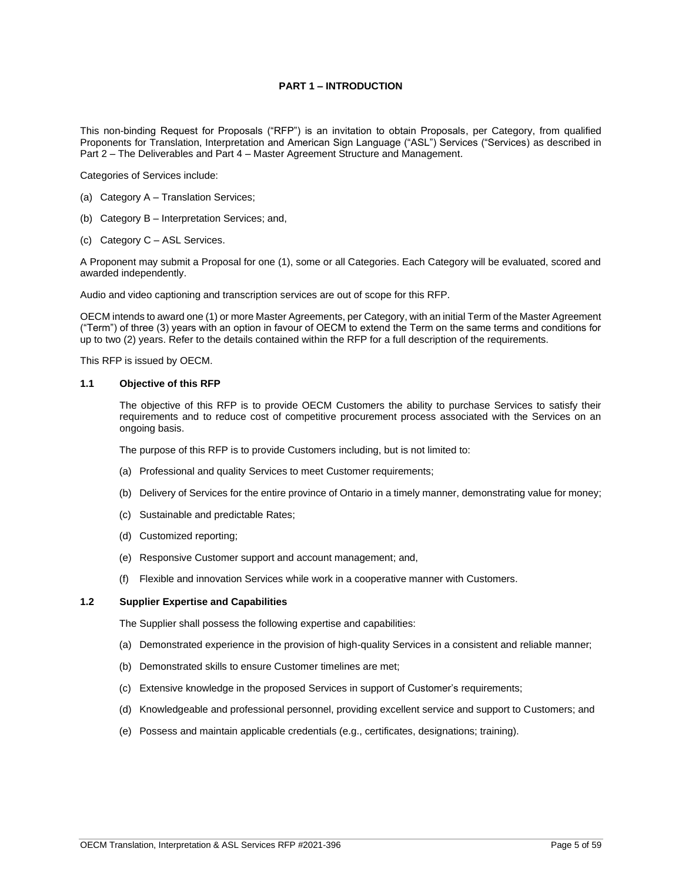# PART 1 – INTRODUCTION

This non-binding Request for Proposals ("RFP") is an invitation to obtain Proposals, per Category, from qualified Proponents for Translation, Interpretation and American Sign Language ("ASL") Services ("Services) as described in Part 2 – The Deliverables and Part 4 – Master Agreement Structure and Management.

Categories of Services include:

(a) Category A – Translation Services;

(b) Category B – Interpretation Services; and,

(c) Category C – ASL Services.

A Proponent may submit a Proposal for one (1), some or all Categories. Each Category will be evaluated, scored and awarded independently.

Audio and video captioning and transcription services are out of scope for this RFP.

OECM intends to award one (1) or more Master Agreements, per Category, with an initial Term of the Master Agreement ("Term") of three (3) years with an option in favour of OECM to extend the Term on the same terms and conditions for up to two (2) years. Refer to the details contained within the RFP for a full description of the requirements.

This RFP is issued by OECM.

## 1.1 Objective of this RFP

The objective of this RFP is to provide OECM Customers the ability to purchase Services to satisfy their requirements and to reduce cost of competitive procurement process associated with the Services on an ongoing basis.

The purpose of this RFP is to provide Customers including, but is not limited to:

(a) Professional and quality Services to meet Customer requirements;

(b) Delivery of Services for the entire province of Ontario in a timely manner, demonstrating value for money;

(c) Sustainable and predictable Rates;

(d) Customized reporting;

(e) Responsive Customer support and account management; and,

(f) Flexible and innovation Services while work in a cooperative manner with Customers.

## 1.2 Supplier Expertise and Capabilities

The Supplier shall possess the following expertise and capabilities:

(a) Demonstrated experience in the provision of high-quality Services in a consistent and reliable manner;

(b) Demonstrated skills to ensure Customer timelines are met;

(c) Extensive knowledge in the proposed Services in support of Customer's requirements;

(d) Knowledgeable and professional personnel, providing excellent service and support to Customers; and

(e) Possess and maintain applicable credentials (e.g., certificates, designations; training).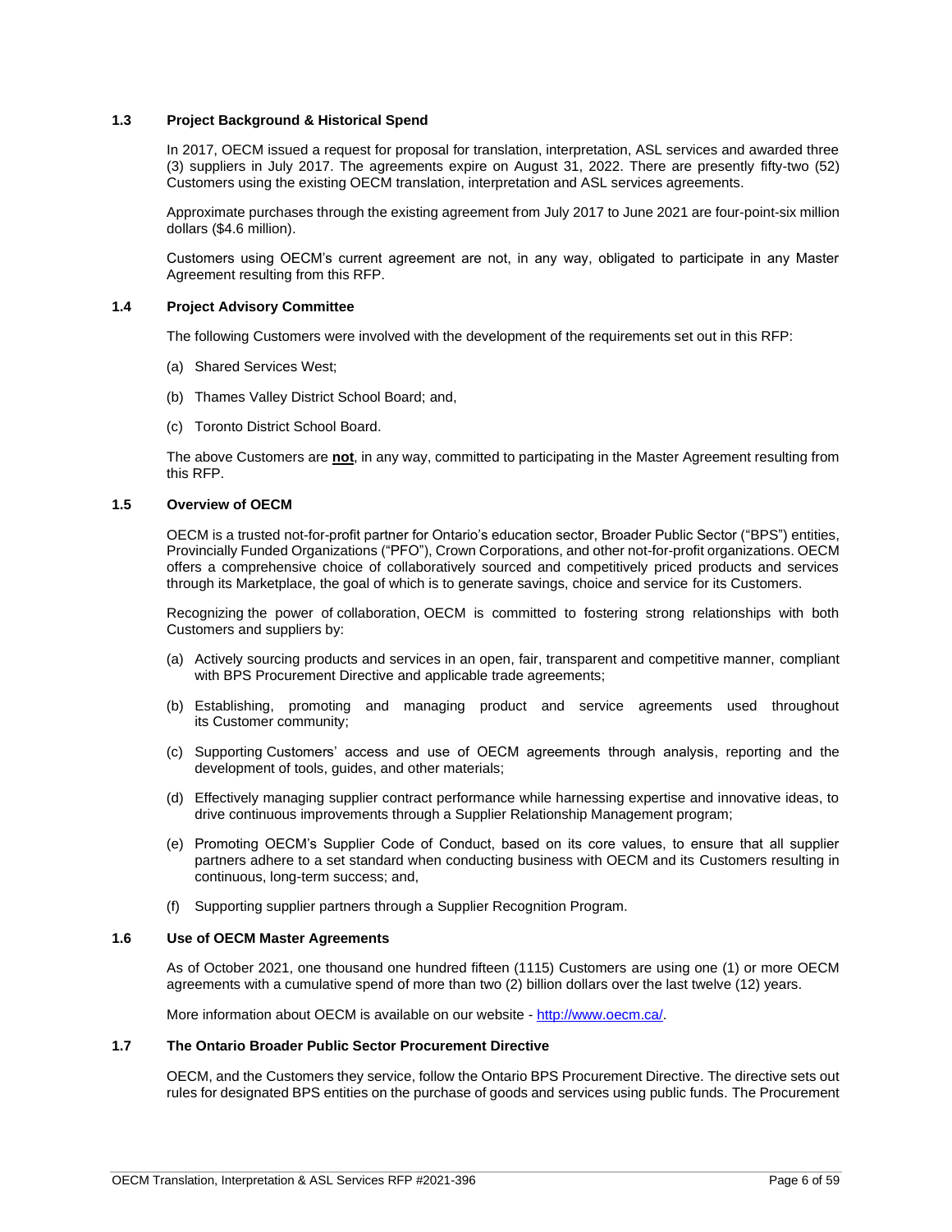### 1.3 Project Background & Historical Spend

In 2017, OECM issued a request for proposal for translation, interpretation, ASL services and awarded three (3) suppliers in July 2017. The agreements expire on August 31, 2022. There are presently fifty-two (52) Customers using the existing OECM translation, interpretation and ASL services agreements.

Approximate purchases through the existing agreement from July 2017 to June 2021 are four-point-six million dollars ($4.6 million).

Customers using OECM's current agreement are not, in any way, obligated to participate in any Master Agreement resulting from this RFP.

### 1.4 Project Advisory Committee

The following Customers were involved with the development of the requirements set out in this RFP:

(a) Shared Services West;

(b) Thames Valley District School Board; and,

(c) Toronto District School Board.

The above Customers are **not**, in any way, committed to participating in the Master Agreement resulting from this RFP.

### 1.5 Overview of OECM

OECM is a trusted not-for-profit partner for Ontario's education sector, Broader Public Sector ("BPS") entities, Provincially Funded Organizations ("PFO"), Crown Corporations, and other not-for-profit organizations. OECM offers a comprehensive choice of collaboratively sourced and competitively priced products and services through its Marketplace, the goal of which is to generate savings, choice and service for its Customers.

Recognizing the power of collaboration, OECM is committed to fostering strong relationships with both Customers and suppliers by:

(a) Actively sourcing products and services in an open, fair, transparent and competitive manner, compliant with BPS Procurement Directive and applicable trade agreements;

(b) Establishing, promoting and managing product and service agreements used throughout its Customer community;

(c) Supporting Customers' access and use of OECM agreements through analysis, reporting and the development of tools, guides, and other materials;

(d) Effectively managing supplier contract performance while harnessing expertise and innovative ideas, to drive continuous improvements through a Supplier Relationship Management program;

(e) Promoting OECM's Supplier Code of Conduct, based on its core values, to ensure that all supplier partners adhere to a set standard when conducting business with OECM and its Customers resulting in continuous, long-term success; and,

(f) Supporting supplier partners through a Supplier Recognition Program.

### 1.6 Use of OECM Master Agreements

As of October 2021, one thousand one hundred fifteen (1115) Customers are using one (1) or more OECM agreements with a cumulative spend of more than two (2) billion dollars over the last twelve (12) years.

More information about OECM is available on our website - [http://www.oecm.ca/](http://www.oecm.ca/).

### 1.7 The Ontario Broader Public Sector Procurement Directive

OECM, and the Customers they service, follow the Ontario BPS Procurement Directive. The directive sets out rules for designated BPS entities on the purchase of goods and services using public funds. The Procurement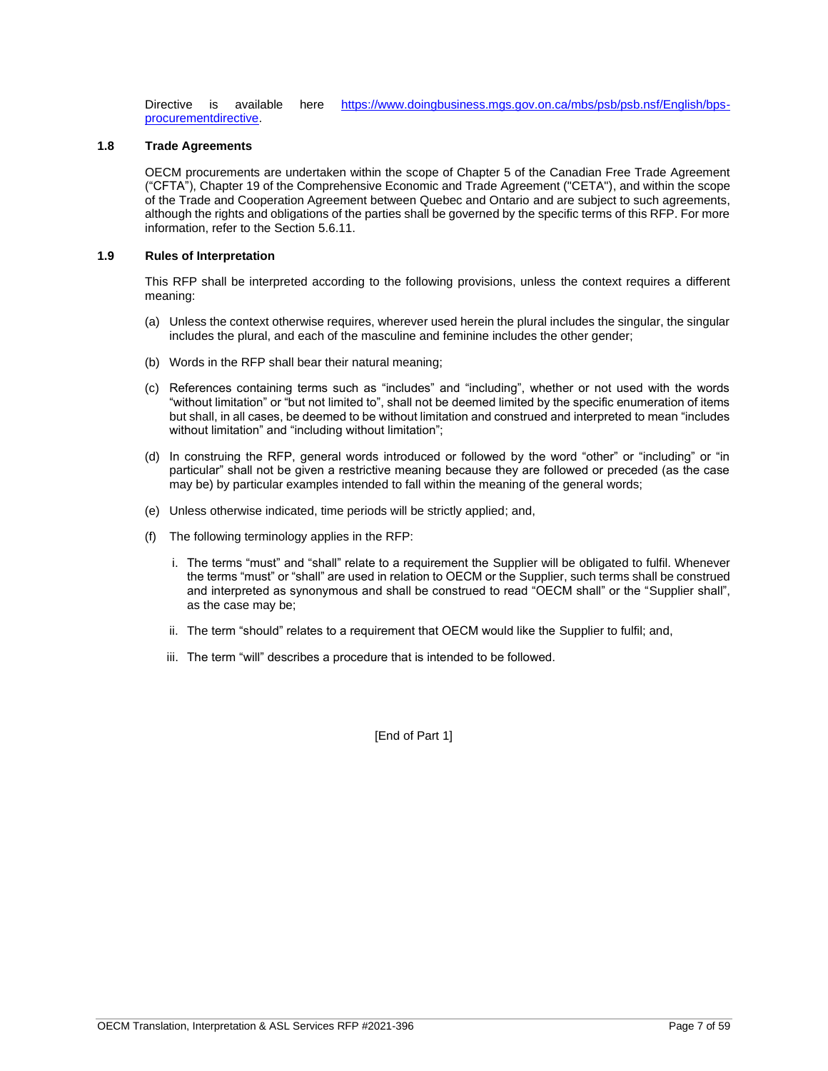Directive is available here [https://www.doingbusiness.mgs.gov.on.ca/mbs/psb/psb.nsf/English/bps-procurementdirective](https://www.doingbusiness.mgs.gov.on.ca/mbs/psb/psb.nsf/English/bps-procurementdirective).

### 1.8 Trade Agreements

OECM procurements are undertaken within the scope of Chapter 5 of the Canadian Free Trade Agreement ("CFTA"), Chapter 19 of the Comprehensive Economic and Trade Agreement ("CETA"), and within the scope of the Trade and Cooperation Agreement between Quebec and Ontario and are subject to such agreements, although the rights and obligations of the parties shall be governed by the specific terms of this RFP. For more information, refer to the Section 5.6.11.

### 1.9 Rules of Interpretation

This RFP shall be interpreted according to the following provisions, unless the context requires a different meaning:

(a) Unless the context otherwise requires, wherever used herein the plural includes the singular, the singular includes the plural, and each of the masculine and feminine includes the other gender;

(b) Words in the RFP shall bear their natural meaning;

(c) References containing terms such as "includes" and "including", whether or not used with the words "without limitation" or "but not limited to", shall not be deemed limited by the specific enumeration of items but shall, in all cases, be deemed to be without limitation and construed and interpreted to mean "includes without limitation" and "including without limitation";

(d) In construing the RFP, general words introduced or followed by the word "other" or "including" or "in particular" shall not be given a restrictive meaning because they are followed or preceded (as the case may be) by particular examples intended to fall within the meaning of the general words;

(e) Unless otherwise indicated, time periods will be strictly applied; and,

(f) The following terminology applies in the RFP:

   i. The terms "must" and "shall" relate to a requirement the Supplier will be obligated to fulfil. Whenever the terms "must" or "shall" are used in relation to OECM or the Supplier, such terms shall be construed and interpreted as synonymous and shall be construed to read "OECM shall" or the "Supplier shall", as the case may be;

   ii. The term "should" relates to a requirement that OECM would like the Supplier to fulfil; and,

   iii. The term "will" describes a procedure that is intended to be followed.

[End of Part 1]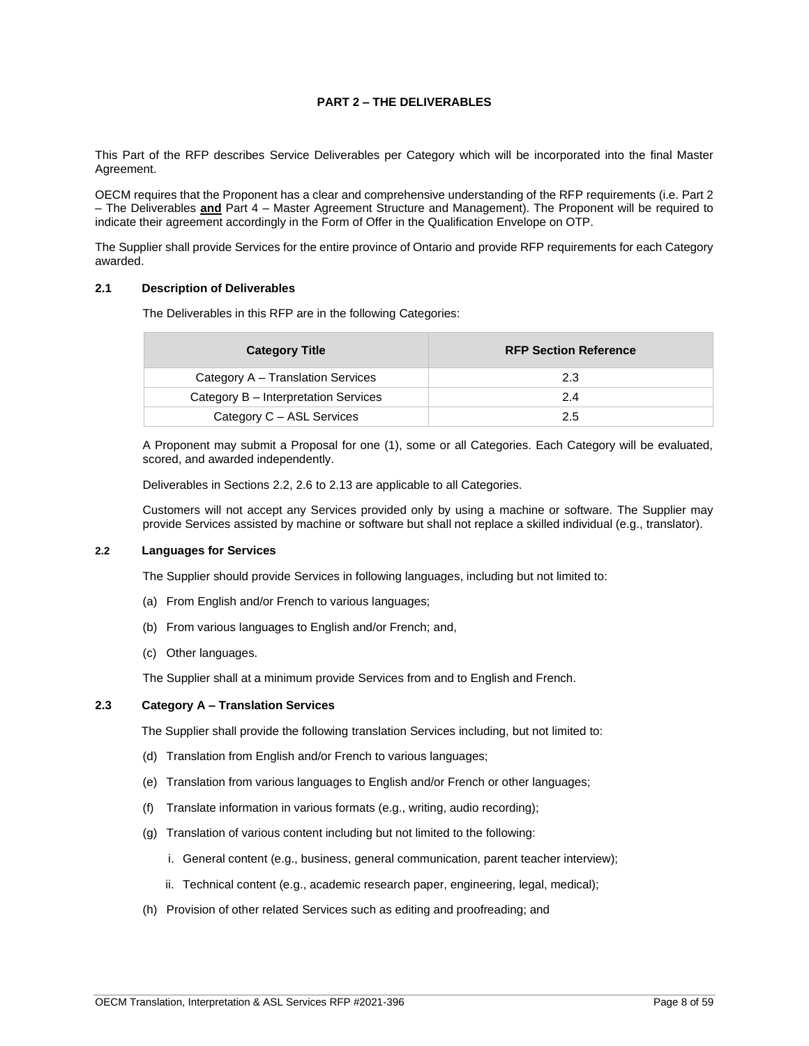# PART 2 – THE DELIVERABLES

This Part of the RFP describes Service Deliverables per Category which will be incorporated into the final Master Agreement.

OECM requires that the Proponent has a clear and comprehensive understanding of the RFP requirements (i.e. Part 2 – The Deliverables **and** Part 4 – Master Agreement Structure and Management). The Proponent will be required to indicate their agreement accordingly in the Form of Offer in the Qualification Envelope on OTP.

The Supplier shall provide Services for the entire province of Ontario and provide RFP requirements for each Category awarded.

## 2.1 Description of Deliverables

The Deliverables in this RFP are in the following Categories:

| Category Title | RFP Section Reference |
|---|---|
| Category A – Translation Services | 2.3 |
| Category B – Interpretation Services | 2.4 |
| Category C – ASL Services | 2.5 |

A Proponent may submit a Proposal for one (1), some or all Categories. Each Category will be evaluated, scored, and awarded independently.

Deliverables in Sections 2.2, 2.6 to 2.13 are applicable to all Categories.

Customers will not accept any Services provided only by using a machine or software. The Supplier may provide Services assisted by machine or software but shall not replace a skilled individual (e.g., translator).

## 2.2 Languages for Services

The Supplier should provide Services in following languages, including but not limited to:

(a) From English and/or French to various languages;

(b) From various languages to English and/or French; and,

(c) Other languages.

The Supplier shall at a minimum provide Services from and to English and French.

## 2.3 Category A – Translation Services

The Supplier shall provide the following translation Services including, but not limited to:

(d) Translation from English and/or French to various languages;

(e) Translation from various languages to English and/or French or other languages;

(f) Translate information in various formats (e.g., writing, audio recording);

(g) Translation of various content including but not limited to the following:

  i. General content (e.g., business, general communication, parent teacher interview);

  ii. Technical content (e.g., academic research paper, engineering, legal, medical);

(h) Provision of other related Services such as editing and proofreading; and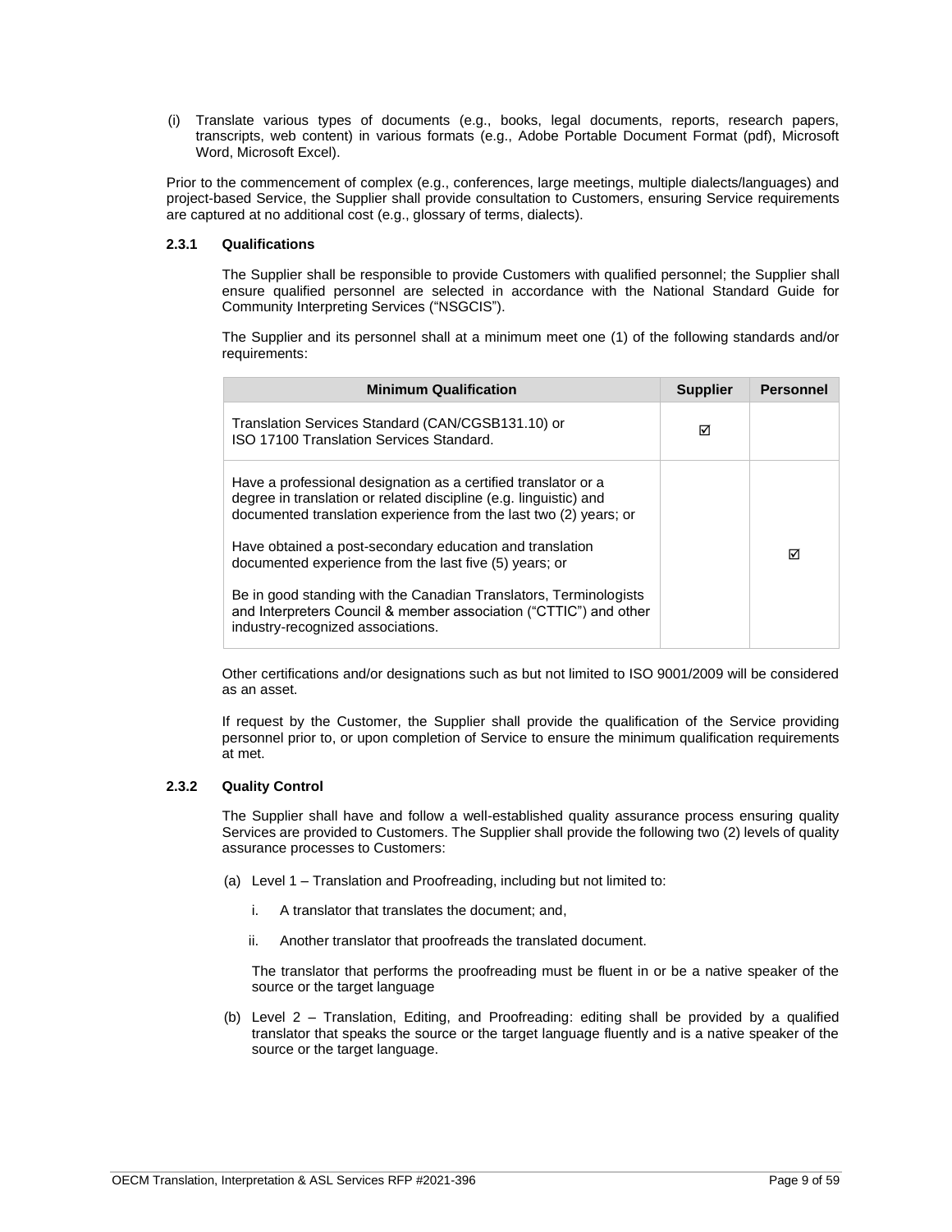(i) Translate various types of documents (e.g., books, legal documents, reports, research papers, transcripts, web content) in various formats (e.g., Adobe Portable Document Format (pdf), Microsoft Word, Microsoft Excel).

Prior to the commencement of complex (e.g., conferences, large meetings, multiple dialects/languages) and project-based Service, the Supplier shall provide consultation to Customers, ensuring Service requirements are captured at no additional cost (e.g., glossary of terms, dialects).

### 2.3.1 Qualifications

The Supplier shall be responsible to provide Customers with qualified personnel; the Supplier shall ensure qualified personnel are selected in accordance with the National Standard Guide for Community Interpreting Services ("NSGCIS").

The Supplier and its personnel shall at a minimum meet one (1) of the following standards and/or requirements:

| Minimum Qualification | Supplier | Personnel |
| --- | --- | --- |
| Translation Services Standard (CAN/CGSB131.10) or ISO 17100 Translation Services Standard. | ☑ | |
| Have a professional designation as a certified translator or a degree in translation or related discipline (e.g. linguistic) and documented translation experience from the last two (2) years; or<br><br>Have obtained a post-secondary education and translation documented experience from the last five (5) years; or<br><br>Be in good standing with the Canadian Translators, Terminologists and Interpreters Council & member association ("CTTIC") and other industry-recognized associations. | | ☑ |

Other certifications and/or designations such as but not limited to ISO 9001/2009 will be considered as an asset.

If request by the Customer, the Supplier shall provide the qualification of the Service providing personnel prior to, or upon completion of Service to ensure the minimum qualification requirements at met.

### 2.3.2 Quality Control

The Supplier shall have and follow a well-established quality assurance process ensuring quality Services are provided to Customers. The Supplier shall provide the following two (2) levels of quality assurance processes to Customers:

(a) Level 1 – Translation and Proofreading, including but not limited to:

  i. A translator that translates the document; and,

  ii. Another translator that proofreads the translated document.

  The translator that performs the proofreading must be fluent in or be a native speaker of the source or the target language

(b) Level 2 – Translation, Editing, and Proofreading: editing shall be provided by a qualified translator that speaks the source or the target language fluently and is a native speaker of the source or the target language.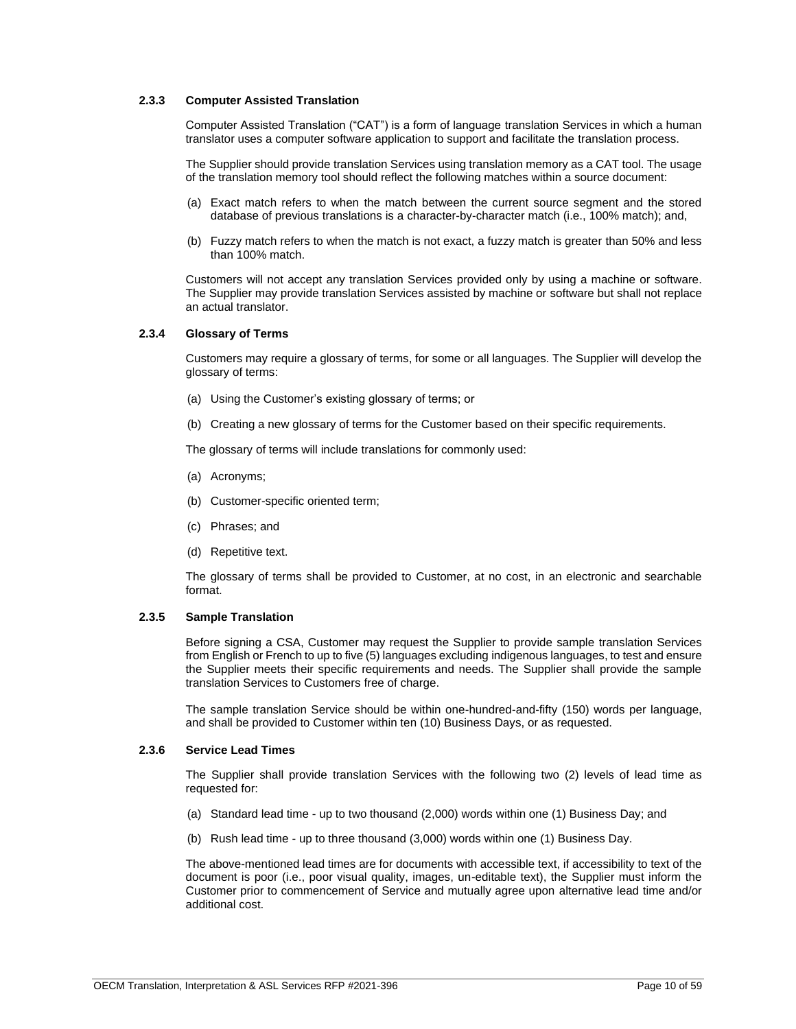#### 2.3.3 Computer Assisted Translation

Computer Assisted Translation ("CAT") is a form of language translation Services in which a human translator uses a computer software application to support and facilitate the translation process.

The Supplier should provide translation Services using translation memory as a CAT tool. The usage of the translation memory tool should reflect the following matches within a source document:

(a) Exact match refers to when the match between the current source segment and the stored database of previous translations is a character-by-character match (i.e., 100% match); and,

(b) Fuzzy match refers to when the match is not exact, a fuzzy match is greater than 50% and less than 100% match.

Customers will not accept any translation Services provided only by using a machine or software. The Supplier may provide translation Services assisted by machine or software but shall not replace an actual translator.

#### 2.3.4 Glossary of Terms

Customers may require a glossary of terms, for some or all languages. The Supplier will develop the glossary of terms:

(a) Using the Customer's existing glossary of terms; or

(b) Creating a new glossary of terms for the Customer based on their specific requirements.

The glossary of terms will include translations for commonly used:

(a) Acronyms;

(b) Customer-specific oriented term;

(c) Phrases; and

(d) Repetitive text.

The glossary of terms shall be provided to Customer, at no cost, in an electronic and searchable format.

#### 2.3.5 Sample Translation

Before signing a CSA, Customer may request the Supplier to provide sample translation Services from English or French to up to five (5) languages excluding indigenous languages, to test and ensure the Supplier meets their specific requirements and needs. The Supplier shall provide the sample translation Services to Customers free of charge.

The sample translation Service should be within one-hundred-and-fifty (150) words per language, and shall be provided to Customer within ten (10) Business Days, or as requested.

#### 2.3.6 Service Lead Times

The Supplier shall provide translation Services with the following two (2) levels of lead time as requested for:

(a) Standard lead time - up to two thousand (2,000) words within one (1) Business Day; and

(b) Rush lead time - up to three thousand (3,000) words within one (1) Business Day.

The above-mentioned lead times are for documents with accessible text, if accessibility to text of the document is poor (i.e., poor visual quality, images, un-editable text), the Supplier must inform the Customer prior to commencement of Service and mutually agree upon alternative lead time and/or additional cost.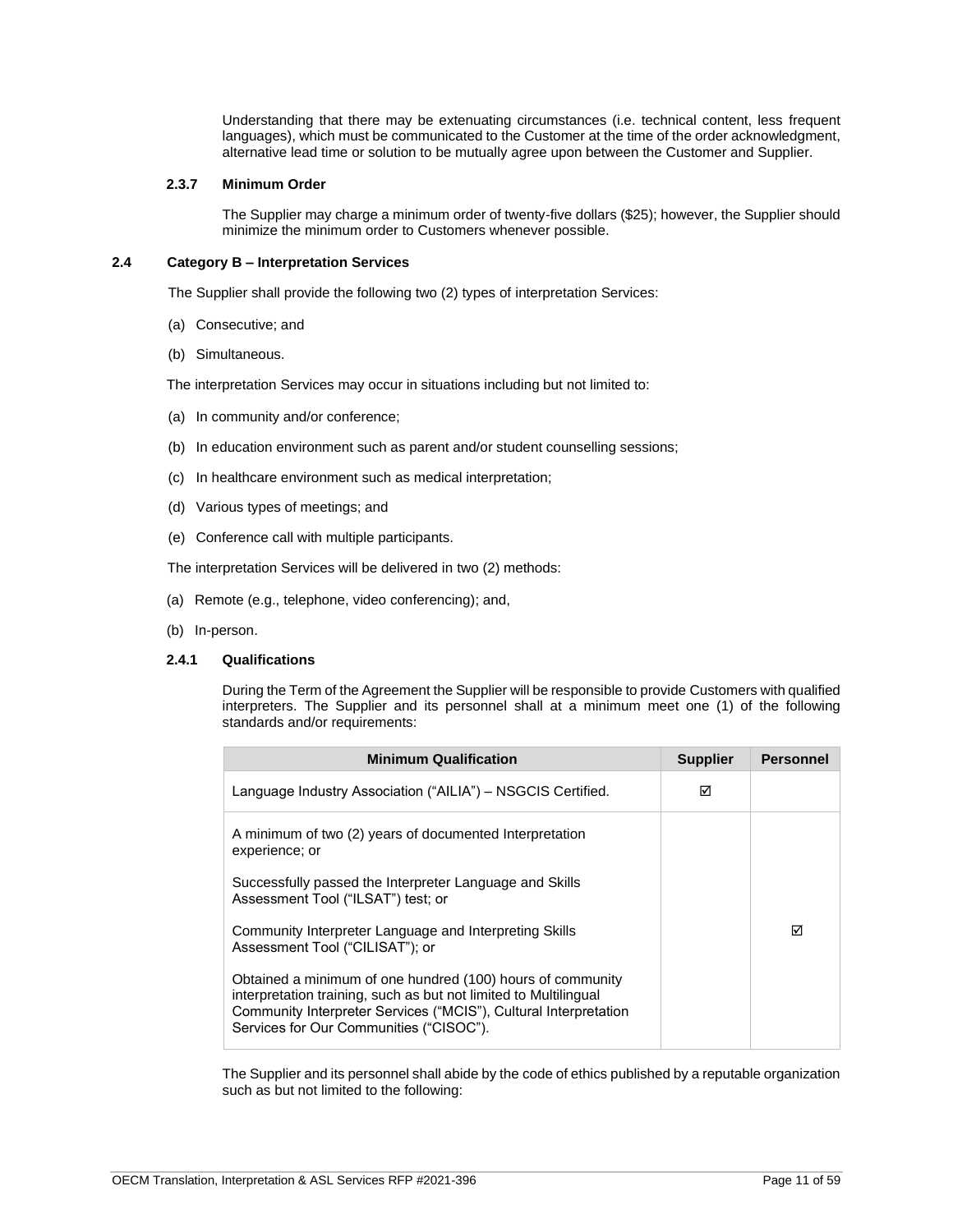Understanding that there may be extenuating circumstances (i.e. technical content, less frequent languages), which must be communicated to the Customer at the time of the order acknowledgment, alternative lead time or solution to be mutually agree upon between the Customer and Supplier.

#### 2.3.7 Minimum Order

The Supplier may charge a minimum order of twenty-five dollars ($25); however, the Supplier should minimize the minimum order to Customers whenever possible.

### 2.4 Category B – Interpretation Services

The Supplier shall provide the following two (2) types of interpretation Services:

(a) Consecutive; and

(b) Simultaneous.

The interpretation Services may occur in situations including but not limited to:

(a) In community and/or conference;

(b) In education environment such as parent and/or student counselling sessions;

(c) In healthcare environment such as medical interpretation;

(d) Various types of meetings; and

(e) Conference call with multiple participants.

The interpretation Services will be delivered in two (2) methods:

(a) Remote (e.g., telephone, video conferencing); and,

(b) In-person.

#### 2.4.1 Qualifications

During the Term of the Agreement the Supplier will be responsible to provide Customers with qualified interpreters. The Supplier and its personnel shall at a minimum meet one (1) of the following standards and/or requirements:

| Minimum Qualification | Supplier | Personnel |
|---|---|---|
| Language Industry Association ("AILIA") – NSGCIS Certified. | ☑ | |
| A minimum of two (2) years of documented Interpretation experience; or<br><br>Successfully passed the Interpreter Language and Skills Assessment Tool ("ILSAT") test; or<br><br>Community Interpreter Language and Interpreting Skills Assessment Tool ("CILISAT"); or<br><br>Obtained a minimum of one hundred (100) hours of community interpretation training, such as but not limited to Multilingual Community Interpreter Services ("MCIS"), Cultural Interpretation Services for Our Communities ("CISOC"). | | ☑ |

The Supplier and its personnel shall abide by the code of ethics published by a reputable organization such as but not limited to the following: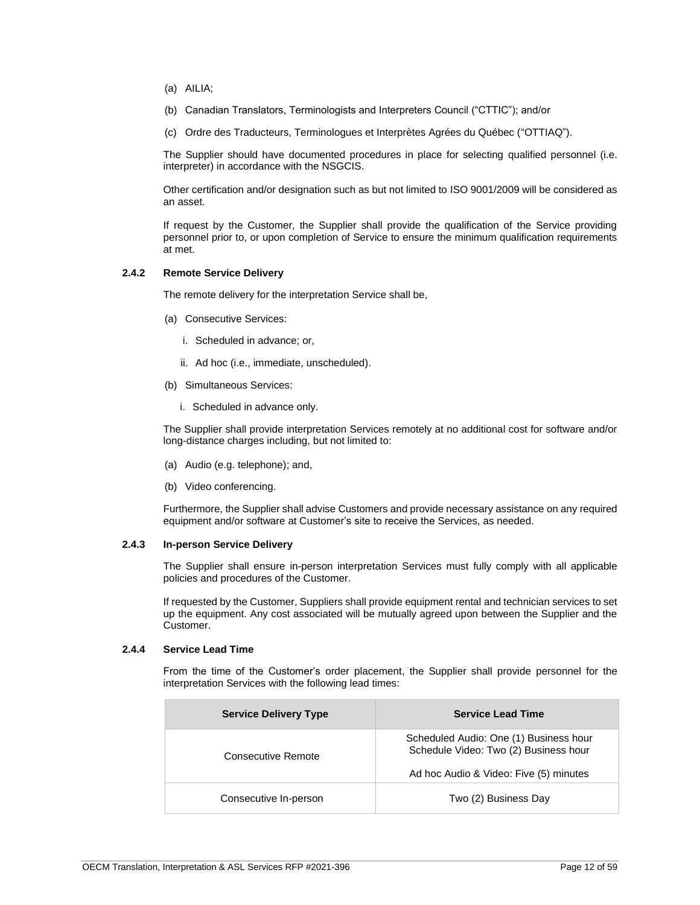(a) AILIA;

(b) Canadian Translators, Terminologists and Interpreters Council ("CTTIC"); and/or

(c) Ordre des Traducteurs, Terminologues et Interprètes Agrées du Québec ("OTTIAQ").

The Supplier should have documented procedures in place for selecting qualified personnel (i.e. interpreter) in accordance with the NSGCIS.

Other certification and/or designation such as but not limited to ISO 9001/2009 will be considered as an asset.

If request by the Customer, the Supplier shall provide the qualification of the Service providing personnel prior to, or upon completion of Service to ensure the minimum qualification requirements at met.

### 2.4.2 Remote Service Delivery

The remote delivery for the interpretation Service shall be,

(a) Consecutive Services:

   i. Scheduled in advance; or,

   ii. Ad hoc (i.e., immediate, unscheduled).

(b) Simultaneous Services:

   i. Scheduled in advance only.

The Supplier shall provide interpretation Services remotely at no additional cost for software and/or long-distance charges including, but not limited to:

(a) Audio (e.g. telephone); and,

(b) Video conferencing.

Furthermore, the Supplier shall advise Customers and provide necessary assistance on any required equipment and/or software at Customer's site to receive the Services, as needed.

### 2.4.3 In-person Service Delivery

The Supplier shall ensure in-person interpretation Services must fully comply with all applicable policies and procedures of the Customer.

If requested by the Customer, Suppliers shall provide equipment rental and technician services to set up the equipment. Any cost associated will be mutually agreed upon between the Supplier and the Customer.

### 2.4.4 Service Lead Time

From the time of the Customer's order placement, the Supplier shall provide personnel for the interpretation Services with the following lead times:

| Service Delivery Type | Service Lead Time |
|---|---|
| Consecutive Remote | Scheduled Audio: One (1) Business hour<br>Schedule Video: Two (2) Business hour<br><br>Ad hoc Audio & Video: Five (5) minutes |
| Consecutive In-person | Two (2) Business Day |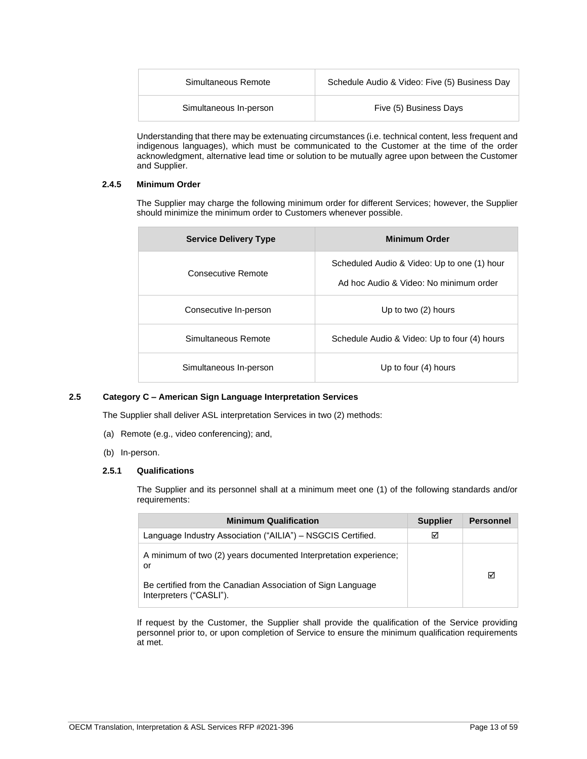| Simultaneous Remote | Schedule Audio & Video: Five (5) Business Day |
|---|---|
| Simultaneous In-person | Five (5) Business Days |

Understanding that there may be extenuating circumstances (i.e. technical content, less frequent and indigenous languages), which must be communicated to the Customer at the time of the order acknowledgment, alternative lead time or solution to be mutually agree upon between the Customer and Supplier.

#### 2.4.5 Minimum Order

The Supplier may charge the following minimum order for different Services; however, the Supplier should minimize the minimum order to Customers whenever possible.

| Service Delivery Type | Minimum Order |
|---|---|
| Consecutive Remote | Scheduled Audio & Video: Up to one (1) hour<br>Ad hoc Audio & Video: No minimum order |
| Consecutive In-person | Up to two (2) hours |
| Simultaneous Remote | Schedule Audio & Video: Up to four (4) hours |
| Simultaneous In-person | Up to four (4) hours |

### 2.5 Category C – American Sign Language Interpretation Services

The Supplier shall deliver ASL interpretation Services in two (2) methods:

(a) Remote (e.g., video conferencing); and,

(b) In-person.

#### 2.5.1 Qualifications

The Supplier and its personnel shall at a minimum meet one (1) of the following standards and/or requirements:

| Minimum Qualification | Supplier | Personnel |
|---|---|---|
| Language Industry Association ("AILIA") – NSGCIS Certified. | ☑ | |
| A minimum of two (2) years documented Interpretation experience; or<br>Be certified from the Canadian Association of Sign Language Interpreters ("CASLI"). | | ☑ |

If request by the Customer, the Supplier shall provide the qualification of the Service providing personnel prior to, or upon completion of Service to ensure the minimum qualification requirements at met.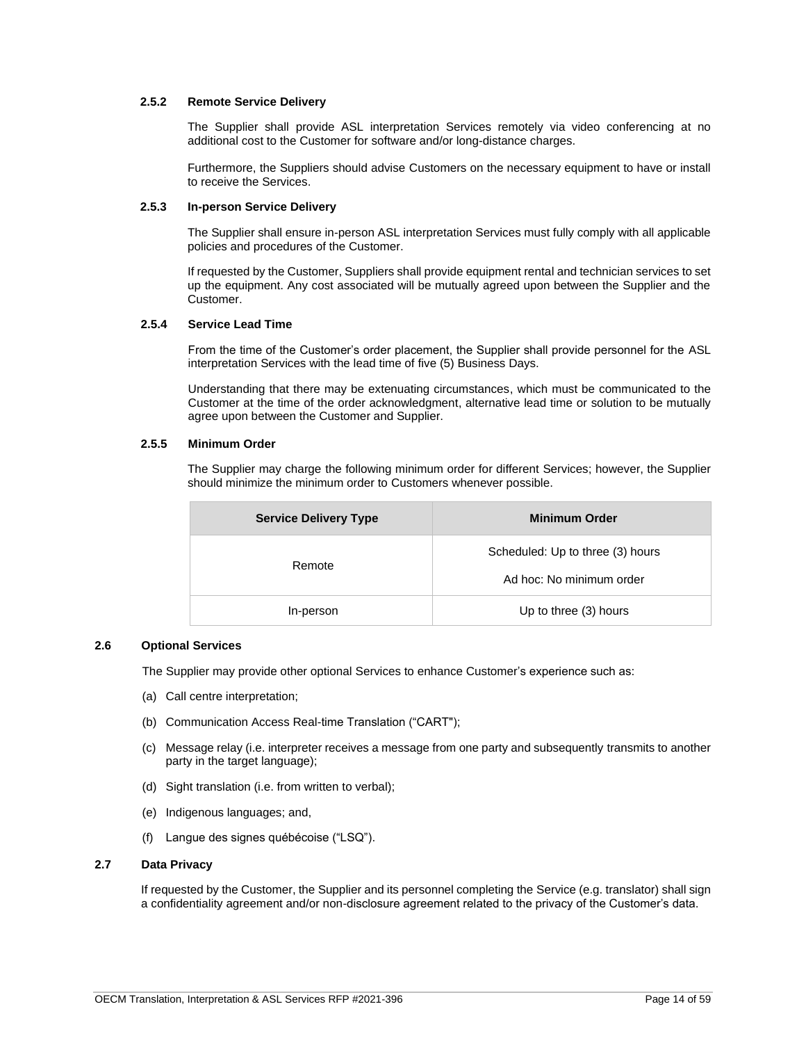#### 2.5.2 Remote Service Delivery

The Supplier shall provide ASL interpretation Services remotely via video conferencing at no additional cost to the Customer for software and/or long-distance charges.

Furthermore, the Suppliers should advise Customers on the necessary equipment to have or install to receive the Services.

#### 2.5.3 In-person Service Delivery

The Supplier shall ensure in-person ASL interpretation Services must fully comply with all applicable policies and procedures of the Customer.

If requested by the Customer, Suppliers shall provide equipment rental and technician services to set up the equipment. Any cost associated will be mutually agreed upon between the Supplier and the Customer.

#### 2.5.4 Service Lead Time

From the time of the Customer's order placement, the Supplier shall provide personnel for the ASL interpretation Services with the lead time of five (5) Business Days.

Understanding that there may be extenuating circumstances, which must be communicated to the Customer at the time of the order acknowledgment, alternative lead time or solution to be mutually agree upon between the Customer and Supplier.

#### 2.5.5 Minimum Order

The Supplier may charge the following minimum order for different Services; however, the Supplier should minimize the minimum order to Customers whenever possible.

| Service Delivery Type | Minimum Order |
|---|---|
| Remote | Scheduled: Up to three (3) hours<br>Ad hoc: No minimum order |
| In-person | Up to three (3) hours |

### 2.6 Optional Services

The Supplier may provide other optional Services to enhance Customer's experience such as:

(a) Call centre interpretation;

(b) Communication Access Real-time Translation ("CART");

(c) Message relay (i.e. interpreter receives a message from one party and subsequently transmits to another party in the target language);

(d) Sight translation (i.e. from written to verbal);

(e) Indigenous languages; and,

(f) Langue des signes québécoise ("LSQ").

### 2.7 Data Privacy

If requested by the Customer, the Supplier and its personnel completing the Service (e.g. translator) shall sign a confidentiality agreement and/or non-disclosure agreement related to the privacy of the Customer's data.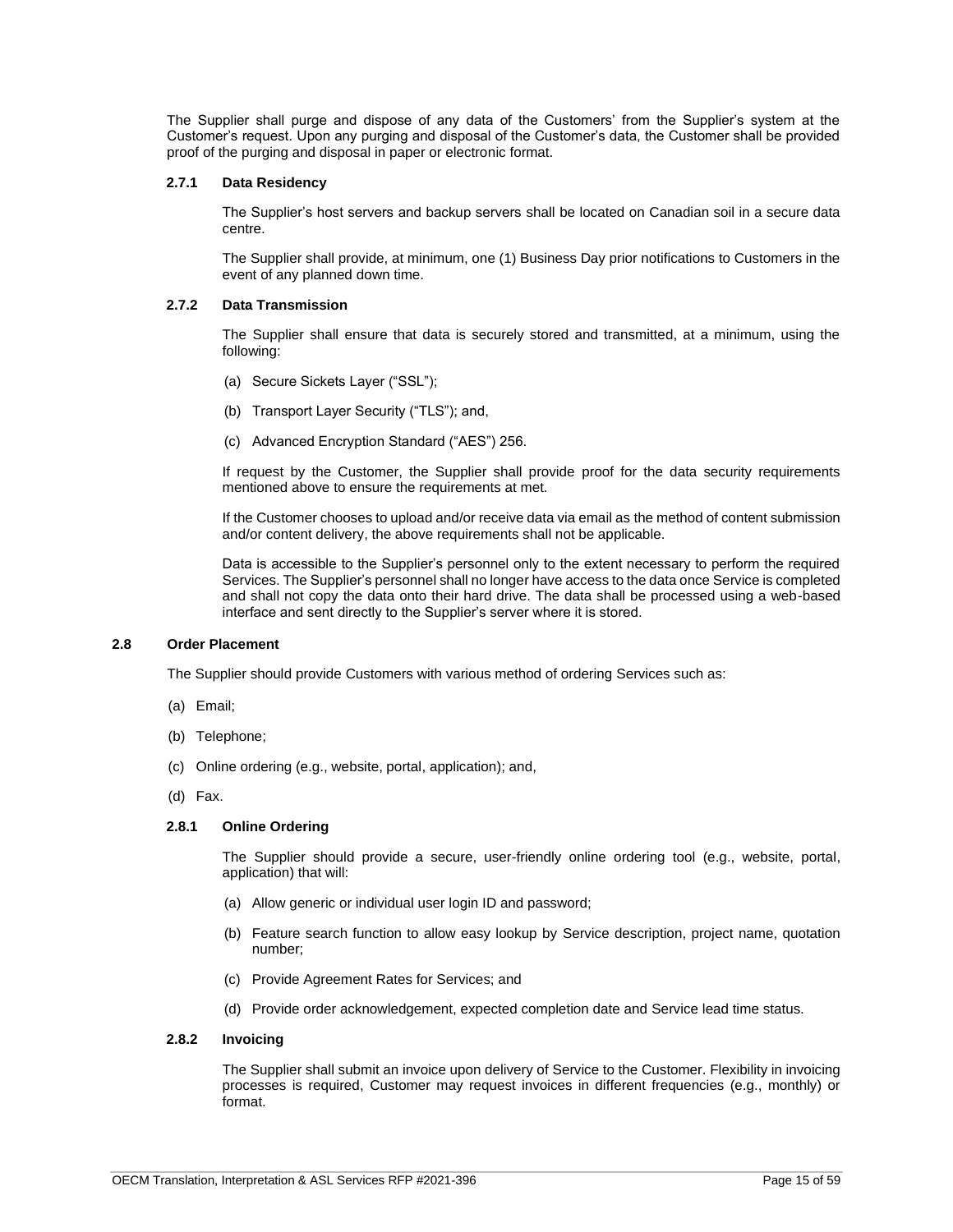The Supplier shall purge and dispose of any data of the Customers' from the Supplier's system at the Customer's request. Upon any purging and disposal of the Customer's data, the Customer shall be provided proof of the purging and disposal in paper or electronic format.

#### 2.7.1 Data Residency

The Supplier's host servers and backup servers shall be located on Canadian soil in a secure data centre.

The Supplier shall provide, at minimum, one (1) Business Day prior notifications to Customers in the event of any planned down time.

#### 2.7.2 Data Transmission

The Supplier shall ensure that data is securely stored and transmitted, at a minimum, using the following:

(a) Secure Sickets Layer ("SSL");

(b) Transport Layer Security ("TLS"); and,

(c) Advanced Encryption Standard ("AES") 256.

If request by the Customer, the Supplier shall provide proof for the data security requirements mentioned above to ensure the requirements at met.

If the Customer chooses to upload and/or receive data via email as the method of content submission and/or content delivery, the above requirements shall not be applicable.

Data is accessible to the Supplier's personnel only to the extent necessary to perform the required Services. The Supplier's personnel shall no longer have access to the data once Service is completed and shall not copy the data onto their hard drive. The data shall be processed using a web-based interface and sent directly to the Supplier's server where it is stored.

### 2.8 Order Placement

The Supplier should provide Customers with various method of ordering Services such as:

(a) Email;

(b) Telephone;

(c) Online ordering (e.g., website, portal, application); and,

(d) Fax.

#### 2.8.1 Online Ordering

The Supplier should provide a secure, user-friendly online ordering tool (e.g., website, portal, application) that will:

(a) Allow generic or individual user login ID and password;

(b) Feature search function to allow easy lookup by Service description, project name, quotation number;

(c) Provide Agreement Rates for Services; and

(d) Provide order acknowledgement, expected completion date and Service lead time status.

#### 2.8.2 Invoicing

The Supplier shall submit an invoice upon delivery of Service to the Customer. Flexibility in invoicing processes is required, Customer may request invoices in different frequencies (e.g., monthly) or format.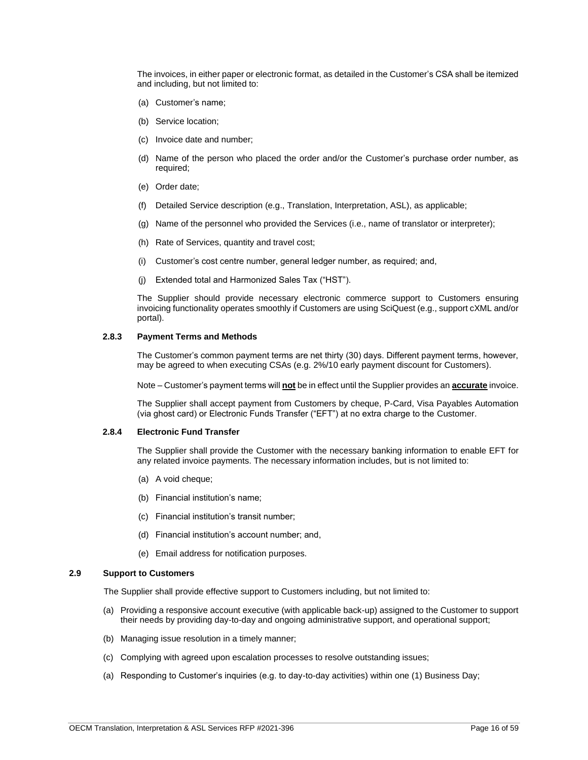The invoices, in either paper or electronic format, as detailed in the Customer's CSA shall be itemized and including, but not limited to:

(a) Customer's name;

(b) Service location;

(c) Invoice date and number;

(d) Name of the person who placed the order and/or the Customer's purchase order number, as required;

(e) Order date;

(f) Detailed Service description (e.g., Translation, Interpretation, ASL), as applicable;

(g) Name of the personnel who provided the Services (i.e., name of translator or interpreter);

(h) Rate of Services, quantity and travel cost;

(i) Customer's cost centre number, general ledger number, as required; and,

(j) Extended total and Harmonized Sales Tax ("HST").

The Supplier should provide necessary electronic commerce support to Customers ensuring invoicing functionality operates smoothly if Customers are using SciQuest (e.g., support cXML and/or portal).

#### 2.8.3 Payment Terms and Methods

The Customer's common payment terms are net thirty (30) days. Different payment terms, however, may be agreed to when executing CSAs (e.g. 2%/10 early payment discount for Customers).

Note – Customer's payment terms will **not** be in effect until the Supplier provides an **accurate** invoice.

The Supplier shall accept payment from Customers by cheque, P-Card, Visa Payables Automation (via ghost card) or Electronic Funds Transfer ("EFT") at no extra charge to the Customer.

#### 2.8.4 Electronic Fund Transfer

The Supplier shall provide the Customer with the necessary banking information to enable EFT for any related invoice payments. The necessary information includes, but is not limited to:

(a) A void cheque;

(b) Financial institution's name;

(c) Financial institution's transit number;

(d) Financial institution's account number; and,

(e) Email address for notification purposes.

### 2.9 Support to Customers

The Supplier shall provide effective support to Customers including, but not limited to:

(a) Providing a responsive account executive (with applicable back-up) assigned to the Customer to support their needs by providing day-to-day and ongoing administrative support, and operational support;

(b) Managing issue resolution in a timely manner;

(c) Complying with agreed upon escalation processes to resolve outstanding issues;

(a) Responding to Customer's inquiries (e.g. to day-to-day activities) within one (1) Business Day;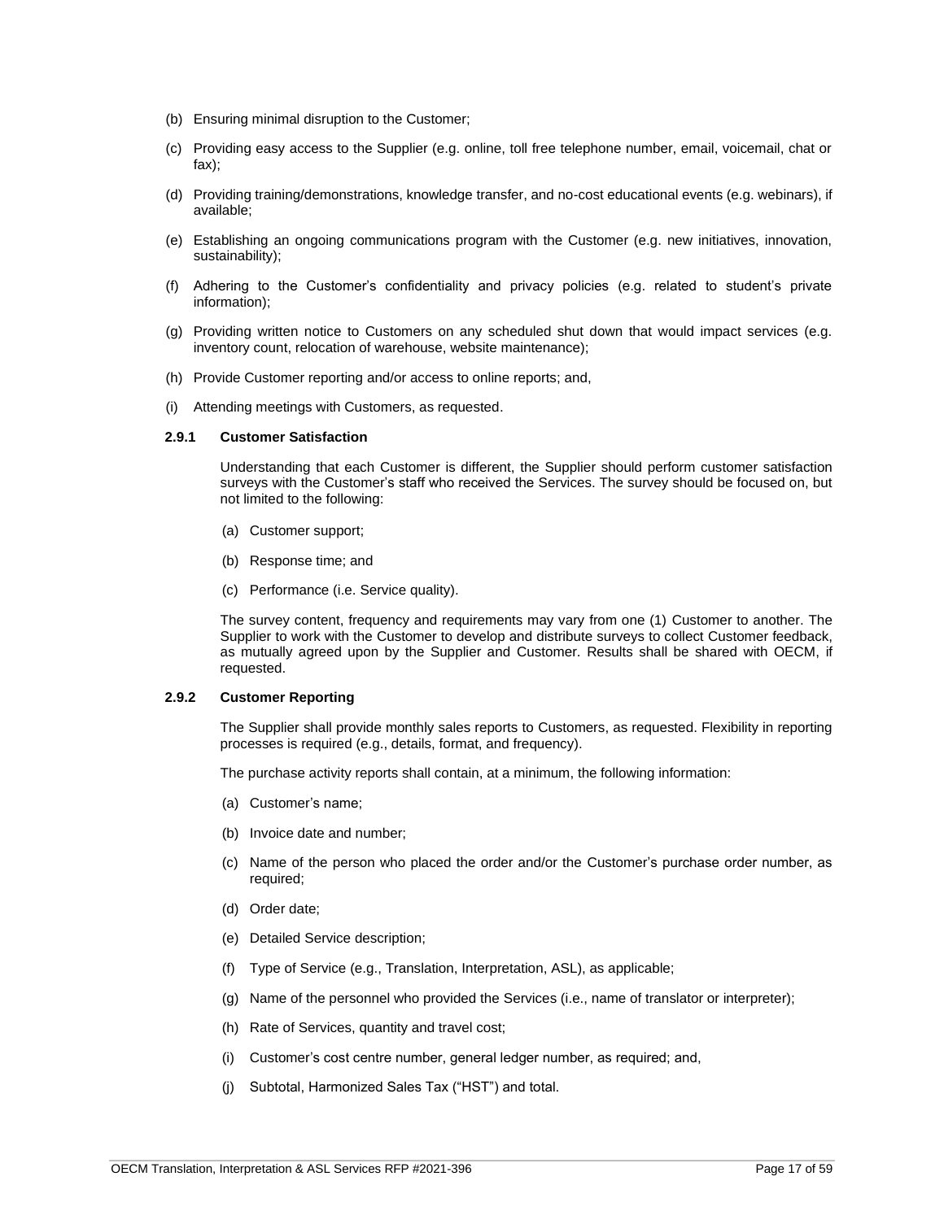(b) Ensuring minimal disruption to the Customer;

(c) Providing easy access to the Supplier (e.g. online, toll free telephone number, email, voicemail, chat or fax);

(d) Providing training/demonstrations, knowledge transfer, and no-cost educational events (e.g. webinars), if available;

(e) Establishing an ongoing communications program with the Customer (e.g. new initiatives, innovation, sustainability);

(f) Adhering to the Customer's confidentiality and privacy policies (e.g. related to student's private information);

(g) Providing written notice to Customers on any scheduled shut down that would impact services (e.g. inventory count, relocation of warehouse, website maintenance);

(h) Provide Customer reporting and/or access to online reports; and,

(i) Attending meetings with Customers, as requested.

#### 2.9.1 Customer Satisfaction

Understanding that each Customer is different, the Supplier should perform customer satisfaction surveys with the Customer's staff who received the Services. The survey should be focused on, but not limited to the following:

(a) Customer support;

(b) Response time; and

(c) Performance (i.e. Service quality).

The survey content, frequency and requirements may vary from one (1) Customer to another. The Supplier to work with the Customer to develop and distribute surveys to collect Customer feedback, as mutually agreed upon by the Supplier and Customer. Results shall be shared with OECM, if requested.

#### 2.9.2 Customer Reporting

The Supplier shall provide monthly sales reports to Customers, as requested. Flexibility in reporting processes is required (e.g., details, format, and frequency).

The purchase activity reports shall contain, at a minimum, the following information:

(a) Customer's name;

(b) Invoice date and number;

(c) Name of the person who placed the order and/or the Customer's purchase order number, as required;

(d) Order date;

(e) Detailed Service description;

(f) Type of Service (e.g., Translation, Interpretation, ASL), as applicable;

(g) Name of the personnel who provided the Services (i.e., name of translator or interpreter);

(h) Rate of Services, quantity and travel cost;

(i) Customer's cost centre number, general ledger number, as required; and,

(j) Subtotal, Harmonized Sales Tax ("HST") and total.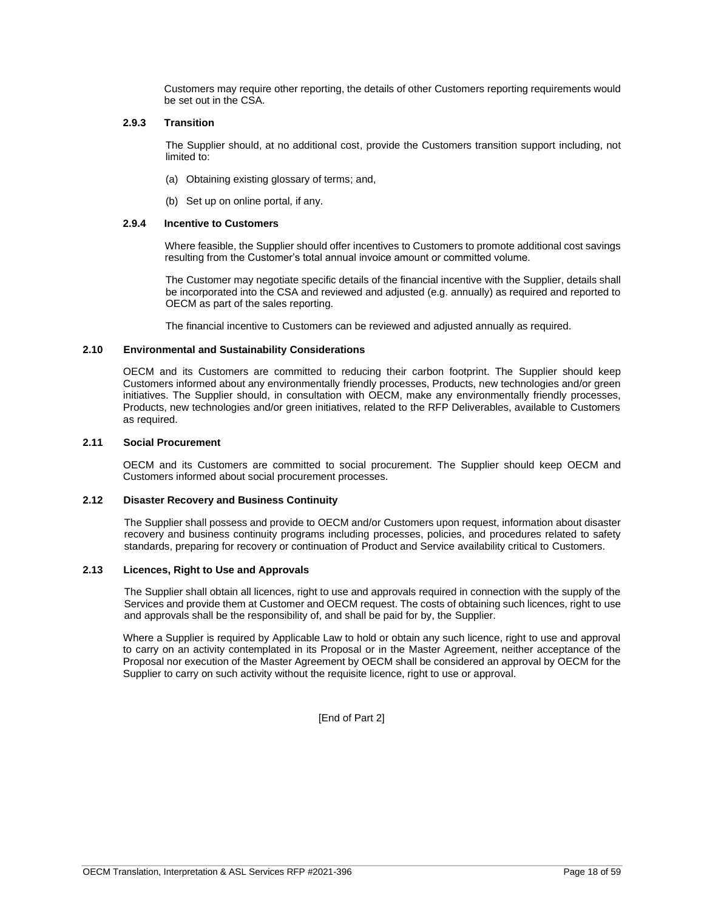Customers may require other reporting, the details of other Customers reporting requirements would be set out in the CSA.

#### 2.9.3 Transition

The Supplier should, at no additional cost, provide the Customers transition support including, not limited to:

(a) Obtaining existing glossary of terms; and,

(b) Set up on online portal, if any.

#### 2.9.4 Incentive to Customers

Where feasible, the Supplier should offer incentives to Customers to promote additional cost savings resulting from the Customer's total annual invoice amount or committed volume.

The Customer may negotiate specific details of the financial incentive with the Supplier, details shall be incorporated into the CSA and reviewed and adjusted (e.g. annually) as required and reported to OECM as part of the sales reporting.

The financial incentive to Customers can be reviewed and adjusted annually as required.

### 2.10 Environmental and Sustainability Considerations

OECM and its Customers are committed to reducing their carbon footprint. The Supplier should keep Customers informed about any environmentally friendly processes, Products, new technologies and/or green initiatives. The Supplier should, in consultation with OECM, make any environmentally friendly processes, Products, new technologies and/or green initiatives, related to the RFP Deliverables, available to Customers as required.

### 2.11 Social Procurement

OECM and its Customers are committed to social procurement. The Supplier should keep OECM and Customers informed about social procurement processes.

### 2.12 Disaster Recovery and Business Continuity

The Supplier shall possess and provide to OECM and/or Customers upon request, information about disaster recovery and business continuity programs including processes, policies, and procedures related to safety standards, preparing for recovery or continuation of Product and Service availability critical to Customers.

### 2.13 Licences, Right to Use and Approvals

The Supplier shall obtain all licences, right to use and approvals required in connection with the supply of the Services and provide them at Customer and OECM request. The costs of obtaining such licences, right to use and approvals shall be the responsibility of, and shall be paid for by, the Supplier.

Where a Supplier is required by Applicable Law to hold or obtain any such licence, right to use and approval to carry on an activity contemplated in its Proposal or in the Master Agreement, neither acceptance of the Proposal nor execution of the Master Agreement by OECM shall be considered an approval by OECM for the Supplier to carry on such activity without the requisite licence, right to use or approval.

[End of Part 2]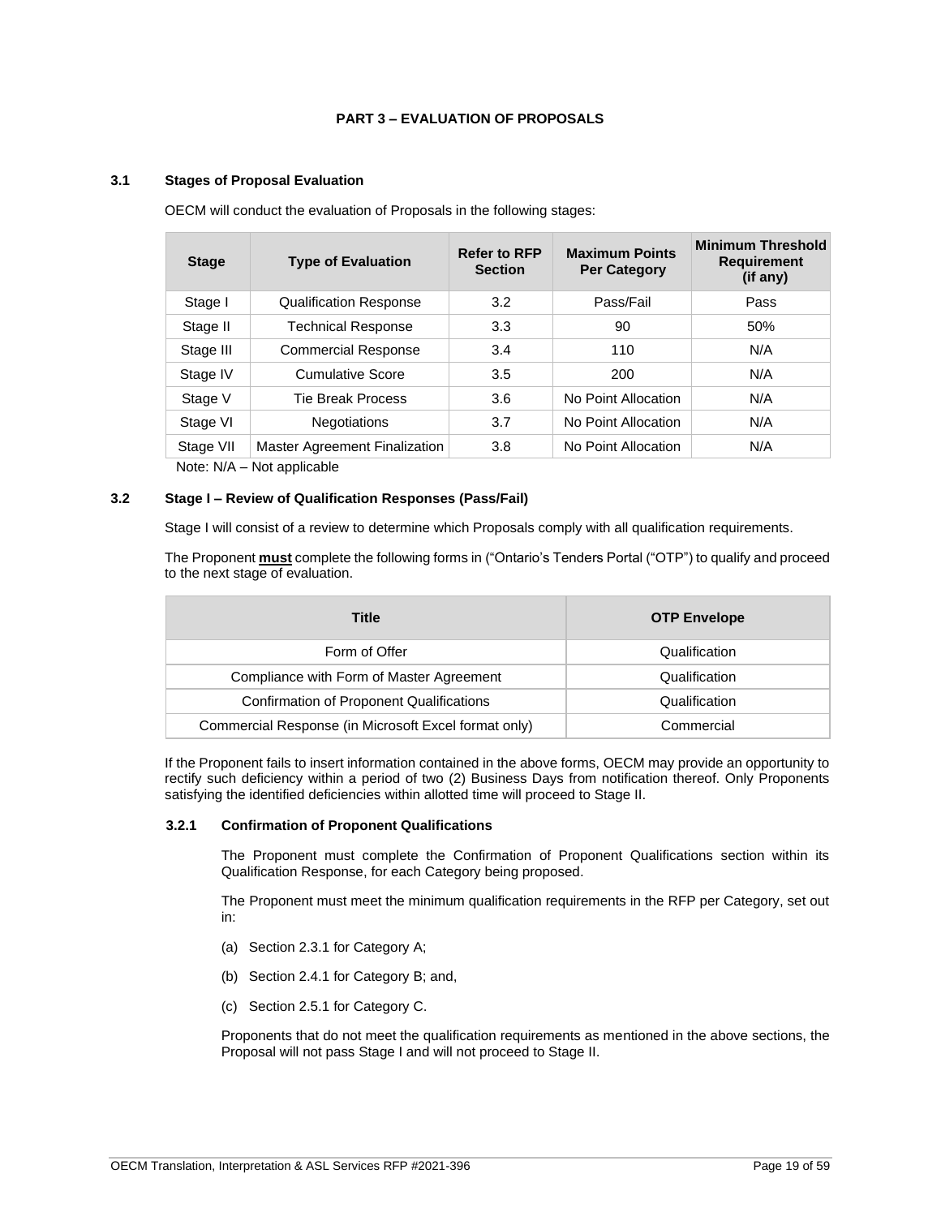# PART 3 – EVALUATION OF PROPOSALS

## 3.1 Stages of Proposal Evaluation

OECM will conduct the evaluation of Proposals in the following stages:

| Stage | Type of Evaluation | Refer to RFP Section | Maximum Points Per Category | Minimum Threshold Requirement (if any) |
|---|---|---|---|---|
| Stage I | Qualification Response | 3.2 | Pass/Fail | Pass |
| Stage II | Technical Response | 3.3 | 90 | 50% |
| Stage III | Commercial Response | 3.4 | 110 | N/A |
| Stage IV | Cumulative Score | 3.5 | 200 | N/A |
| Stage V | Tie Break Process | 3.6 | No Point Allocation | N/A |
| Stage VI | Negotiations | 3.7 | No Point Allocation | N/A |
| Stage VII | Master Agreement Finalization | 3.8 | No Point Allocation | N/A |

Note: N/A – Not applicable

## 3.2 Stage I – Review of Qualification Responses (Pass/Fail)

Stage I will consist of a review to determine which Proposals comply with all qualification requirements.

The Proponent **must** complete the following forms in ("Ontario's Tenders Portal ("OTP") to qualify and proceed to the next stage of evaluation.

| Title | OTP Envelope |
|---|---|
| Form of Offer | Qualification |
| Compliance with Form of Master Agreement | Qualification |
| Confirmation of Proponent Qualifications | Qualification |
| Commercial Response (in Microsoft Excel format only) | Commercial |

If the Proponent fails to insert information contained in the above forms, OECM may provide an opportunity to rectify such deficiency within a period of two (2) Business Days from notification thereof. Only Proponents satisfying the identified deficiencies within allotted time will proceed to Stage II.

### 3.2.1 Confirmation of Proponent Qualifications

The Proponent must complete the Confirmation of Proponent Qualifications section within its Qualification Response, for each Category being proposed.

The Proponent must meet the minimum qualification requirements in the RFP per Category, set out in:

(a) Section 2.3.1 for Category A;

(b) Section 2.4.1 for Category B; and,

(c) Section 2.5.1 for Category C.

Proponents that do not meet the qualification requirements as mentioned in the above sections, the Proposal will not pass Stage I and will not proceed to Stage II.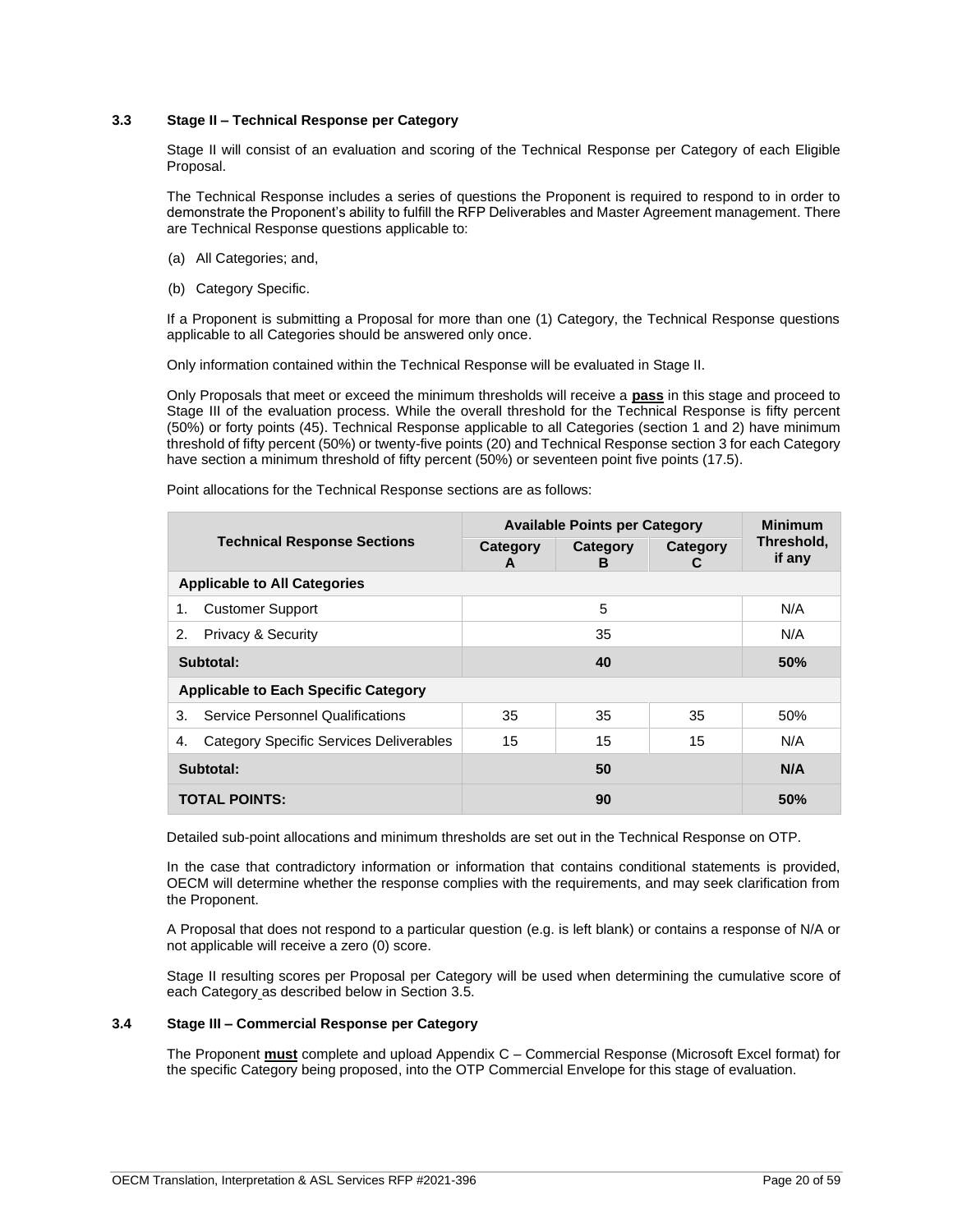### 3.3 Stage II – Technical Response per Category

Stage II will consist of an evaluation and scoring of the Technical Response per Category of each Eligible Proposal.

The Technical Response includes a series of questions the Proponent is required to respond to in order to demonstrate the Proponent's ability to fulfill the RFP Deliverables and Master Agreement management. There are Technical Response questions applicable to:

(a) All Categories; and,

(b) Category Specific.

If a Proponent is submitting a Proposal for more than one (1) Category, the Technical Response questions applicable to all Categories should be answered only once.

Only information contained within the Technical Response will be evaluated in Stage II.

Only Proposals that meet or exceed the minimum thresholds will receive a **pass** in this stage and proceed to Stage III of the evaluation process. While the overall threshold for the Technical Response is fifty percent (50%) or forty points (45). Technical Response applicable to all Categories (section 1 and 2) have minimum threshold of fifty percent (50%) or twenty-five points (20) and Technical Response section 3 for each Category have section a minimum threshold of fifty percent (50%) or seventeen point five points (17.5).

Point allocations for the Technical Response sections are as follows:

| Technical Response Sections | Available Points per Category | | | Minimum Threshold, if any |
|---|---|---|---|---|
| | Category A | Category B | Category C | |
| **Applicable to All Categories** | | | | |
| 1. Customer Support | 5 | | | N/A |
| 2. Privacy & Security | 35 | | | N/A |
| **Subtotal:** | **40** | | | **50%** |
| **Applicable to Each Specific Category** | | | | |
| 3. Service Personnel Qualifications | 35 | 35 | 35 | 50% |
| 4. Category Specific Services Deliverables | 15 | 15 | 15 | N/A |
| **Subtotal:** | **50** | | | **N/A** |
| **TOTAL POINTS:** | **90** | | | **50%** |

Detailed sub-point allocations and minimum thresholds are set out in the Technical Response on OTP.

In the case that contradictory information or information that contains conditional statements is provided, OECM will determine whether the response complies with the requirements, and may seek clarification from the Proponent.

A Proposal that does not respond to a particular question (e.g. is left blank) or contains a response of N/A or not applicable will receive a zero (0) score.

Stage II resulting scores per Proposal per Category will be used when determining the cumulative score of each Category as described below in Section 3.5.

### 3.4 Stage III – Commercial Response per Category

The Proponent **must** complete and upload Appendix C – Commercial Response (Microsoft Excel format) for the specific Category being proposed, into the OTP Commercial Envelope for this stage of evaluation.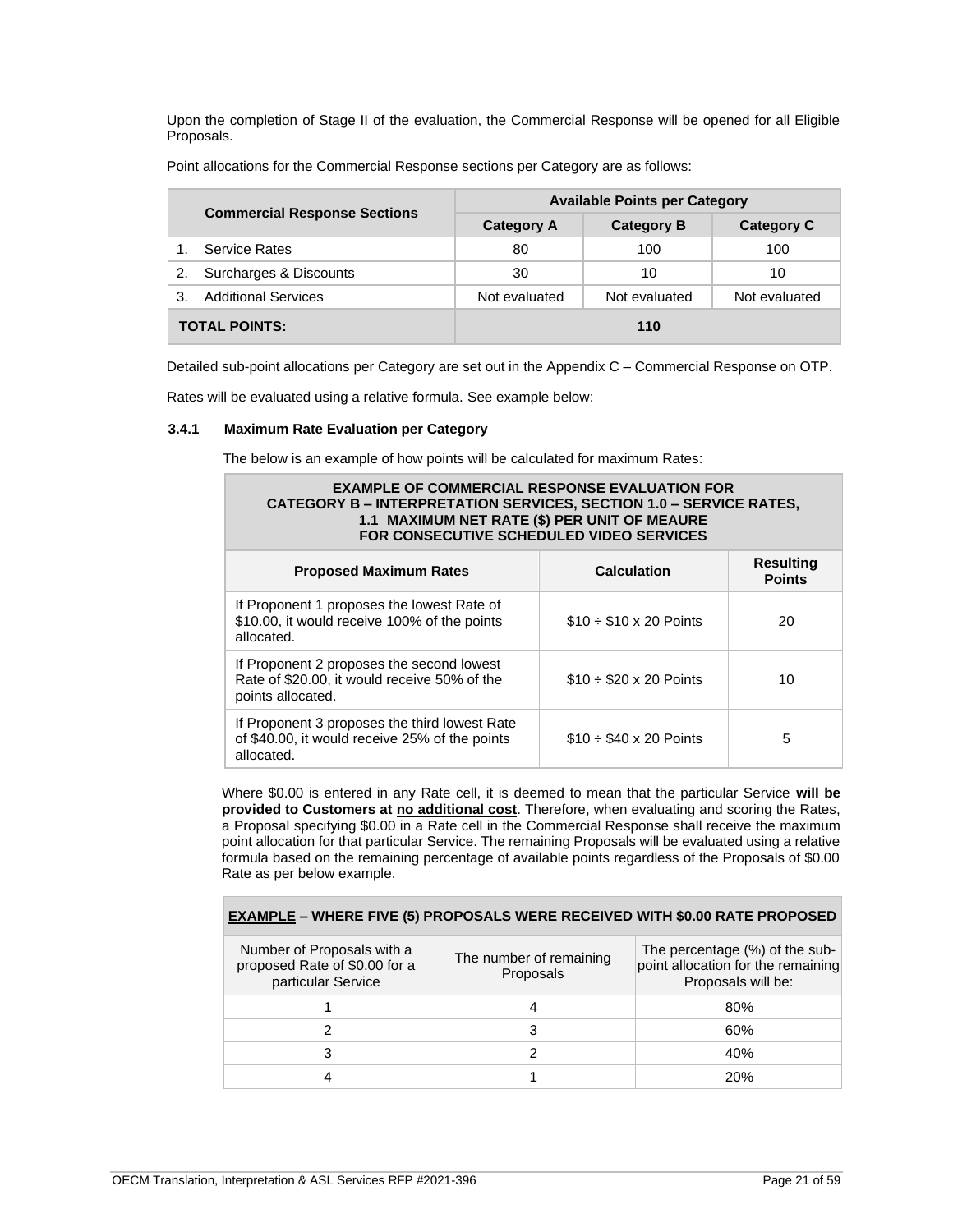Upon the completion of Stage II of the evaluation, the Commercial Response will be opened for all Eligible Proposals.

Point allocations for the Commercial Response sections per Category are as follows:

| Commercial Response Sections | Available Points per Category | | |
|---|---|---|---|
| | Category A | Category B | Category C |
| 1. Service Rates | 80 | 100 | 100 |
| 2. Surcharges & Discounts | 30 | 10 | 10 |
| 3. Additional Services | Not evaluated | Not evaluated | Not evaluated |
| **TOTAL POINTS:** | **110** | | |

Detailed sub-point allocations per Category are set out in the Appendix C – Commercial Response on OTP.

Rates will be evaluated using a relative formula. See example below:

### 3.4.1 Maximum Rate Evaluation per Category

The below is an example of how points will be calculated for maximum Rates:

| EXAMPLE OF COMMERCIAL RESPONSE EVALUATION FOR CATEGORY B – INTERPRETATION SERVICES, SECTION 1.0 – SERVICE RATES, 1.1 MAXIMUM NET RATE ($) PER UNIT OF MEAURE FOR CONSECUTIVE SCHEDULED VIDEO SERVICES | | |
|---|---|---|
| **Proposed Maximum Rates** | **Calculation** | **Resulting Points** |
| If Proponent 1 proposes the lowest Rate of $10.00, it would receive 100% of the points allocated. | $10 ÷ $10 x 20 Points | 20 |
| If Proponent 2 proposes the second lowest Rate of $20.00, it would receive 50% of the points allocated. | $10 ÷ $20 x 20 Points | 10 |
| If Proponent 3 proposes the third lowest Rate of $40.00, it would receive 25% of the points allocated. | $10 ÷ $40 x 20 Points | 5 |

Where $0.00 is entered in any Rate cell, it is deemed to mean that the particular Service **will be provided to Customers at no additional cost**. Therefore, when evaluating and scoring the Rates, a Proposal specifying $0.00 in a Rate cell in the Commercial Response shall receive the maximum point allocation for that particular Service. The remaining Proposals will be evaluated using a relative formula based on the remaining percentage of available points regardless of the Proposals of $0.00 Rate as per below example.

| **EXAMPLE – WHERE FIVE (5) PROPOSALS WERE RECEIVED WITH $0.00 RATE PROPOSED** | | |
|---|---|---|
| Number of Proposals with a proposed Rate of $0.00 for a particular Service | The number of remaining Proposals | The percentage (%) of the sub-point allocation for the remaining Proposals will be: |
| 1 | 4 | 80% |
| 2 | 3 | 60% |
| 3 | 2 | 40% |
| 4 | 1 | 20% |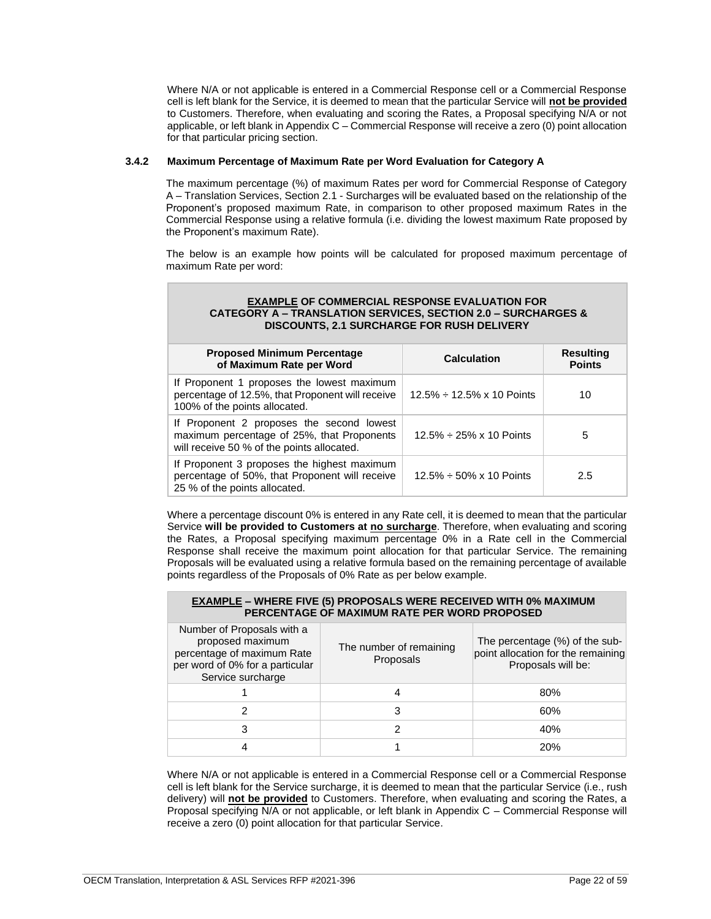Where N/A or not applicable is entered in a Commercial Response cell or a Commercial Response cell is left blank for the Service, it is deemed to mean that the particular Service will **not be provided** to Customers. Therefore, when evaluating and scoring the Rates, a Proposal specifying N/A or not applicable, or left blank in Appendix C – Commercial Response will receive a zero (0) point allocation for that particular pricing section.

### 3.4.2 Maximum Percentage of Maximum Rate per Word Evaluation for Category A

The maximum percentage (%) of maximum Rates per word for Commercial Response of Category A – Translation Services, Section 2.1 - Surcharges will be evaluated based on the relationship of the Proponent's proposed maximum Rate, in comparison to other proposed maximum Rates in the Commercial Response using a relative formula (i.e. dividing the lowest maximum Rate proposed by the Proponent's maximum Rate).

The below is an example how points will be calculated for proposed maximum percentage of maximum Rate per word:

| **EXAMPLE OF COMMERCIAL RESPONSE EVALUATION FOR CATEGORY A – TRANSLATION SERVICES, SECTION 2.0 – SURCHARGES & DISCOUNTS, 2.1 SURCHARGE FOR RUSH DELIVERY** | | |
|---|---|---|
| **Proposed Minimum Percentage of Maximum Rate per Word** | **Calculation** | **Resulting Points** |
| If Proponent 1 proposes the lowest maximum percentage of 12.5%, that Proponent will receive 100% of the points allocated. | 12.5% ÷ 12.5% x 10 Points | 10 |
| If Proponent 2 proposes the second lowest maximum percentage of 25%, that Proponents will receive 50 % of the points allocated. | 12.5% ÷ 25% x 10 Points | 5 |
| If Proponent 3 proposes the highest maximum percentage of 50%, that Proponent will receive 25 % of the points allocated. | 12.5% ÷ 50% x 10 Points | 2.5 |

Where a percentage discount 0% is entered in any Rate cell, it is deemed to mean that the particular Service **will be provided to Customers at no surcharge**. Therefore, when evaluating and scoring the Rates, a Proposal specifying maximum percentage 0% in a Rate cell in the Commercial Response shall receive the maximum point allocation for that particular Service. The remaining Proposals will be evaluated using a relative formula based on the remaining percentage of available points regardless of the Proposals of 0% Rate as per below example.

| **EXAMPLE – WHERE FIVE (5) PROPOSALS WERE RECEIVED WITH 0% MAXIMUM PERCENTAGE OF MAXIMUM RATE PER WORD PROPOSED** | | |
|---|---|---|
| Number of Proposals with a proposed maximum percentage of maximum Rate per word of 0% for a particular Service surcharge | The number of remaining Proposals | The percentage (%) of the sub-point allocation for the remaining Proposals will be: |
| 1 | 4 | 80% |
| 2 | 3 | 60% |
| 3 | 2 | 40% |
| 4 | 1 | 20% |

Where N/A or not applicable is entered in a Commercial Response cell or a Commercial Response cell is left blank for the Service surcharge, it is deemed to mean that the particular Service (i.e., rush delivery) will **not be provided** to Customers. Therefore, when evaluating and scoring the Rates, a Proposal specifying N/A or not applicable, or left blank in Appendix C – Commercial Response will receive a zero (0) point allocation for that particular Service.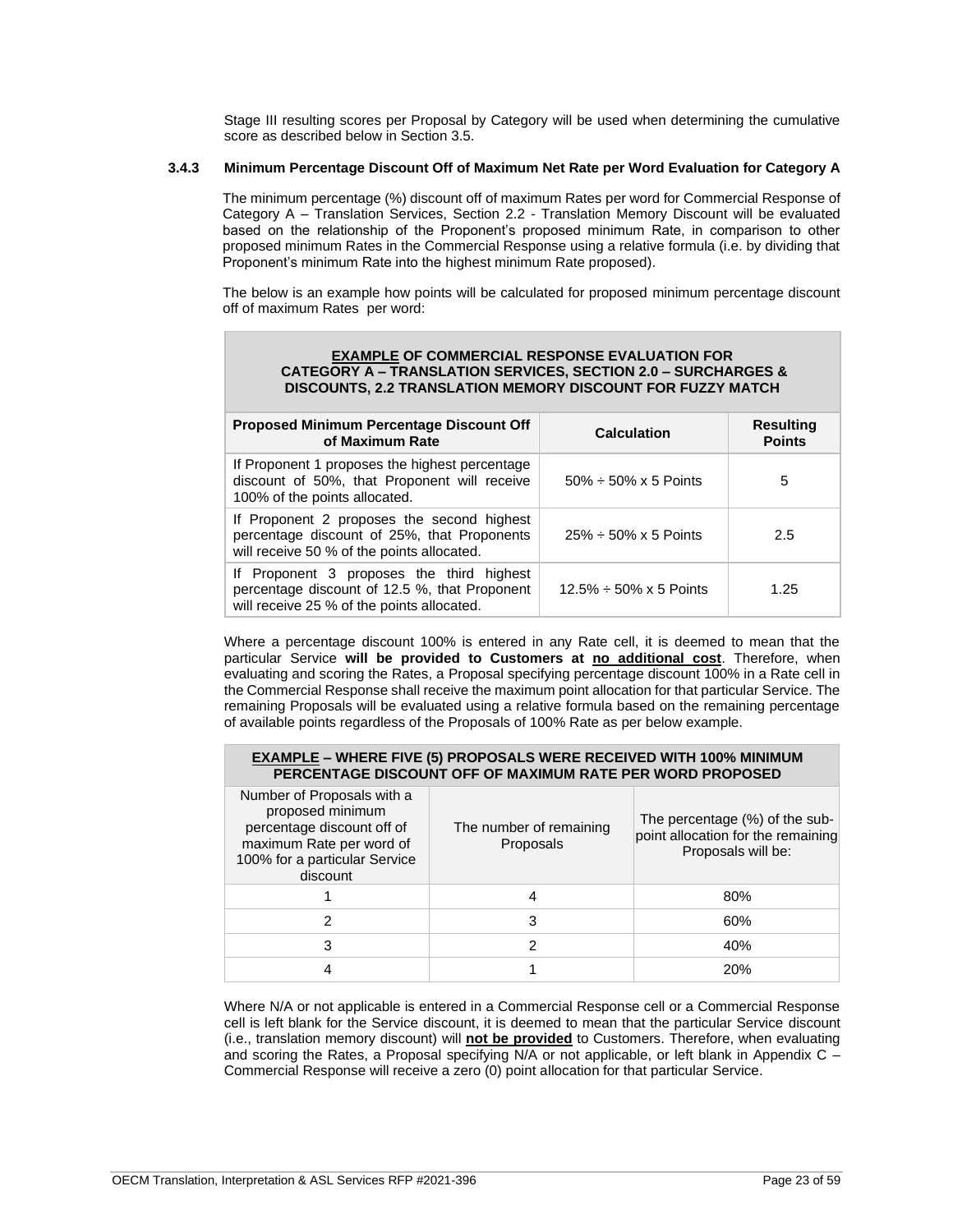Stage III resulting scores per Proposal by Category will be used when determining the cumulative score as described below in Section 3.5.

### 3.4.3 Minimum Percentage Discount Off of Maximum Net Rate per Word Evaluation for Category A

The minimum percentage (%) discount off of maximum Rates per word for Commercial Response of Category A – Translation Services, Section 2.2 - Translation Memory Discount will be evaluated based on the relationship of the Proponent's proposed minimum Rate, in comparison to other proposed minimum Rates in the Commercial Response using a relative formula (i.e. by dividing that Proponent's minimum Rate into the highest minimum Rate proposed).

The below is an example how points will be calculated for proposed minimum percentage discount off of maximum Rates per word:

| **EXAMPLE OF COMMERCIAL RESPONSE EVALUATION FOR CATEGORY A – TRANSLATION SERVICES, SECTION 2.0 – SURCHARGES & DISCOUNTS, 2.2 TRANSLATION MEMORY DISCOUNT FOR FUZZY MATCH** | | |
|---|---|---|
| **Proposed Minimum Percentage Discount Off of Maximum Rate** | **Calculation** | **Resulting Points** |
| If Proponent 1 proposes the highest percentage discount of 50%, that Proponent will receive 100% of the points allocated. | 50% ÷ 50% x 5 Points | 5 |
| If Proponent 2 proposes the second highest percentage discount of 25%, that Proponents will receive 50 % of the points allocated. | 25% ÷ 50% x 5 Points | 2.5 |
| If Proponent 3 proposes the third highest percentage discount of 12.5 %, that Proponent will receive 25 % of the points allocated. | 12.5% ÷ 50% x 5 Points | 1.25 |

Where a percentage discount 100% is entered in any Rate cell, it is deemed to mean that the particular Service **will be provided to Customers at no additional cost**. Therefore, when evaluating and scoring the Rates, a Proposal specifying percentage discount 100% in a Rate cell in the Commercial Response shall receive the maximum point allocation for that particular Service. The remaining Proposals will be evaluated using a relative formula based on the remaining percentage of available points regardless of the Proposals of 100% Rate as per below example.

| **EXAMPLE – WHERE FIVE (5) PROPOSALS WERE RECEIVED WITH 100% MINIMUM PERCENTAGE DISCOUNT OFF OF MAXIMUM RATE PER WORD PROPOSED** | | |
|---|---|---|
| Number of Proposals with a proposed minimum percentage discount off of maximum Rate per word of 100% for a particular Service discount | The number of remaining Proposals | The percentage (%) of the sub-point allocation for the remaining Proposals will be: |
| 1 | 4 | 80% |
| 2 | 3 | 60% |
| 3 | 2 | 40% |
| 4 | 1 | 20% |

Where N/A or not applicable is entered in a Commercial Response cell or a Commercial Response cell is left blank for the Service discount, it is deemed to mean that the particular Service discount (i.e., translation memory discount) will **not be provided** to Customers. Therefore, when evaluating and scoring the Rates, a Proposal specifying N/A or not applicable, or left blank in Appendix C – Commercial Response will receive a zero (0) point allocation for that particular Service.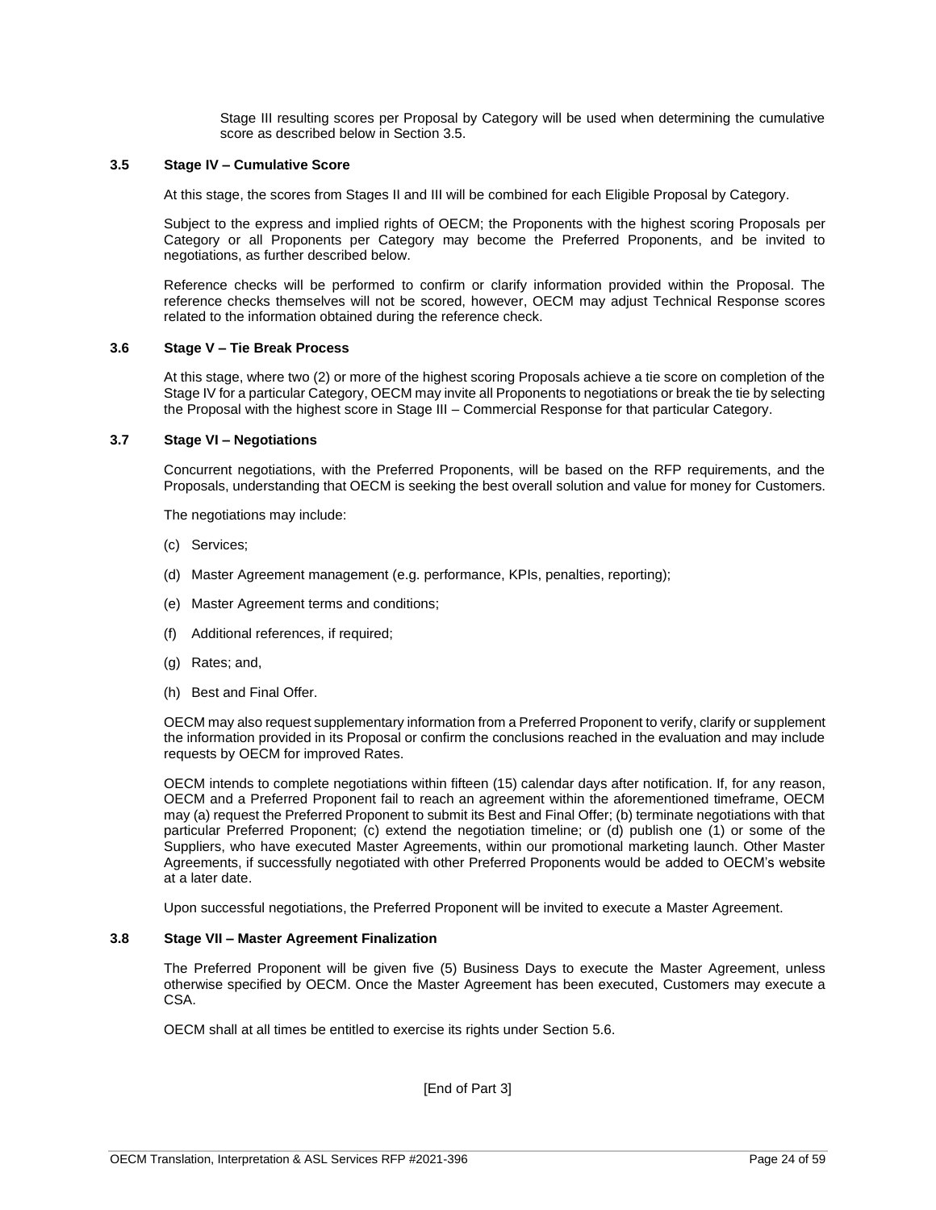Stage III resulting scores per Proposal by Category will be used when determining the cumulative score as described below in Section 3.5.

### 3.5 Stage IV – Cumulative Score

At this stage, the scores from Stages II and III will be combined for each Eligible Proposal by Category.

Subject to the express and implied rights of OECM; the Proponents with the highest scoring Proposals per Category or all Proponents per Category may become the Preferred Proponents, and be invited to negotiations, as further described below.

Reference checks will be performed to confirm or clarify information provided within the Proposal. The reference checks themselves will not be scored, however, OECM may adjust Technical Response scores related to the information obtained during the reference check.

### 3.6 Stage V – Tie Break Process

At this stage, where two (2) or more of the highest scoring Proposals achieve a tie score on completion of the Stage IV for a particular Category, OECM may invite all Proponents to negotiations or break the tie by selecting the Proposal with the highest score in Stage III – Commercial Response for that particular Category.

### 3.7 Stage VI – Negotiations

Concurrent negotiations, with the Preferred Proponents, will be based on the RFP requirements, and the Proposals, understanding that OECM is seeking the best overall solution and value for money for Customers.

The negotiations may include:

(c) Services;

(d) Master Agreement management (e.g. performance, KPIs, penalties, reporting);

(e) Master Agreement terms and conditions;

(f) Additional references, if required;

(g) Rates; and,

(h) Best and Final Offer.

OECM may also request supplementary information from a Preferred Proponent to verify, clarify or supplement the information provided in its Proposal or confirm the conclusions reached in the evaluation and may include requests by OECM for improved Rates.

OECM intends to complete negotiations within fifteen (15) calendar days after notification. If, for any reason, OECM and a Preferred Proponent fail to reach an agreement within the aforementioned timeframe, OECM may (a) request the Preferred Proponent to submit its Best and Final Offer; (b) terminate negotiations with that particular Preferred Proponent; (c) extend the negotiation timeline; or (d) publish one (1) or some of the Suppliers, who have executed Master Agreements, within our promotional marketing launch. Other Master Agreements, if successfully negotiated with other Preferred Proponents would be added to OECM's website at a later date.

Upon successful negotiations, the Preferred Proponent will be invited to execute a Master Agreement.

### 3.8 Stage VII – Master Agreement Finalization

The Preferred Proponent will be given five (5) Business Days to execute the Master Agreement, unless otherwise specified by OECM. Once the Master Agreement has been executed, Customers may execute a CSA.

OECM shall at all times be entitled to exercise its rights under Section 5.6.

[End of Part 3]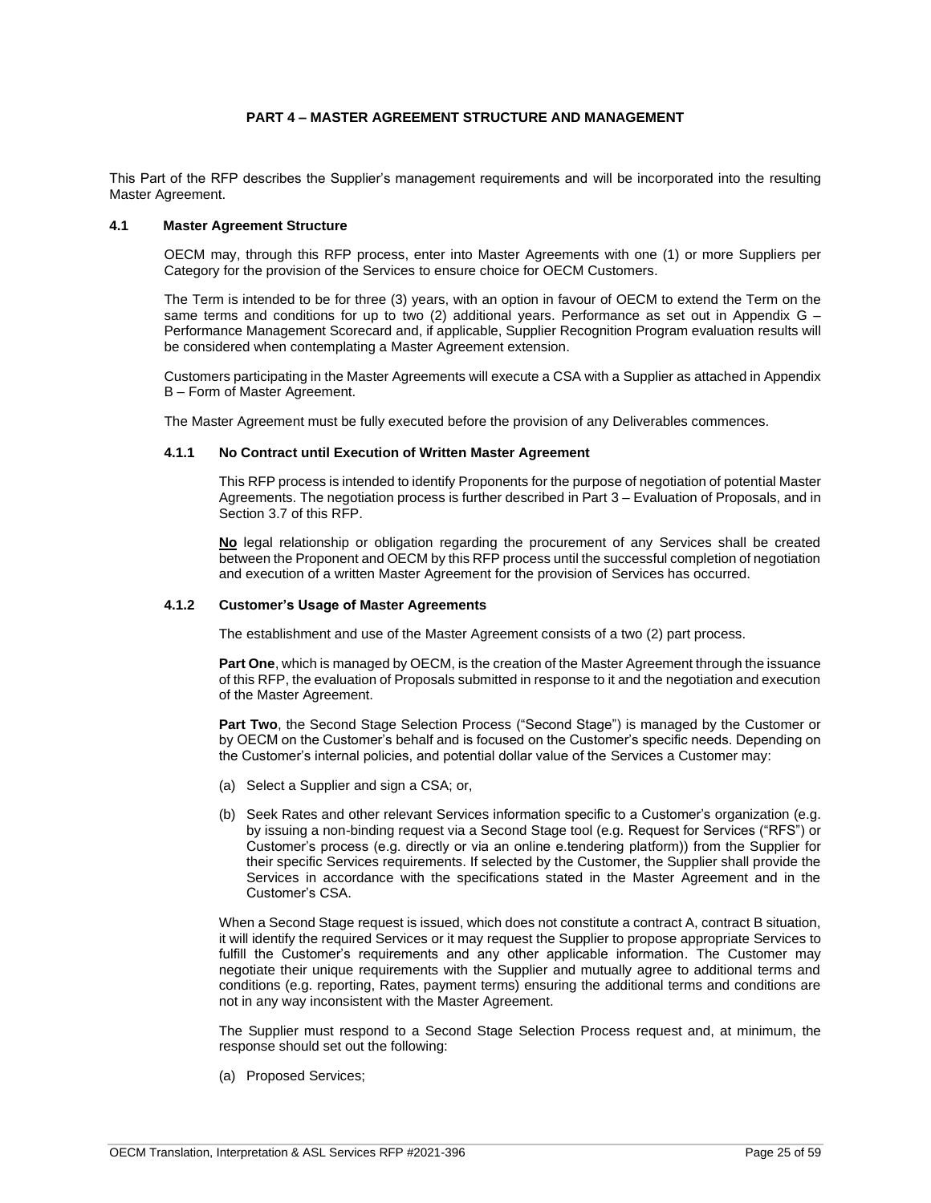# PART 4 – MASTER AGREEMENT STRUCTURE AND MANAGEMENT

This Part of the RFP describes the Supplier's management requirements and will be incorporated into the resulting Master Agreement.

## 4.1 Master Agreement Structure

OECM may, through this RFP process, enter into Master Agreements with one (1) or more Suppliers per Category for the provision of the Services to ensure choice for OECM Customers.

The Term is intended to be for three (3) years, with an option in favour of OECM to extend the Term on the same terms and conditions for up to two (2) additional years. Performance as set out in Appendix G – Performance Management Scorecard and, if applicable, Supplier Recognition Program evaluation results will be considered when contemplating a Master Agreement extension.

Customers participating in the Master Agreements will execute a CSA with a Supplier as attached in Appendix B – Form of Master Agreement.

The Master Agreement must be fully executed before the provision of any Deliverables commences.

### 4.1.1 No Contract until Execution of Written Master Agreement

This RFP process is intended to identify Proponents for the purpose of negotiation of potential Master Agreements. The negotiation process is further described in Part 3 – Evaluation of Proposals, and in Section 3.7 of this RFP.

**No** legal relationship or obligation regarding the procurement of any Services shall be created between the Proponent and OECM by this RFP process until the successful completion of negotiation and execution of a written Master Agreement for the provision of Services has occurred.

### 4.1.2 Customer's Usage of Master Agreements

The establishment and use of the Master Agreement consists of a two (2) part process.

**Part One**, which is managed by OECM, is the creation of the Master Agreement through the issuance of this RFP, the evaluation of Proposals submitted in response to it and the negotiation and execution of the Master Agreement.

**Part Two**, the Second Stage Selection Process ("Second Stage") is managed by the Customer or by OECM on the Customer's behalf and is focused on the Customer's specific needs. Depending on the Customer's internal policies, and potential dollar value of the Services a Customer may:

(a) Select a Supplier and sign a CSA; or,

(b) Seek Rates and other relevant Services information specific to a Customer's organization (e.g. by issuing a non-binding request via a Second Stage tool (e.g. Request for Services ("RFS") or Customer's process (e.g. directly or via an online e.tendering platform)) from the Supplier for their specific Services requirements. If selected by the Customer, the Supplier shall provide the Services in accordance with the specifications stated in the Master Agreement and in the Customer's CSA.

When a Second Stage request is issued, which does not constitute a contract A, contract B situation, it will identify the required Services or it may request the Supplier to propose appropriate Services to fulfill the Customer's requirements and any other applicable information. The Customer may negotiate their unique requirements with the Supplier and mutually agree to additional terms and conditions (e.g. reporting, Rates, payment terms) ensuring the additional terms and conditions are not in any way inconsistent with the Master Agreement.

The Supplier must respond to a Second Stage Selection Process request and, at minimum, the response should set out the following:

(a) Proposed Services;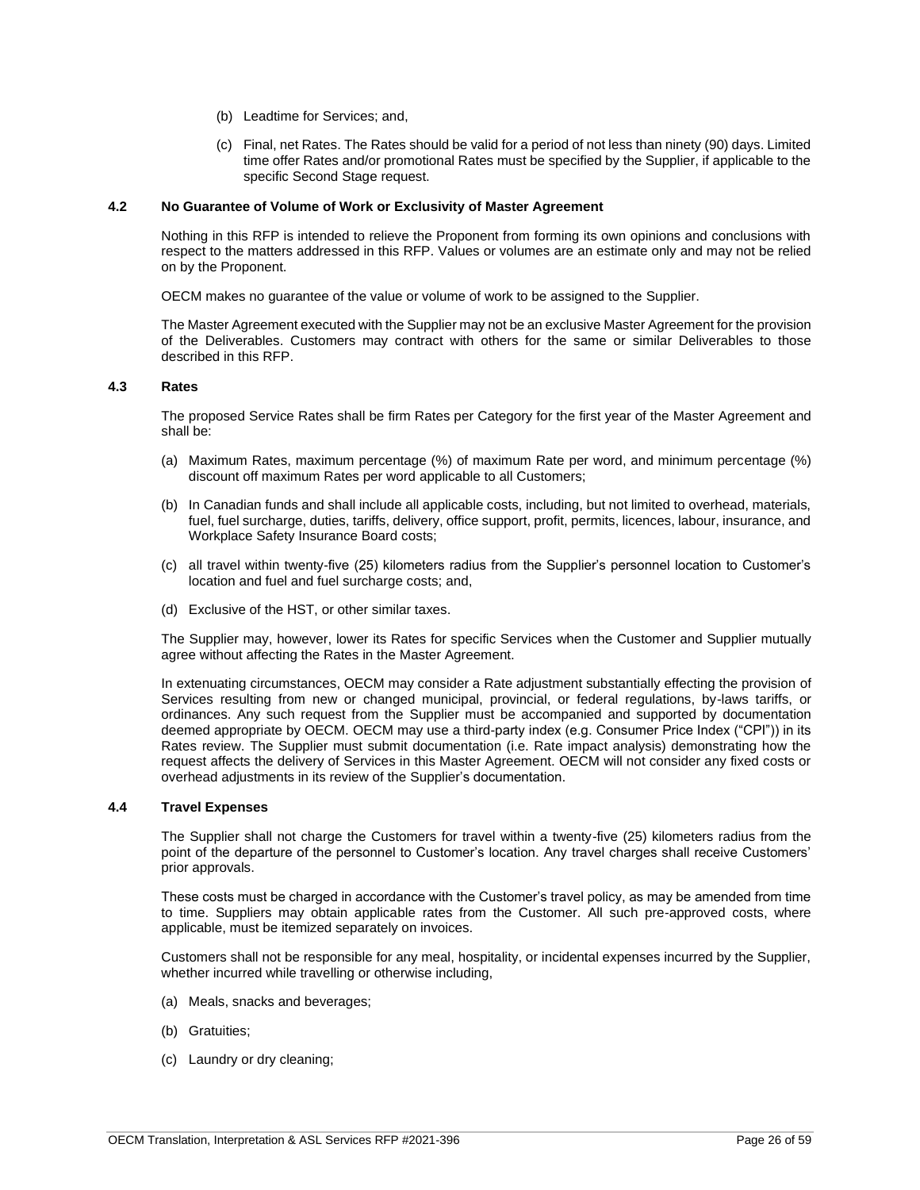(b) Leadtime for Services; and,

(c) Final, net Rates. The Rates should be valid for a period of not less than ninety (90) days. Limited time offer Rates and/or promotional Rates must be specified by the Supplier, if applicable to the specific Second Stage request.

### 4.2 No Guarantee of Volume of Work or Exclusivity of Master Agreement

Nothing in this RFP is intended to relieve the Proponent from forming its own opinions and conclusions with respect to the matters addressed in this RFP. Values or volumes are an estimate only and may not be relied on by the Proponent.

OECM makes no guarantee of the value or volume of work to be assigned to the Supplier.

The Master Agreement executed with the Supplier may not be an exclusive Master Agreement for the provision of the Deliverables. Customers may contract with others for the same or similar Deliverables to those described in this RFP.

### 4.3 Rates

The proposed Service Rates shall be firm Rates per Category for the first year of the Master Agreement and shall be:

(a) Maximum Rates, maximum percentage (%) of maximum Rate per word, and minimum percentage (%) discount off maximum Rates per word applicable to all Customers;

(b) In Canadian funds and shall include all applicable costs, including, but not limited to overhead, materials, fuel, fuel surcharge, duties, tariffs, delivery, office support, profit, permits, licences, labour, insurance, and Workplace Safety Insurance Board costs;

(c) all travel within twenty-five (25) kilometers radius from the Supplier's personnel location to Customer's location and fuel and fuel surcharge costs; and,

(d) Exclusive of the HST, or other similar taxes.

The Supplier may, however, lower its Rates for specific Services when the Customer and Supplier mutually agree without affecting the Rates in the Master Agreement.

In extenuating circumstances, OECM may consider a Rate adjustment substantially effecting the provision of Services resulting from new or changed municipal, provincial, or federal regulations, by-laws tariffs, or ordinances. Any such request from the Supplier must be accompanied and supported by documentation deemed appropriate by OECM. OECM may use a third-party index (e.g. Consumer Price Index ("CPI")) in its Rates review. The Supplier must submit documentation (i.e. Rate impact analysis) demonstrating how the request affects the delivery of Services in this Master Agreement. OECM will not consider any fixed costs or overhead adjustments in its review of the Supplier's documentation.

### 4.4 Travel Expenses

The Supplier shall not charge the Customers for travel within a twenty-five (25) kilometers radius from the point of the departure of the personnel to Customer's location. Any travel charges shall receive Customers' prior approvals.

These costs must be charged in accordance with the Customer's travel policy, as may be amended from time to time. Suppliers may obtain applicable rates from the Customer. All such pre-approved costs, where applicable, must be itemized separately on invoices.

Customers shall not be responsible for any meal, hospitality, or incidental expenses incurred by the Supplier, whether incurred while travelling or otherwise including,

(a) Meals, snacks and beverages;

(b) Gratuities;

(c) Laundry or dry cleaning;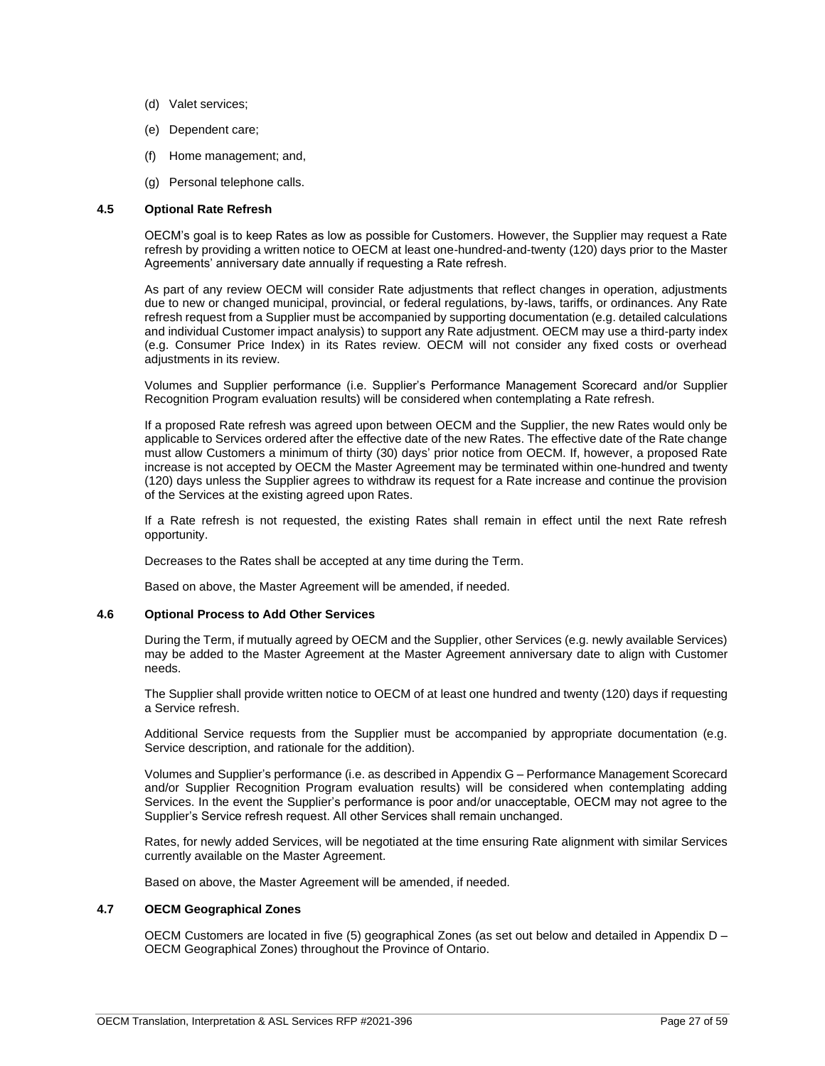(d) Valet services;

(e) Dependent care;

(f) Home management; and,

(g) Personal telephone calls.

### 4.5 Optional Rate Refresh

OECM's goal is to keep Rates as low as possible for Customers. However, the Supplier may request a Rate refresh by providing a written notice to OECM at least one-hundred-and-twenty (120) days prior to the Master Agreements' anniversary date annually if requesting a Rate refresh.

As part of any review OECM will consider Rate adjustments that reflect changes in operation, adjustments due to new or changed municipal, provincial, or federal regulations, by-laws, tariffs, or ordinances. Any Rate refresh request from a Supplier must be accompanied by supporting documentation (e.g. detailed calculations and individual Customer impact analysis) to support any Rate adjustment. OECM may use a third-party index (e.g. Consumer Price Index) in its Rates review. OECM will not consider any fixed costs or overhead adjustments in its review.

Volumes and Supplier performance (i.e. Supplier's Performance Management Scorecard and/or Supplier Recognition Program evaluation results) will be considered when contemplating a Rate refresh.

If a proposed Rate refresh was agreed upon between OECM and the Supplier, the new Rates would only be applicable to Services ordered after the effective date of the new Rates. The effective date of the Rate change must allow Customers a minimum of thirty (30) days' prior notice from OECM. If, however, a proposed Rate increase is not accepted by OECM the Master Agreement may be terminated within one-hundred and twenty (120) days unless the Supplier agrees to withdraw its request for a Rate increase and continue the provision of the Services at the existing agreed upon Rates.

If a Rate refresh is not requested, the existing Rates shall remain in effect until the next Rate refresh opportunity.

Decreases to the Rates shall be accepted at any time during the Term.

Based on above, the Master Agreement will be amended, if needed.

### 4.6 Optional Process to Add Other Services

During the Term, if mutually agreed by OECM and the Supplier, other Services (e.g. newly available Services) may be added to the Master Agreement at the Master Agreement anniversary date to align with Customer needs.

The Supplier shall provide written notice to OECM of at least one hundred and twenty (120) days if requesting a Service refresh.

Additional Service requests from the Supplier must be accompanied by appropriate documentation (e.g. Service description, and rationale for the addition).

Volumes and Supplier's performance (i.e. as described in Appendix G – Performance Management Scorecard and/or Supplier Recognition Program evaluation results) will be considered when contemplating adding Services. In the event the Supplier's performance is poor and/or unacceptable, OECM may not agree to the Supplier's Service refresh request. All other Services shall remain unchanged.

Rates, for newly added Services, will be negotiated at the time ensuring Rate alignment with similar Services currently available on the Master Agreement.

Based on above, the Master Agreement will be amended, if needed.

### 4.7 OECM Geographical Zones

OECM Customers are located in five (5) geographical Zones (as set out below and detailed in Appendix D – OECM Geographical Zones) throughout the Province of Ontario.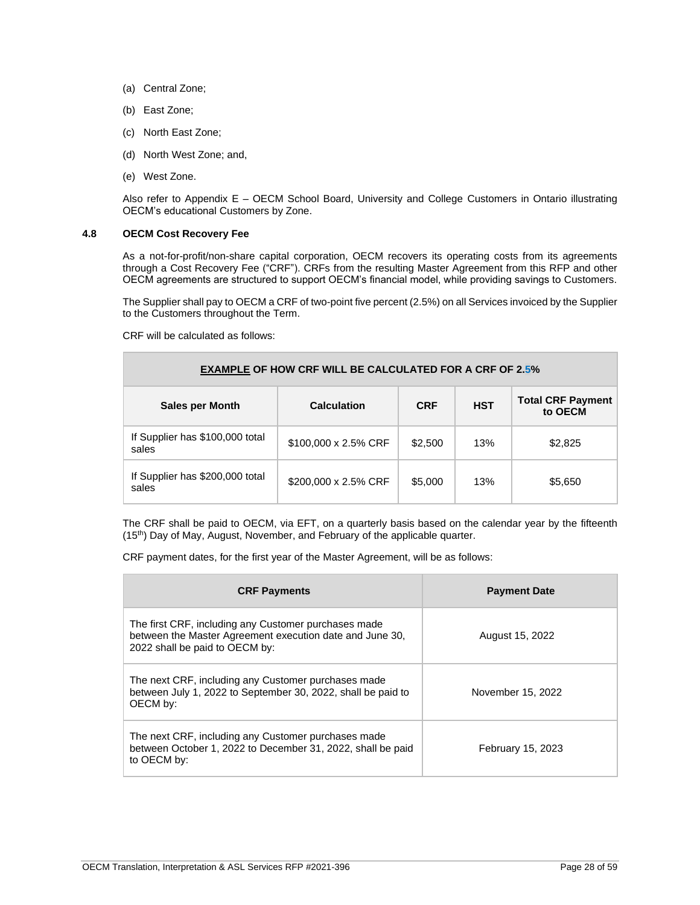(a) Central Zone;

(b) East Zone;

(c) North East Zone;

(d) North West Zone; and,

(e) West Zone.

Also refer to Appendix E – OECM School Board, University and College Customers in Ontario illustrating OECM's educational Customers by Zone.

### 4.8 OECM Cost Recovery Fee

As a not-for-profit/non-share capital corporation, OECM recovers its operating costs from its agreements through a Cost Recovery Fee ("CRF"). CRFs from the resulting Master Agreement from this RFP and other OECM agreements are structured to support OECM's financial model, while providing savings to Customers.

The Supplier shall pay to OECM a CRF of two-point five percent (2.5%) on all Services invoiced by the Supplier to the Customers throughout the Term.

CRF will be calculated as follows:

| **EXAMPLE OF HOW CRF WILL BE CALCULATED FOR A CRF OF 2.5%** | | | | |
|---|---|---|---|---|
| **Sales per Month** | **Calculation** | **CRF** | **HST** | **Total CRF Payment to OECM** |
| If Supplier has $100,000 total sales | $100,000 x 2.5% CRF | $2,500 | 13% | $2,825 |
| If Supplier has $200,000 total sales | $200,000 x 2.5% CRF | $5,000 | 13% | $5,650 |

The CRF shall be paid to OECM, via EFT, on a quarterly basis based on the calendar year by the fifteenth (15th) Day of May, August, November, and February of the applicable quarter.

CRF payment dates, for the first year of the Master Agreement, will be as follows:

| **CRF Payments** | **Payment Date** |
|---|---|
| The first CRF, including any Customer purchases made between the Master Agreement execution date and June 30, 2022 shall be paid to OECM by: | August 15, 2022 |
| The next CRF, including any Customer purchases made between July 1, 2022 to September 30, 2022, shall be paid to OECM by: | November 15, 2022 |
| The next CRF, including any Customer purchases made between October 1, 2022 to December 31, 2022, shall be paid to OECM by: | February 15, 2023 |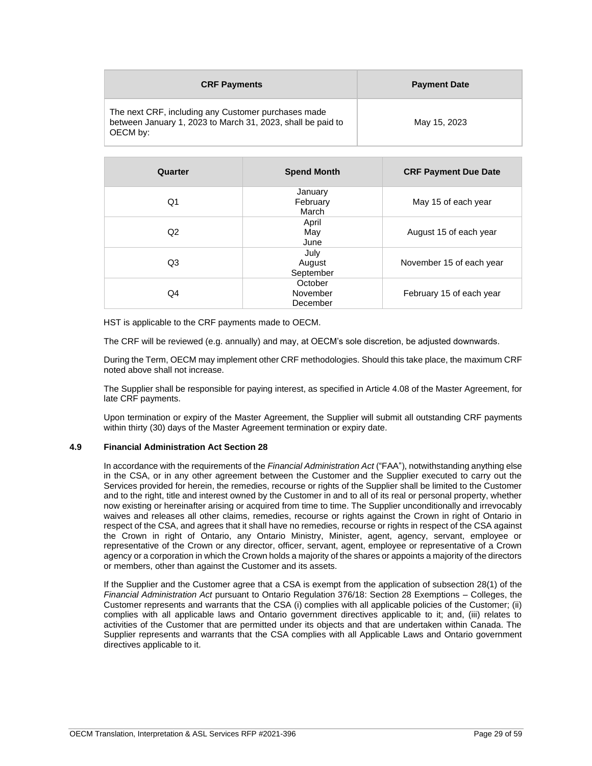| CRF Payments | Payment Date |
|---|---|
| The next CRF, including any Customer purchases made between January 1, 2023 to March 31, 2023, shall be paid to OECM by: | May 15, 2023 |

| Quarter | Spend Month | CRF Payment Due Date |
|---|---|---|
| Q1 | January<br>February<br>March | May 15 of each year |
| Q2 | April<br>May<br>June | August 15 of each year |
| Q3 | July<br>August<br>September | November 15 of each year |
| Q4 | October<br>November<br>December | February 15 of each year |

HST is applicable to the CRF payments made to OECM.

The CRF will be reviewed (e.g. annually) and may, at OECM's sole discretion, be adjusted downwards.

During the Term, OECM may implement other CRF methodologies. Should this take place, the maximum CRF noted above shall not increase.

The Supplier shall be responsible for paying interest, as specified in Article 4.08 of the Master Agreement, for late CRF payments.

Upon termination or expiry of the Master Agreement, the Supplier will submit all outstanding CRF payments within thirty (30) days of the Master Agreement termination or expiry date.

### 4.9 Financial Administration Act Section 28

In accordance with the requirements of the *Financial Administration Act* ("FAA"), notwithstanding anything else in the CSA, or in any other agreement between the Customer and the Supplier executed to carry out the Services provided for herein, the remedies, recourse or rights of the Supplier shall be limited to the Customer and to the right, title and interest owned by the Customer in and to all of its real or personal property, whether now existing or hereinafter arising or acquired from time to time. The Supplier unconditionally and irrevocably waives and releases all other claims, remedies, recourse or rights against the Crown in right of Ontario in respect of the CSA, and agrees that it shall have no remedies, recourse or rights in respect of the CSA against the Crown in right of Ontario, any Ontario Ministry, Minister, agent, agency, servant, employee or representative of the Crown or any director, officer, servant, agent, employee or representative of a Crown agency or a corporation in which the Crown holds a majority of the shares or appoints a majority of the directors or members, other than against the Customer and its assets.

If the Supplier and the Customer agree that a CSA is exempt from the application of subsection 28(1) of the *Financial Administration Act* pursuant to Ontario Regulation 376/18: Section 28 Exemptions – Colleges, the Customer represents and warrants that the CSA (i) complies with all applicable policies of the Customer; (ii) complies with all applicable laws and Ontario government directives applicable to it; and, (iii) relates to activities of the Customer that are permitted under its objects and that are undertaken within Canada. The Supplier represents and warrants that the CSA complies with all Applicable Laws and Ontario government directives applicable to it.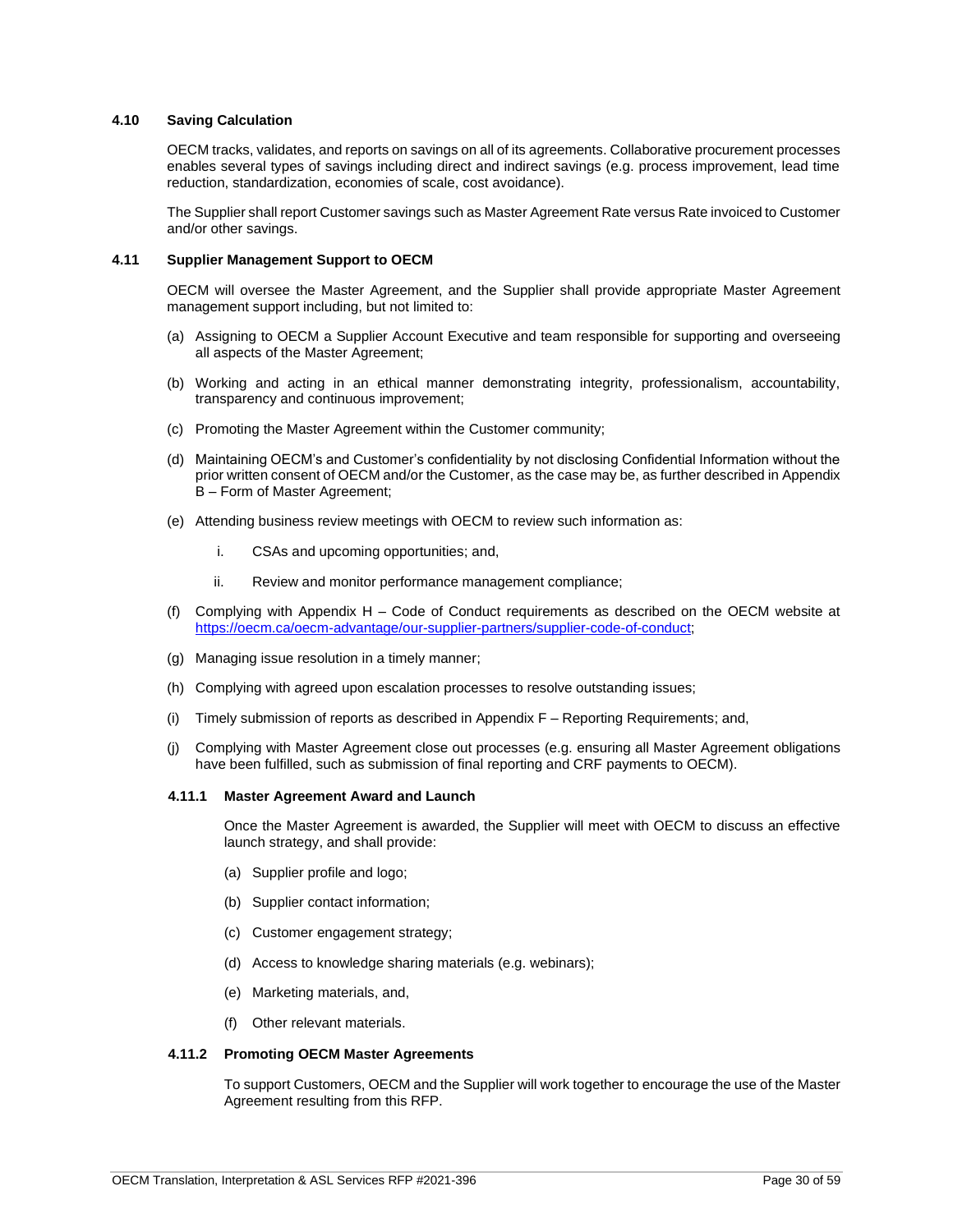### 4.10 Saving Calculation

OECM tracks, validates, and reports on savings on all of its agreements. Collaborative procurement processes enables several types of savings including direct and indirect savings (e.g. process improvement, lead time reduction, standardization, economies of scale, cost avoidance).

The Supplier shall report Customer savings such as Master Agreement Rate versus Rate invoiced to Customer and/or other savings.

### 4.11 Supplier Management Support to OECM

OECM will oversee the Master Agreement, and the Supplier shall provide appropriate Master Agreement management support including, but not limited to:

(a) Assigning to OECM a Supplier Account Executive and team responsible for supporting and overseeing all aspects of the Master Agreement;

(b) Working and acting in an ethical manner demonstrating integrity, professionalism, accountability, transparency and continuous improvement;

(c) Promoting the Master Agreement within the Customer community;

(d) Maintaining OECM's and Customer's confidentiality by not disclosing Confidential Information without the prior written consent of OECM and/or the Customer, as the case may be, as further described in Appendix B – Form of Master Agreement;

(e) Attending business review meetings with OECM to review such information as:

   i. CSAs and upcoming opportunities; and,

   ii. Review and monitor performance management compliance;

(f) Complying with Appendix H – Code of Conduct requirements as described on the OECM website at https://oecm.ca/oecm-advantage/our-supplier-partners/supplier-code-of-conduct;

(g) Managing issue resolution in a timely manner;

(h) Complying with agreed upon escalation processes to resolve outstanding issues;

(i) Timely submission of reports as described in Appendix F – Reporting Requirements; and,

(j) Complying with Master Agreement close out processes (e.g. ensuring all Master Agreement obligations have been fulfilled, such as submission of final reporting and CRF payments to OECM).

#### 4.11.1 Master Agreement Award and Launch

Once the Master Agreement is awarded, the Supplier will meet with OECM to discuss an effective launch strategy, and shall provide:

(a) Supplier profile and logo;

(b) Supplier contact information;

(c) Customer engagement strategy;

(d) Access to knowledge sharing materials (e.g. webinars);

(e) Marketing materials, and,

(f) Other relevant materials.

#### 4.11.2 Promoting OECM Master Agreements

To support Customers, OECM and the Supplier will work together to encourage the use of the Master Agreement resulting from this RFP.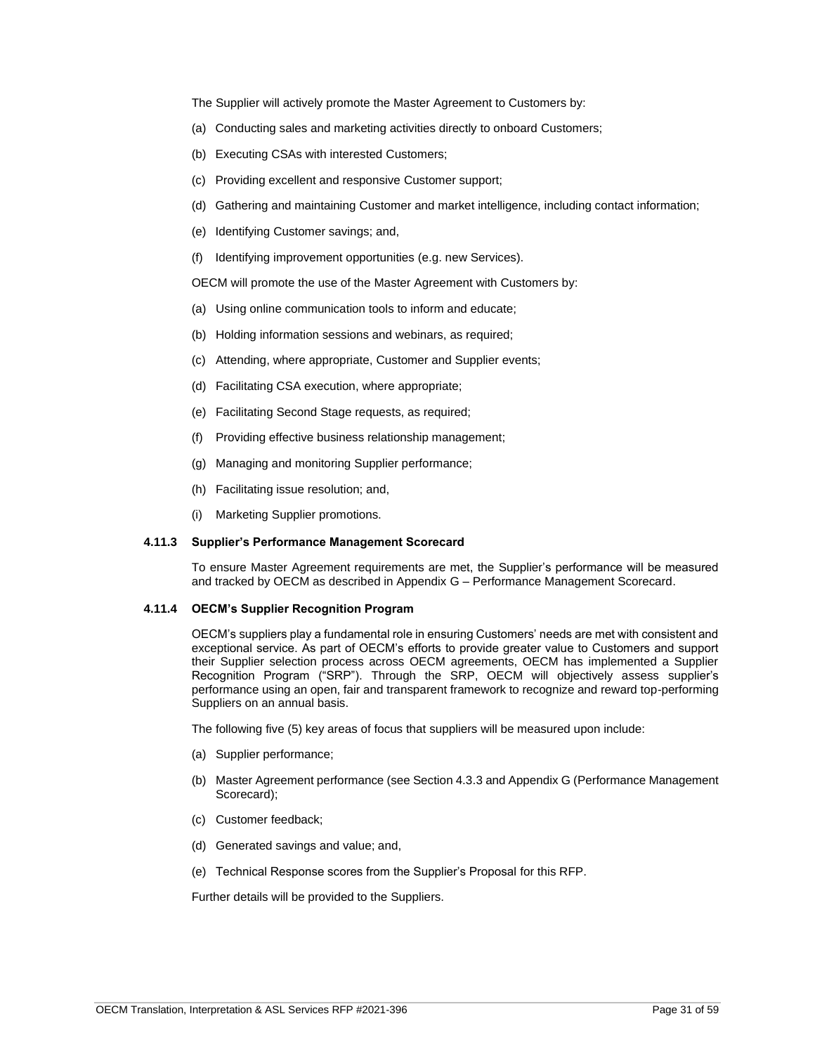The Supplier will actively promote the Master Agreement to Customers by:

(a) Conducting sales and marketing activities directly to onboard Customers;

(b) Executing CSAs with interested Customers;

(c) Providing excellent and responsive Customer support;

(d) Gathering and maintaining Customer and market intelligence, including contact information;

(e) Identifying Customer savings; and,

(f) Identifying improvement opportunities (e.g. new Services).

OECM will promote the use of the Master Agreement with Customers by:

(a) Using online communication tools to inform and educate;

(b) Holding information sessions and webinars, as required;

(c) Attending, where appropriate, Customer and Supplier events;

(d) Facilitating CSA execution, where appropriate;

(e) Facilitating Second Stage requests, as required;

(f) Providing effective business relationship management;

(g) Managing and monitoring Supplier performance;

(h) Facilitating issue resolution; and,

(i) Marketing Supplier promotions.

#### 4.11.3 Supplier's Performance Management Scorecard

To ensure Master Agreement requirements are met, the Supplier's performance will be measured and tracked by OECM as described in Appendix G – Performance Management Scorecard.

#### 4.11.4 OECM's Supplier Recognition Program

OECM's suppliers play a fundamental role in ensuring Customers' needs are met with consistent and exceptional service. As part of OECM's efforts to provide greater value to Customers and support their Supplier selection process across OECM agreements, OECM has implemented a Supplier Recognition Program ("SRP"). Through the SRP, OECM will objectively assess supplier's performance using an open, fair and transparent framework to recognize and reward top-performing Suppliers on an annual basis.

The following five (5) key areas of focus that suppliers will be measured upon include:

(a) Supplier performance;

(b) Master Agreement performance (see Section 4.3.3 and Appendix G (Performance Management Scorecard);

(c) Customer feedback;

(d) Generated savings and value; and,

(e) Technical Response scores from the Supplier's Proposal for this RFP.

Further details will be provided to the Suppliers.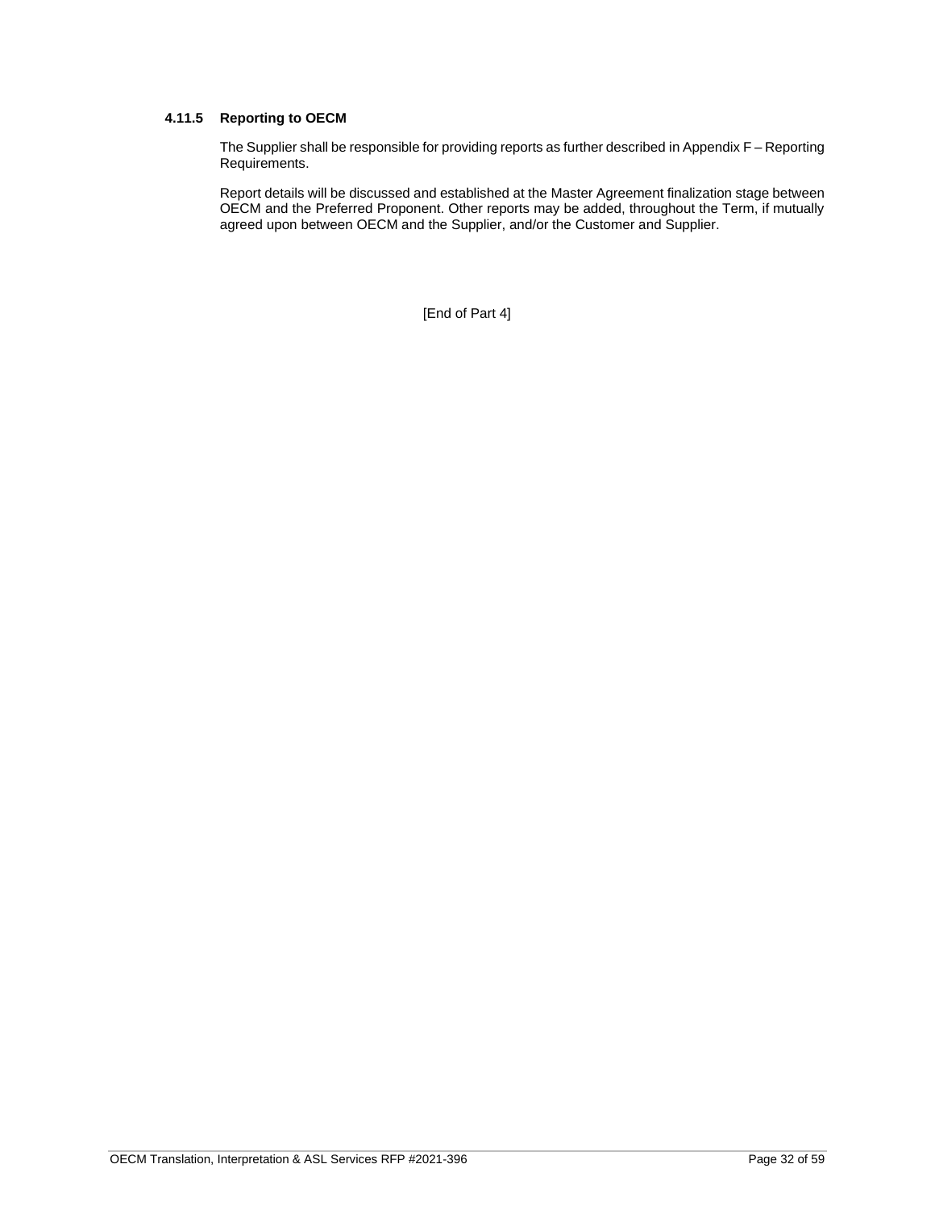#### 4.11.5 Reporting to OECM

The Supplier shall be responsible for providing reports as further described in Appendix F – Reporting Requirements.

Report details will be discussed and established at the Master Agreement finalization stage between OECM and the Preferred Proponent. Other reports may be added, throughout the Term, if mutually agreed upon between OECM and the Supplier, and/or the Customer and Supplier.

[End of Part 4]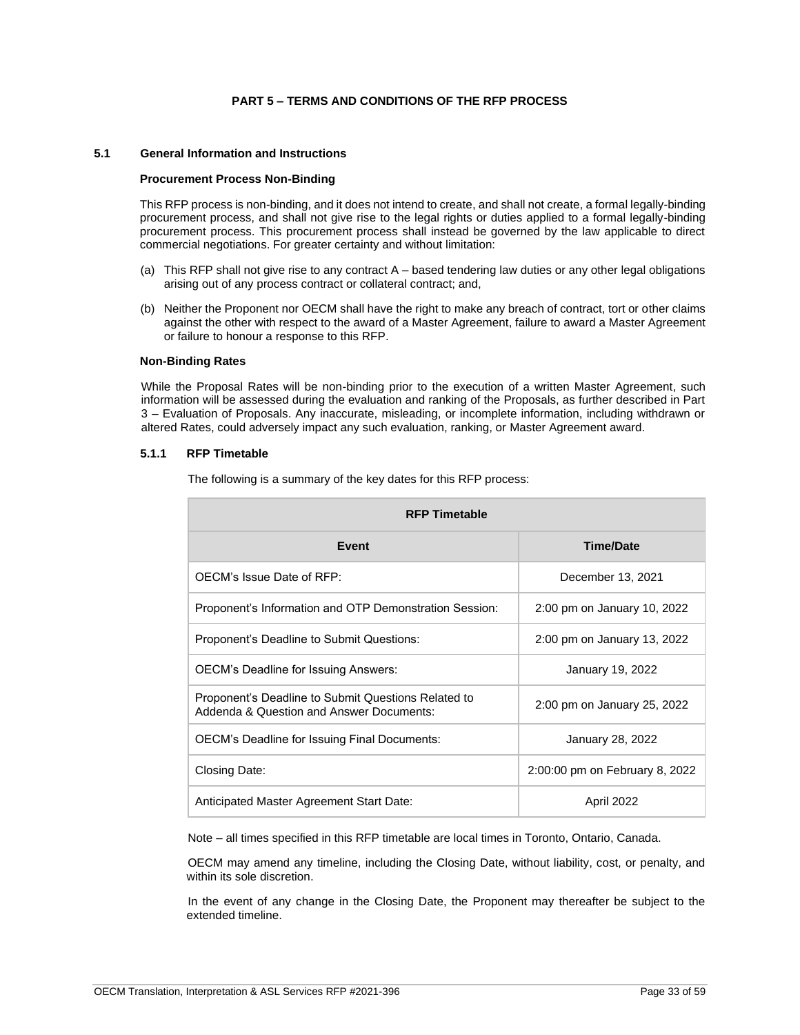# PART 5 – TERMS AND CONDITIONS OF THE RFP PROCESS

## 5.1 General Information and Instructions

**Procurement Process Non-Binding**

This RFP process is non-binding, and it does not intend to create, and shall not create, a formal legally-binding procurement process, and shall not give rise to the legal rights or duties applied to a formal legally-binding procurement process. This procurement process shall instead be governed by the law applicable to direct commercial negotiations. For greater certainty and without limitation:

(a) This RFP shall not give rise to any contract A – based tendering law duties or any other legal obligations arising out of any process contract or collateral contract; and,

(b) Neither the Proponent nor OECM shall have the right to make any breach of contract, tort or other claims against the other with respect to the award of a Master Agreement, failure to award a Master Agreement or failure to honour a response to this RFP.

**Non-Binding Rates**

While the Proposal Rates will be non-binding prior to the execution of a written Master Agreement, such information will be assessed during the evaluation and ranking of the Proposals, as further described in Part 3 – Evaluation of Proposals. Any inaccurate, misleading, or incomplete information, including withdrawn or altered Rates, could adversely impact any such evaluation, ranking, or Master Agreement award.

### 5.1.1 RFP Timetable

The following is a summary of the key dates for this RFP process:

| RFP Timetable | |
|---|---|
| **Event** | **Time/Date** |
| OECM's Issue Date of RFP: | December 13, 2021 |
| Proponent's Information and OTP Demonstration Session: | 2:00 pm on January 10, 2022 |
| Proponent's Deadline to Submit Questions: | 2:00 pm on January 13, 2022 |
| OECM's Deadline for Issuing Answers: | January 19, 2022 |
| Proponent's Deadline to Submit Questions Related to Addenda & Question and Answer Documents: | 2:00 pm on January 25, 2022 |
| OECM's Deadline for Issuing Final Documents: | January 28, 2022 |
| Closing Date: | 2:00:00 pm on February 8, 2022 |
| Anticipated Master Agreement Start Date: | April 2022 |

Note – all times specified in this RFP timetable are local times in Toronto, Ontario, Canada.

OECM may amend any timeline, including the Closing Date, without liability, cost, or penalty, and within its sole discretion.

In the event of any change in the Closing Date, the Proponent may thereafter be subject to the extended timeline.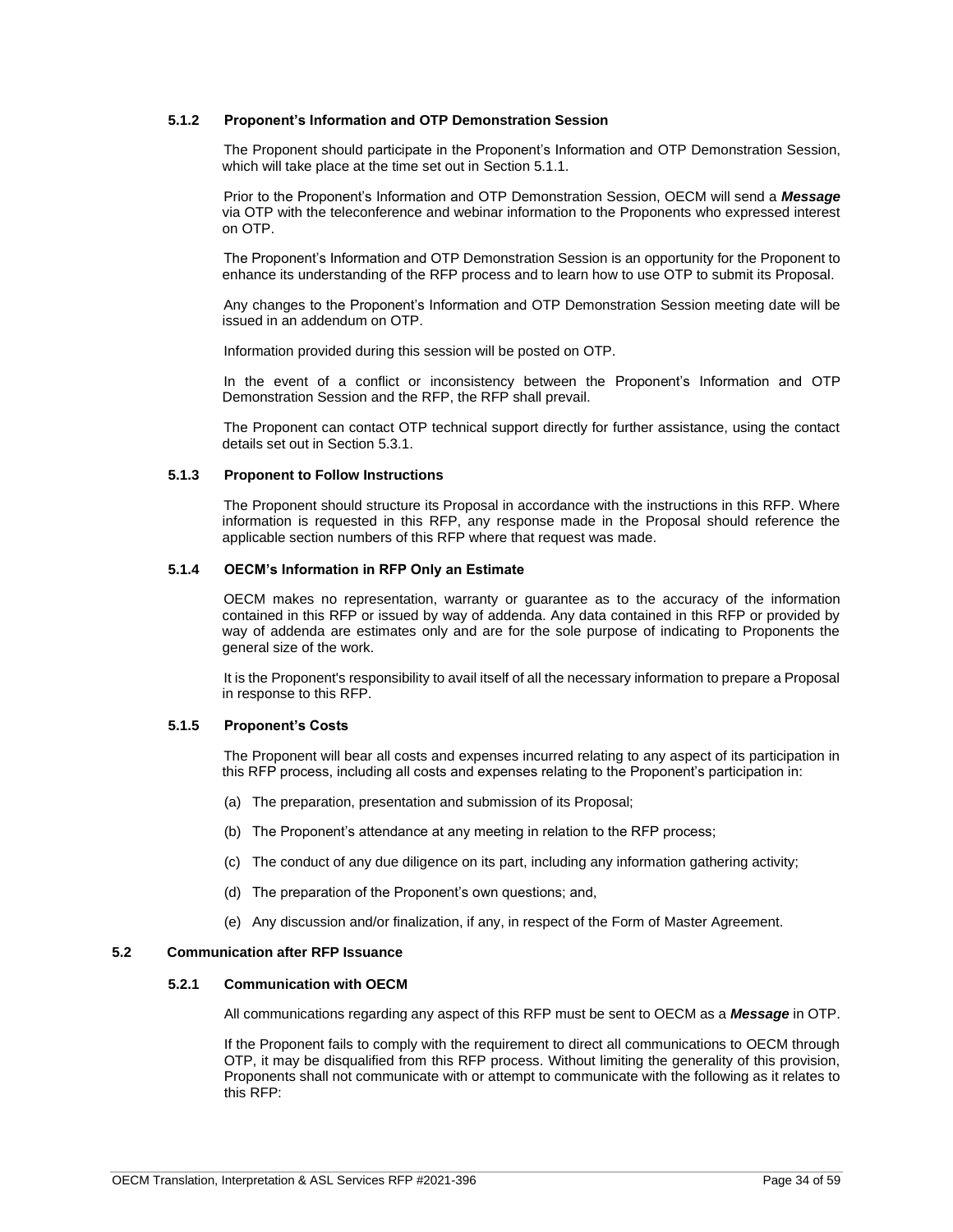#### 5.1.2 Proponent's Information and OTP Demonstration Session

The Proponent should participate in the Proponent's Information and OTP Demonstration Session, which will take place at the time set out in Section 5.1.1.

Prior to the Proponent's Information and OTP Demonstration Session, OECM will send a ***Message*** via OTP with the teleconference and webinar information to the Proponents who expressed interest on OTP.

The Proponent's Information and OTP Demonstration Session is an opportunity for the Proponent to enhance its understanding of the RFP process and to learn how to use OTP to submit its Proposal.

Any changes to the Proponent's Information and OTP Demonstration Session meeting date will be issued in an addendum on OTP.

Information provided during this session will be posted on OTP.

In the event of a conflict or inconsistency between the Proponent's Information and OTP Demonstration Session and the RFP, the RFP shall prevail.

The Proponent can contact OTP technical support directly for further assistance, using the contact details set out in Section 5.3.1.

#### 5.1.3 Proponent to Follow Instructions

The Proponent should structure its Proposal in accordance with the instructions in this RFP. Where information is requested in this RFP, any response made in the Proposal should reference the applicable section numbers of this RFP where that request was made.

#### 5.1.4 OECM's Information in RFP Only an Estimate

OECM makes no representation, warranty or guarantee as to the accuracy of the information contained in this RFP or issued by way of addenda. Any data contained in this RFP or provided by way of addenda are estimates only and are for the sole purpose of indicating to Proponents the general size of the work.

It is the Proponent's responsibility to avail itself of all the necessary information to prepare a Proposal in response to this RFP.

#### 5.1.5 Proponent's Costs

The Proponent will bear all costs and expenses incurred relating to any aspect of its participation in this RFP process, including all costs and expenses relating to the Proponent's participation in:

(a) The preparation, presentation and submission of its Proposal;

(b) The Proponent's attendance at any meeting in relation to the RFP process;

(c) The conduct of any due diligence on its part, including any information gathering activity;

(d) The preparation of the Proponent's own questions; and,

(e) Any discussion and/or finalization, if any, in respect of the Form of Master Agreement.

### 5.2 Communication after RFP Issuance

#### 5.2.1 Communication with OECM

All communications regarding any aspect of this RFP must be sent to OECM as a ***Message*** in OTP.

If the Proponent fails to comply with the requirement to direct all communications to OECM through OTP, it may be disqualified from this RFP process. Without limiting the generality of this provision, Proponents shall not communicate with or attempt to communicate with the following as it relates to this RFP: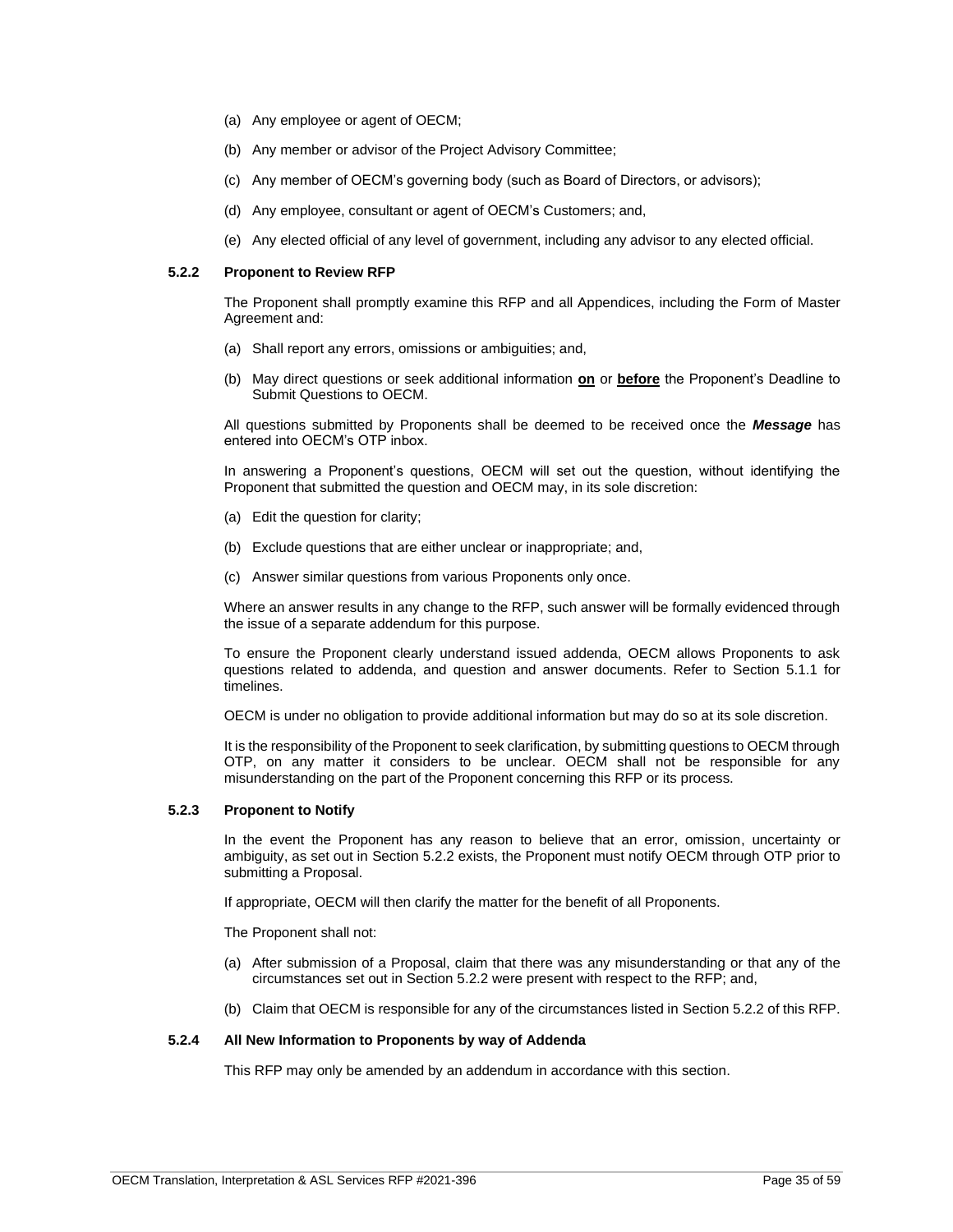(a) Any employee or agent of OECM;

(b) Any member or advisor of the Project Advisory Committee;

(c) Any member of OECM's governing body (such as Board of Directors, or advisors);

(d) Any employee, consultant or agent of OECM's Customers; and,

(e) Any elected official of any level of government, including any advisor to any elected official.

#### 5.2.2 Proponent to Review RFP

The Proponent shall promptly examine this RFP and all Appendices, including the Form of Master Agreement and:

(a) Shall report any errors, omissions or ambiguities; and,

(b) May direct questions or seek additional information **on** or **before** the Proponent's Deadline to Submit Questions to OECM.

All questions submitted by Proponents shall be deemed to be received once the ***Message*** has entered into OECM's OTP inbox.

In answering a Proponent's questions, OECM will set out the question, without identifying the Proponent that submitted the question and OECM may, in its sole discretion:

(a) Edit the question for clarity;

(b) Exclude questions that are either unclear or inappropriate; and,

(c) Answer similar questions from various Proponents only once.

Where an answer results in any change to the RFP, such answer will be formally evidenced through the issue of a separate addendum for this purpose.

To ensure the Proponent clearly understand issued addenda, OECM allows Proponents to ask questions related to addenda, and question and answer documents. Refer to Section 5.1.1 for timelines.

OECM is under no obligation to provide additional information but may do so at its sole discretion.

It is the responsibility of the Proponent to seek clarification, by submitting questions to OECM through OTP, on any matter it considers to be unclear. OECM shall not be responsible for any misunderstanding on the part of the Proponent concerning this RFP or its process.

#### 5.2.3 Proponent to Notify

In the event the Proponent has any reason to believe that an error, omission, uncertainty or ambiguity, as set out in Section 5.2.2 exists, the Proponent must notify OECM through OTP prior to submitting a Proposal.

If appropriate, OECM will then clarify the matter for the benefit of all Proponents.

The Proponent shall not:

(a) After submission of a Proposal, claim that there was any misunderstanding or that any of the circumstances set out in Section 5.2.2 were present with respect to the RFP; and,

(b) Claim that OECM is responsible for any of the circumstances listed in Section 5.2.2 of this RFP.

#### 5.2.4 All New Information to Proponents by way of Addenda

This RFP may only be amended by an addendum in accordance with this section.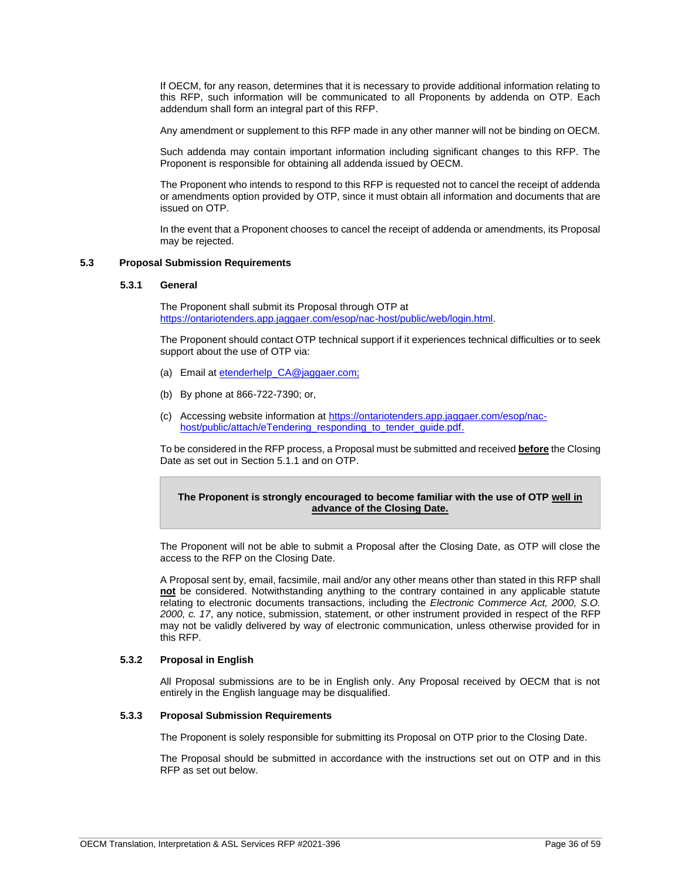If OECM, for any reason, determines that it is necessary to provide additional information relating to this RFP, such information will be communicated to all Proponents by addenda on OTP. Each addendum shall form an integral part of this RFP.

Any amendment or supplement to this RFP made in any other manner will not be binding on OECM.

Such addenda may contain important information including significant changes to this RFP. The Proponent is responsible for obtaining all addenda issued by OECM.

The Proponent who intends to respond to this RFP is requested not to cancel the receipt of addenda or amendments option provided by OTP, since it must obtain all information and documents that are issued on OTP.

In the event that a Proponent chooses to cancel the receipt of addenda or amendments, its Proposal may be rejected.

### 5.3 Proposal Submission Requirements

#### 5.3.1 General

The Proponent shall submit its Proposal through OTP at https://ontariotenders.app.jaggaer.com/esop/nac-host/public/web/login.html.

The Proponent should contact OTP technical support if it experiences technical difficulties or to seek support about the use of OTP via:

(a) Email at etenderhelp_CA@jaggaer.com;

(b) By phone at 866-722-7390; or,

(c) Accessing website information at https://ontariotenders.app.jaggaer.com/esop/nac-host/public/attach/eTendering_responding_to_tender_guide.pdf.

To be considered in the RFP process, a Proposal must be submitted and received **before** the Closing Date as set out in Section 5.1.1 and on OTP.

> **The Proponent is strongly encouraged to become familiar with the use of OTP well in advance of the Closing Date.**

The Proponent will not be able to submit a Proposal after the Closing Date, as OTP will close the access to the RFP on the Closing Date.

A Proposal sent by, email, facsimile, mail and/or any other means other than stated in this RFP shall **not** be considered. Notwithstanding anything to the contrary contained in any applicable statute relating to electronic documents transactions, including the *Electronic Commerce Act, 2000, S.O. 2000, c. 17*, any notice, submission, statement, or other instrument provided in respect of the RFP may not be validly delivered by way of electronic communication, unless otherwise provided for in this RFP.

#### 5.3.2 Proposal in English

All Proposal submissions are to be in English only. Any Proposal received by OECM that is not entirely in the English language may be disqualified.

#### 5.3.3 Proposal Submission Requirements

The Proponent is solely responsible for submitting its Proposal on OTP prior to the Closing Date.

The Proposal should be submitted in accordance with the instructions set out on OTP and in this RFP as set out below.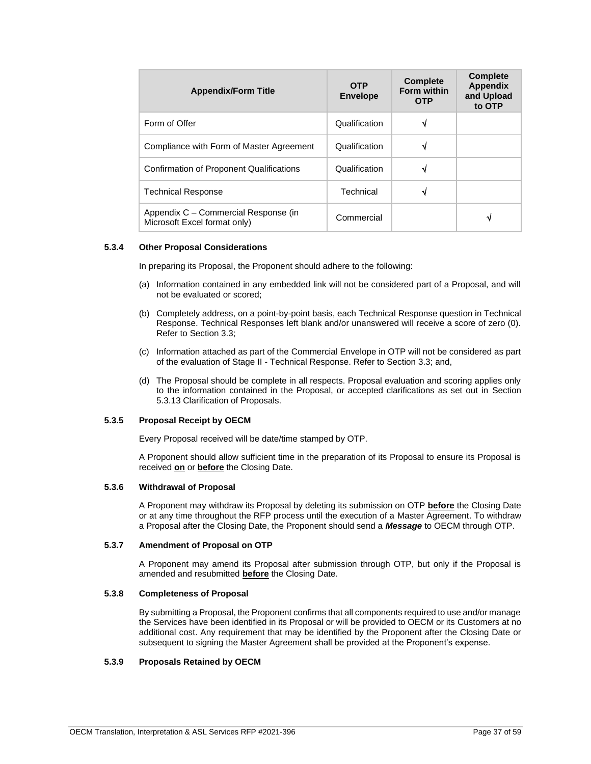| Appendix/Form Title | OTP Envelope | Complete Form within OTP | Complete Appendix and Upload to OTP |
|---|---|---|---|
| Form of Offer | Qualification | √ | |
| Compliance with Form of Master Agreement | Qualification | √ | |
| Confirmation of Proponent Qualifications | Qualification | √ | |
| Technical Response | Technical | √ | |
| Appendix C – Commercial Response (in Microsoft Excel format only) | Commercial | | √ |

#### 5.3.4 Other Proposal Considerations

In preparing its Proposal, the Proponent should adhere to the following:

(a) Information contained in any embedded link will not be considered part of a Proposal, and will not be evaluated or scored;

(b) Completely address, on a point-by-point basis, each Technical Response question in Technical Response. Technical Responses left blank and/or unanswered will receive a score of zero (0). Refer to Section 3.3;

(c) Information attached as part of the Commercial Envelope in OTP will not be considered as part of the evaluation of Stage II - Technical Response. Refer to Section 3.3; and,

(d) The Proposal should be complete in all respects. Proposal evaluation and scoring applies only to the information contained in the Proposal, or accepted clarifications as set out in Section 5.3.13 Clarification of Proposals.

#### 5.3.5 Proposal Receipt by OECM

Every Proposal received will be date/time stamped by OTP.

A Proponent should allow sufficient time in the preparation of its Proposal to ensure its Proposal is received **on** or **before** the Closing Date.

#### 5.3.6 Withdrawal of Proposal

A Proponent may withdraw its Proposal by deleting its submission on OTP **before** the Closing Date or at any time throughout the RFP process until the execution of a Master Agreement. To withdraw a Proposal after the Closing Date, the Proponent should send a ***Message*** to OECM through OTP.

#### 5.3.7 Amendment of Proposal on OTP

A Proponent may amend its Proposal after submission through OTP, but only if the Proposal is amended and resubmitted **before** the Closing Date.

#### 5.3.8 Completeness of Proposal

By submitting a Proposal, the Proponent confirms that all components required to use and/or manage the Services have been identified in its Proposal or will be provided to OECM or its Customers at no additional cost. Any requirement that may be identified by the Proponent after the Closing Date or subsequent to signing the Master Agreement shall be provided at the Proponent's expense.

#### 5.3.9 Proposals Retained by OECM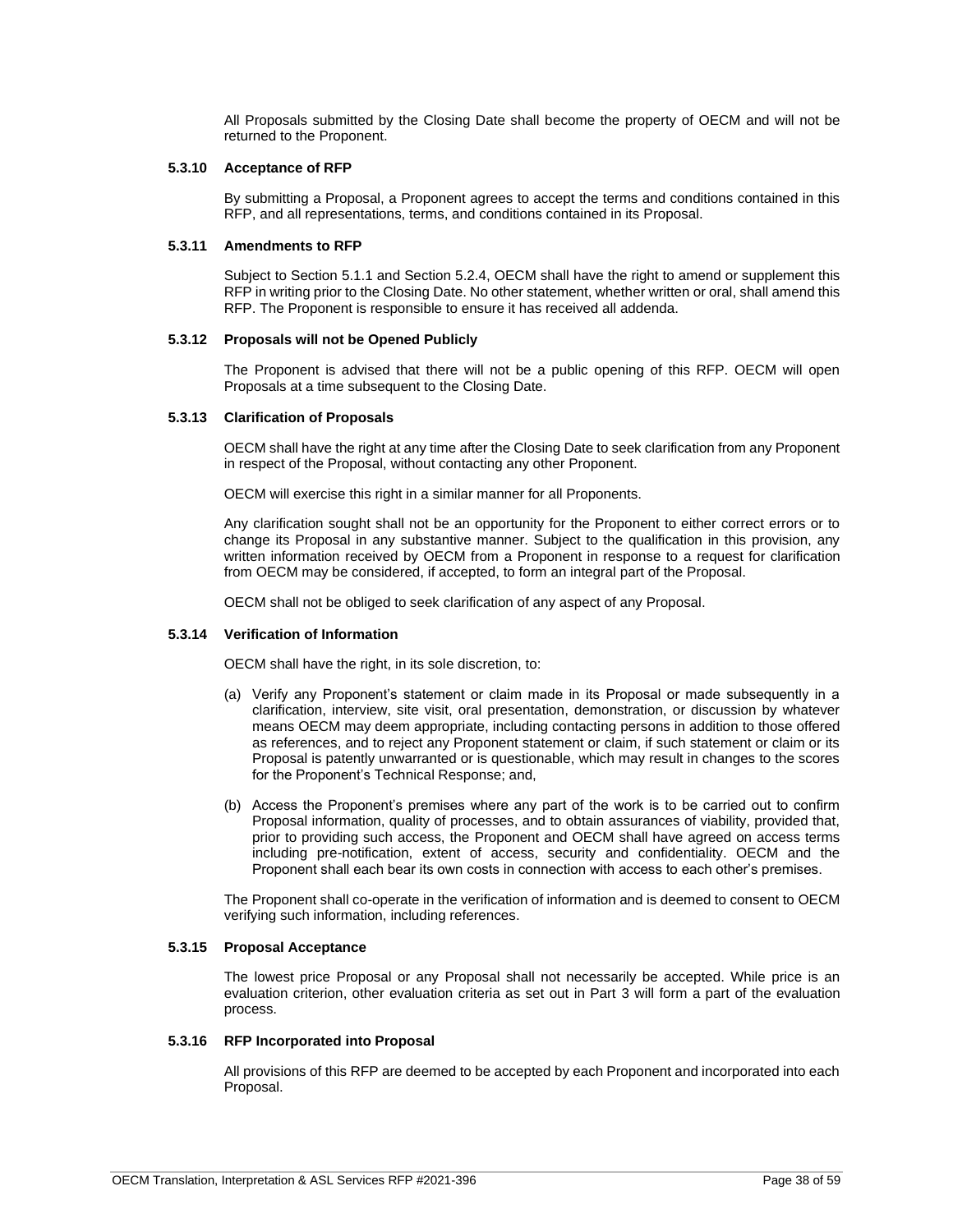All Proposals submitted by the Closing Date shall become the property of OECM and will not be returned to the Proponent.

#### 5.3.10 Acceptance of RFP

By submitting a Proposal, a Proponent agrees to accept the terms and conditions contained in this RFP, and all representations, terms, and conditions contained in its Proposal.

#### 5.3.11 Amendments to RFP

Subject to Section 5.1.1 and Section 5.2.4, OECM shall have the right to amend or supplement this RFP in writing prior to the Closing Date. No other statement, whether written or oral, shall amend this RFP. The Proponent is responsible to ensure it has received all addenda.

#### 5.3.12 Proposals will not be Opened Publicly

The Proponent is advised that there will not be a public opening of this RFP. OECM will open Proposals at a time subsequent to the Closing Date.

#### 5.3.13 Clarification of Proposals

OECM shall have the right at any time after the Closing Date to seek clarification from any Proponent in respect of the Proposal, without contacting any other Proponent.

OECM will exercise this right in a similar manner for all Proponents.

Any clarification sought shall not be an opportunity for the Proponent to either correct errors or to change its Proposal in any substantive manner. Subject to the qualification in this provision, any written information received by OECM from a Proponent in response to a request for clarification from OECM may be considered, if accepted, to form an integral part of the Proposal.

OECM shall not be obliged to seek clarification of any aspect of any Proposal.

#### 5.3.14 Verification of Information

OECM shall have the right, in its sole discretion, to:

(a) Verify any Proponent's statement or claim made in its Proposal or made subsequently in a clarification, interview, site visit, oral presentation, demonstration, or discussion by whatever means OECM may deem appropriate, including contacting persons in addition to those offered as references, and to reject any Proponent statement or claim, if such statement or claim or its Proposal is patently unwarranted or is questionable, which may result in changes to the scores for the Proponent's Technical Response; and,

(b) Access the Proponent's premises where any part of the work is to be carried out to confirm Proposal information, quality of processes, and to obtain assurances of viability, provided that, prior to providing such access, the Proponent and OECM shall have agreed on access terms including pre-notification, extent of access, security and confidentiality. OECM and the Proponent shall each bear its own costs in connection with access to each other's premises.

The Proponent shall co-operate in the verification of information and is deemed to consent to OECM verifying such information, including references.

#### 5.3.15 Proposal Acceptance

The lowest price Proposal or any Proposal shall not necessarily be accepted. While price is an evaluation criterion, other evaluation criteria as set out in Part 3 will form a part of the evaluation process.

#### 5.3.16 RFP Incorporated into Proposal

All provisions of this RFP are deemed to be accepted by each Proponent and incorporated into each Proposal.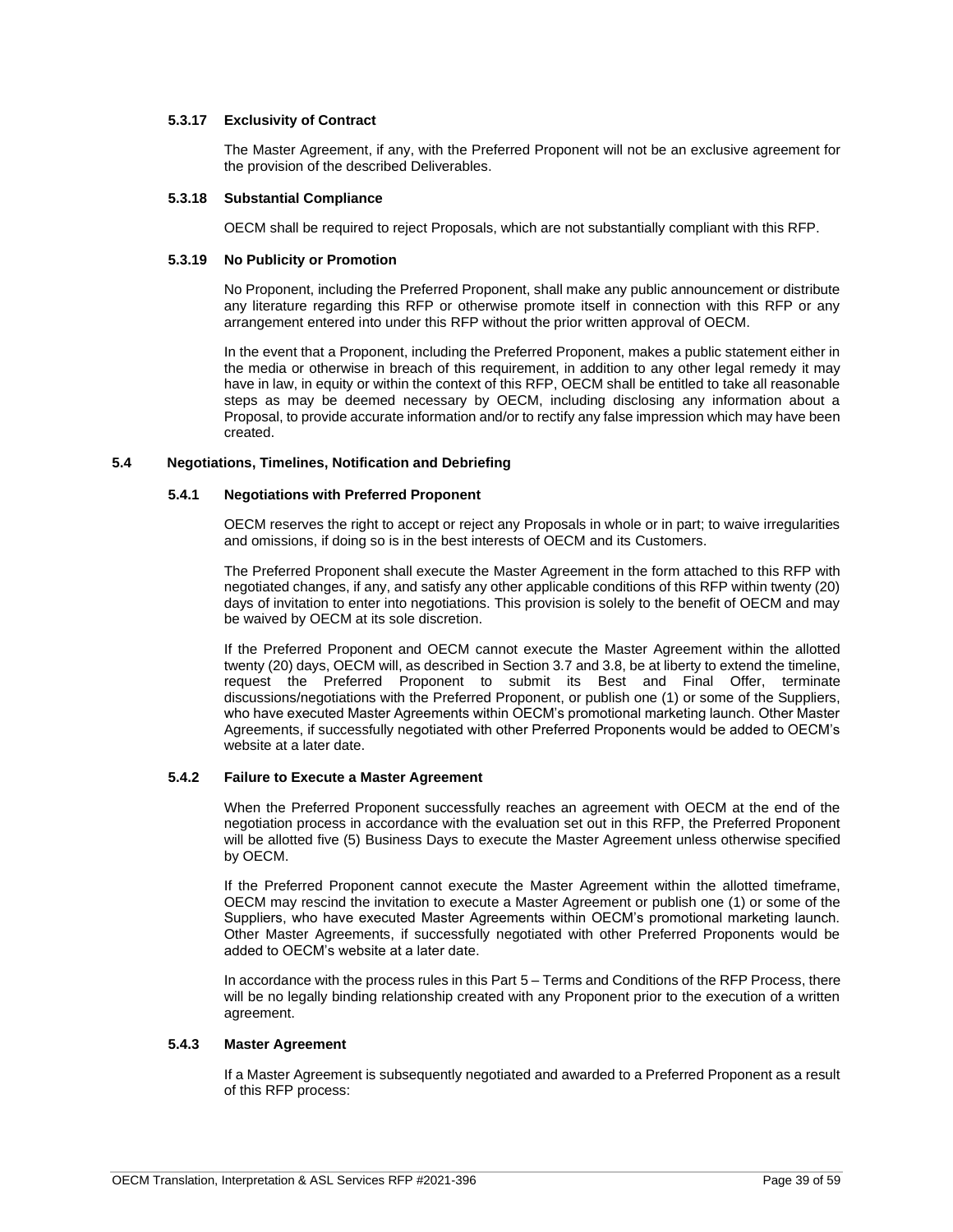#### 5.3.17 Exclusivity of Contract

The Master Agreement, if any, with the Preferred Proponent will not be an exclusive agreement for the provision of the described Deliverables.

#### 5.3.18 Substantial Compliance

OECM shall be required to reject Proposals, which are not substantially compliant with this RFP.

#### 5.3.19 No Publicity or Promotion

No Proponent, including the Preferred Proponent, shall make any public announcement or distribute any literature regarding this RFP or otherwise promote itself in connection with this RFP or any arrangement entered into under this RFP without the prior written approval of OECM.

In the event that a Proponent, including the Preferred Proponent, makes a public statement either in the media or otherwise in breach of this requirement, in addition to any other legal remedy it may have in law, in equity or within the context of this RFP, OECM shall be entitled to take all reasonable steps as may be deemed necessary by OECM, including disclosing any information about a Proposal, to provide accurate information and/or to rectify any false impression which may have been created.

### 5.4 Negotiations, Timelines, Notification and Debriefing

#### 5.4.1 Negotiations with Preferred Proponent

OECM reserves the right to accept or reject any Proposals in whole or in part; to waive irregularities and omissions, if doing so is in the best interests of OECM and its Customers.

The Preferred Proponent shall execute the Master Agreement in the form attached to this RFP with negotiated changes, if any, and satisfy any other applicable conditions of this RFP within twenty (20) days of invitation to enter into negotiations. This provision is solely to the benefit of OECM and may be waived by OECM at its sole discretion.

If the Preferred Proponent and OECM cannot execute the Master Agreement within the allotted twenty (20) days, OECM will, as described in Section 3.7 and 3.8, be at liberty to extend the timeline, request the Preferred Proponent to submit its Best and Final Offer, terminate discussions/negotiations with the Preferred Proponent, or publish one (1) or some of the Suppliers, who have executed Master Agreements within OECM's promotional marketing launch. Other Master Agreements, if successfully negotiated with other Preferred Proponents would be added to OECM's website at a later date.

#### 5.4.2 Failure to Execute a Master Agreement

When the Preferred Proponent successfully reaches an agreement with OECM at the end of the negotiation process in accordance with the evaluation set out in this RFP, the Preferred Proponent will be allotted five (5) Business Days to execute the Master Agreement unless otherwise specified by OECM.

If the Preferred Proponent cannot execute the Master Agreement within the allotted timeframe, OECM may rescind the invitation to execute a Master Agreement or publish one (1) or some of the Suppliers, who have executed Master Agreements within OECM's promotional marketing launch. Other Master Agreements, if successfully negotiated with other Preferred Proponents would be added to OECM's website at a later date.

In accordance with the process rules in this Part 5 – Terms and Conditions of the RFP Process, there will be no legally binding relationship created with any Proponent prior to the execution of a written agreement.

#### 5.4.3 Master Agreement

If a Master Agreement is subsequently negotiated and awarded to a Preferred Proponent as a result of this RFP process: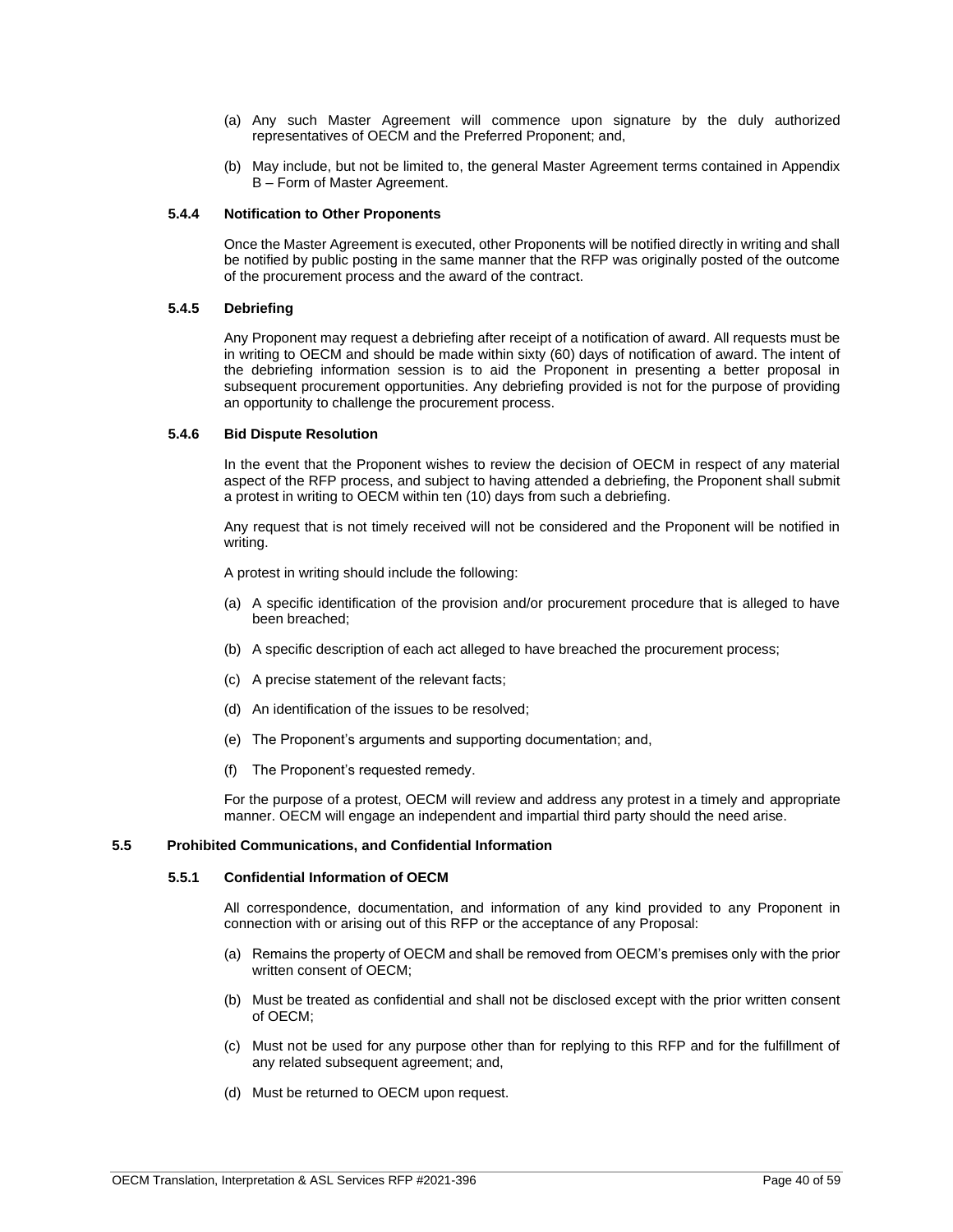(a) Any such Master Agreement will commence upon signature by the duly authorized representatives of OECM and the Preferred Proponent; and,

(b) May include, but not be limited to, the general Master Agreement terms contained in Appendix B – Form of Master Agreement.

#### 5.4.4 Notification to Other Proponents

Once the Master Agreement is executed, other Proponents will be notified directly in writing and shall be notified by public posting in the same manner that the RFP was originally posted of the outcome of the procurement process and the award of the contract.

#### 5.4.5 Debriefing

Any Proponent may request a debriefing after receipt of a notification of award. All requests must be in writing to OECM and should be made within sixty (60) days of notification of award. The intent of the debriefing information session is to aid the Proponent in presenting a better proposal in subsequent procurement opportunities. Any debriefing provided is not for the purpose of providing an opportunity to challenge the procurement process.

#### 5.4.6 Bid Dispute Resolution

In the event that the Proponent wishes to review the decision of OECM in respect of any material aspect of the RFP process, and subject to having attended a debriefing, the Proponent shall submit a protest in writing to OECM within ten (10) days from such a debriefing.

Any request that is not timely received will not be considered and the Proponent will be notified in writing.

A protest in writing should include the following:

(a) A specific identification of the provision and/or procurement procedure that is alleged to have been breached;

(b) A specific description of each act alleged to have breached the procurement process;

(c) A precise statement of the relevant facts;

(d) An identification of the issues to be resolved;

(e) The Proponent's arguments and supporting documentation; and,

(f) The Proponent's requested remedy.

For the purpose of a protest, OECM will review and address any protest in a timely and appropriate manner. OECM will engage an independent and impartial third party should the need arise.

### 5.5 Prohibited Communications, and Confidential Information

#### 5.5.1 Confidential Information of OECM

All correspondence, documentation, and information of any kind provided to any Proponent in connection with or arising out of this RFP or the acceptance of any Proposal:

(a) Remains the property of OECM and shall be removed from OECM's premises only with the prior written consent of OECM;

(b) Must be treated as confidential and shall not be disclosed except with the prior written consent of OECM;

(c) Must not be used for any purpose other than for replying to this RFP and for the fulfillment of any related subsequent agreement; and,

(d) Must be returned to OECM upon request.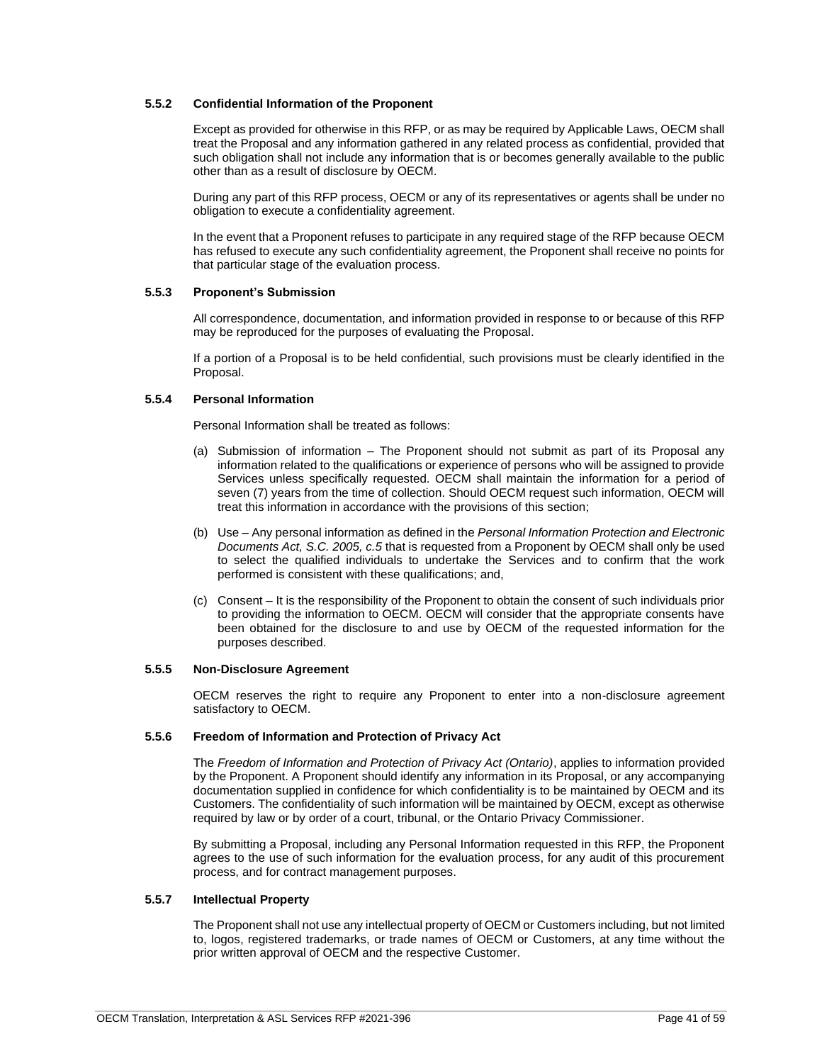#### 5.5.2 Confidential Information of the Proponent

Except as provided for otherwise in this RFP, or as may be required by Applicable Laws, OECM shall treat the Proposal and any information gathered in any related process as confidential, provided that such obligation shall not include any information that is or becomes generally available to the public other than as a result of disclosure by OECM.

During any part of this RFP process, OECM or any of its representatives or agents shall be under no obligation to execute a confidentiality agreement.

In the event that a Proponent refuses to participate in any required stage of the RFP because OECM has refused to execute any such confidentiality agreement, the Proponent shall receive no points for that particular stage of the evaluation process.

#### 5.5.3 Proponent's Submission

All correspondence, documentation, and information provided in response to or because of this RFP may be reproduced for the purposes of evaluating the Proposal.

If a portion of a Proposal is to be held confidential, such provisions must be clearly identified in the Proposal.

#### 5.5.4 Personal Information

Personal Information shall be treated as follows:

(a) Submission of information – The Proponent should not submit as part of its Proposal any information related to the qualifications or experience of persons who will be assigned to provide Services unless specifically requested. OECM shall maintain the information for a period of seven (7) years from the time of collection. Should OECM request such information, OECM will treat this information in accordance with the provisions of this section;

(b) Use – Any personal information as defined in the *Personal Information Protection and Electronic Documents Act, S.C. 2005, c.5* that is requested from a Proponent by OECM shall only be used to select the qualified individuals to undertake the Services and to confirm that the work performed is consistent with these qualifications; and,

(c) Consent – It is the responsibility of the Proponent to obtain the consent of such individuals prior to providing the information to OECM. OECM will consider that the appropriate consents have been obtained for the disclosure to and use by OECM of the requested information for the purposes described.

#### 5.5.5 Non-Disclosure Agreement

OECM reserves the right to require any Proponent to enter into a non-disclosure agreement satisfactory to OECM.

#### 5.5.6 Freedom of Information and Protection of Privacy Act

The *Freedom of Information and Protection of Privacy Act (Ontario)*, applies to information provided by the Proponent. A Proponent should identify any information in its Proposal, or any accompanying documentation supplied in confidence for which confidentiality is to be maintained by OECM and its Customers. The confidentiality of such information will be maintained by OECM, except as otherwise required by law or by order of a court, tribunal, or the Ontario Privacy Commissioner.

By submitting a Proposal, including any Personal Information requested in this RFP, the Proponent agrees to the use of such information for the evaluation process, for any audit of this procurement process, and for contract management purposes.

#### 5.5.7 Intellectual Property

The Proponent shall not use any intellectual property of OECM or Customers including, but not limited to, logos, registered trademarks, or trade names of OECM or Customers, at any time without the prior written approval of OECM and the respective Customer.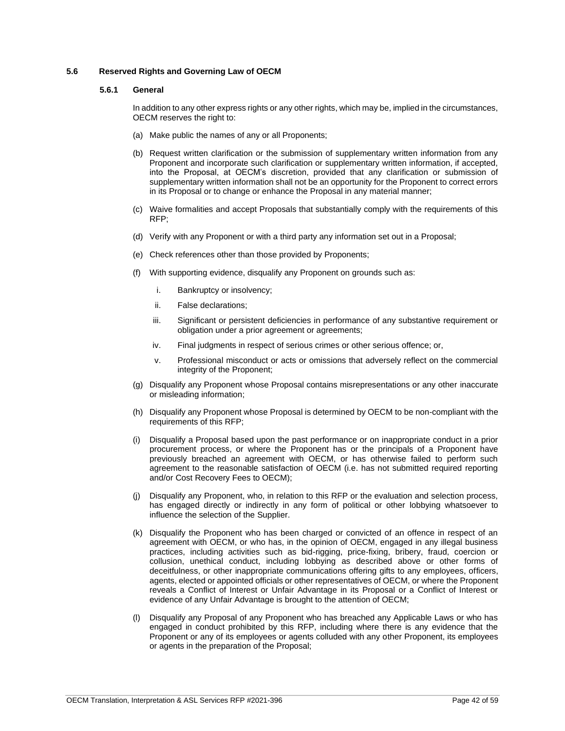### 5.6 Reserved Rights and Governing Law of OECM

#### 5.6.1 General

In addition to any other express rights or any other rights, which may be, implied in the circumstances, OECM reserves the right to:

(a) Make public the names of any or all Proponents;

(b) Request written clarification or the submission of supplementary written information from any Proponent and incorporate such clarification or supplementary written information, if accepted, into the Proposal, at OECM's discretion, provided that any clarification or submission of supplementary written information shall not be an opportunity for the Proponent to correct errors in its Proposal or to change or enhance the Proposal in any material manner;

(c) Waive formalities and accept Proposals that substantially comply with the requirements of this RFP;

(d) Verify with any Proponent or with a third party any information set out in a Proposal;

(e) Check references other than those provided by Proponents;

(f) With supporting evidence, disqualify any Proponent on grounds such as:

  i. Bankruptcy or insolvency;

  ii. False declarations;

  iii. Significant or persistent deficiencies in performance of any substantive requirement or obligation under a prior agreement or agreements;

  iv. Final judgments in respect of serious crimes or other serious offence; or,

  v. Professional misconduct or acts or omissions that adversely reflect on the commercial integrity of the Proponent;

(g) Disqualify any Proponent whose Proposal contains misrepresentations or any other inaccurate or misleading information;

(h) Disqualify any Proponent whose Proposal is determined by OECM to be non-compliant with the requirements of this RFP;

(i) Disqualify a Proposal based upon the past performance or on inappropriate conduct in a prior procurement process, or where the Proponent has or the principals of a Proponent have previously breached an agreement with OECM, or has otherwise failed to perform such agreement to the reasonable satisfaction of OECM (i.e. has not submitted required reporting and/or Cost Recovery Fees to OECM);

(j) Disqualify any Proponent, who, in relation to this RFP or the evaluation and selection process, has engaged directly or indirectly in any form of political or other lobbying whatsoever to influence the selection of the Supplier.

(k) Disqualify the Proponent who has been charged or convicted of an offence in respect of an agreement with OECM, or who has, in the opinion of OECM, engaged in any illegal business practices, including activities such as bid-rigging, price-fixing, bribery, fraud, coercion or collusion, unethical conduct, including lobbying as described above or other forms of deceitfulness, or other inappropriate communications offering gifts to any employees, officers, agents, elected or appointed officials or other representatives of OECM, or where the Proponent reveals a Conflict of Interest or Unfair Advantage in its Proposal or a Conflict of Interest or evidence of any Unfair Advantage is brought to the attention of OECM;

(l) Disqualify any Proposal of any Proponent who has breached any Applicable Laws or who has engaged in conduct prohibited by this RFP, including where there is any evidence that the Proponent or any of its employees or agents colluded with any other Proponent, its employees or agents in the preparation of the Proposal;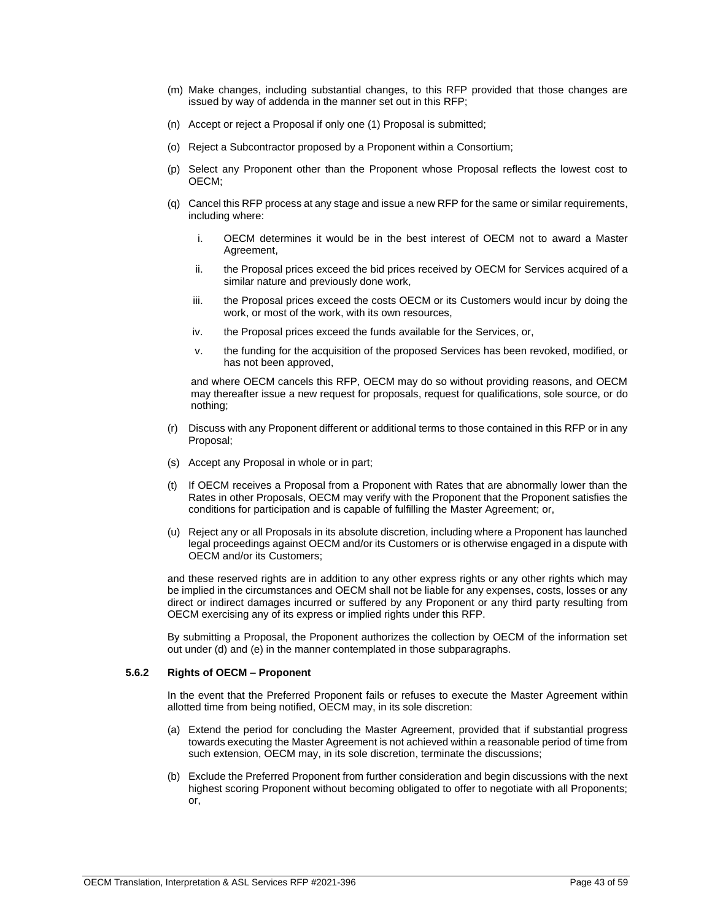(m) Make changes, including substantial changes, to this RFP provided that those changes are issued by way of addenda in the manner set out in this RFP;

(n) Accept or reject a Proposal if only one (1) Proposal is submitted;

(o) Reject a Subcontractor proposed by a Proponent within a Consortium;

(p) Select any Proponent other than the Proponent whose Proposal reflects the lowest cost to OECM;

(q) Cancel this RFP process at any stage and issue a new RFP for the same or similar requirements, including where:

   i. OECM determines it would be in the best interest of OECM not to award a Master Agreement,

   ii. the Proposal prices exceed the bid prices received by OECM for Services acquired of a similar nature and previously done work,

   iii. the Proposal prices exceed the costs OECM or its Customers would incur by doing the work, or most of the work, with its own resources,

   iv. the Proposal prices exceed the funds available for the Services, or,

   v. the funding for the acquisition of the proposed Services has been revoked, modified, or has not been approved,

   and where OECM cancels this RFP, OECM may do so without providing reasons, and OECM may thereafter issue a new request for proposals, request for qualifications, sole source, or do nothing;

(r) Discuss with any Proponent different or additional terms to those contained in this RFP or in any Proposal;

(s) Accept any Proposal in whole or in part;

(t) If OECM receives a Proposal from a Proponent with Rates that are abnormally lower than the Rates in other Proposals, OECM may verify with the Proponent that the Proponent satisfies the conditions for participation and is capable of fulfilling the Master Agreement; or,

(u) Reject any or all Proposals in its absolute discretion, including where a Proponent has launched legal proceedings against OECM and/or its Customers or is otherwise engaged in a dispute with OECM and/or its Customers;

and these reserved rights are in addition to any other express rights or any other rights which may be implied in the circumstances and OECM shall not be liable for any expenses, costs, losses or any direct or indirect damages incurred or suffered by any Proponent or any third party resulting from OECM exercising any of its express or implied rights under this RFP.

By submitting a Proposal, the Proponent authorizes the collection by OECM of the information set out under (d) and (e) in the manner contemplated in those subparagraphs.

#### 5.6.2 Rights of OECM – Proponent

In the event that the Preferred Proponent fails or refuses to execute the Master Agreement within allotted time from being notified, OECM may, in its sole discretion:

(a) Extend the period for concluding the Master Agreement, provided that if substantial progress towards executing the Master Agreement is not achieved within a reasonable period of time from such extension, OECM may, in its sole discretion, terminate the discussions;

(b) Exclude the Preferred Proponent from further consideration and begin discussions with the next highest scoring Proponent without becoming obligated to offer to negotiate with all Proponents; or,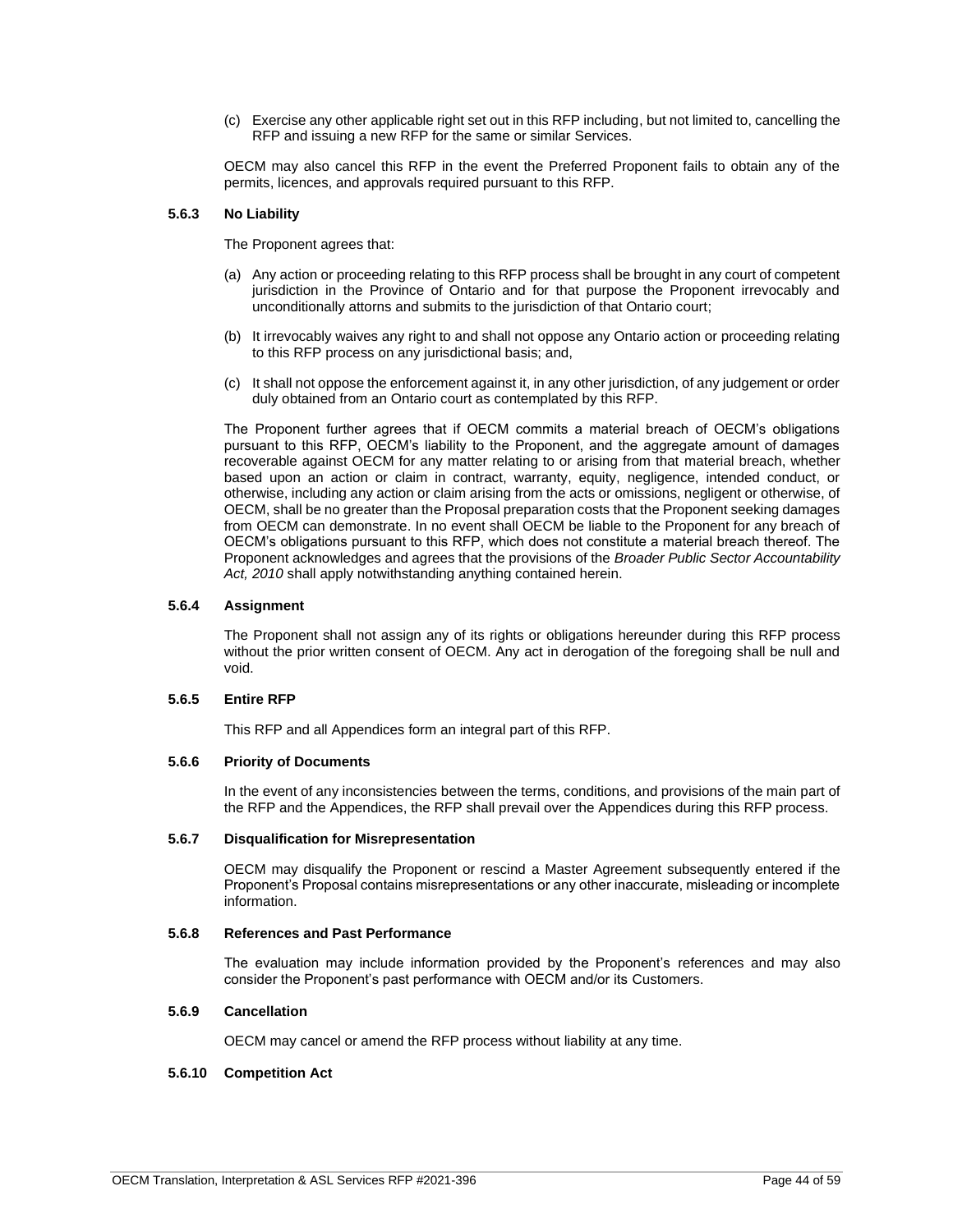(c) Exercise any other applicable right set out in this RFP including, but not limited to, cancelling the RFP and issuing a new RFP for the same or similar Services.

OECM may also cancel this RFP in the event the Preferred Proponent fails to obtain any of the permits, licences, and approvals required pursuant to this RFP.

#### 5.6.3 No Liability

The Proponent agrees that:

(a) Any action or proceeding relating to this RFP process shall be brought in any court of competent jurisdiction in the Province of Ontario and for that purpose the Proponent irrevocably and unconditionally attorns and submits to the jurisdiction of that Ontario court;

(b) It irrevocably waives any right to and shall not oppose any Ontario action or proceeding relating to this RFP process on any jurisdictional basis; and,

(c) It shall not oppose the enforcement against it, in any other jurisdiction, of any judgement or order duly obtained from an Ontario court as contemplated by this RFP.

The Proponent further agrees that if OECM commits a material breach of OECM's obligations pursuant to this RFP, OECM's liability to the Proponent, and the aggregate amount of damages recoverable against OECM for any matter relating to or arising from that material breach, whether based upon an action or claim in contract, warranty, equity, negligence, intended conduct, or otherwise, including any action or claim arising from the acts or omissions, negligent or otherwise, of OECM, shall be no greater than the Proposal preparation costs that the Proponent seeking damages from OECM can demonstrate. In no event shall OECM be liable to the Proponent for any breach of OECM's obligations pursuant to this RFP, which does not constitute a material breach thereof. The Proponent acknowledges and agrees that the provisions of the *Broader Public Sector Accountability Act, 2010* shall apply notwithstanding anything contained herein.

#### 5.6.4 Assignment

The Proponent shall not assign any of its rights or obligations hereunder during this RFP process without the prior written consent of OECM. Any act in derogation of the foregoing shall be null and void.

#### 5.6.5 Entire RFP

This RFP and all Appendices form an integral part of this RFP.

#### 5.6.6 Priority of Documents

In the event of any inconsistencies between the terms, conditions, and provisions of the main part of the RFP and the Appendices, the RFP shall prevail over the Appendices during this RFP process.

#### 5.6.7 Disqualification for Misrepresentation

OECM may disqualify the Proponent or rescind a Master Agreement subsequently entered if the Proponent's Proposal contains misrepresentations or any other inaccurate, misleading or incomplete information.

#### 5.6.8 References and Past Performance

The evaluation may include information provided by the Proponent's references and may also consider the Proponent's past performance with OECM and/or its Customers.

#### 5.6.9 Cancellation

OECM may cancel or amend the RFP process without liability at any time.

#### 5.6.10 Competition Act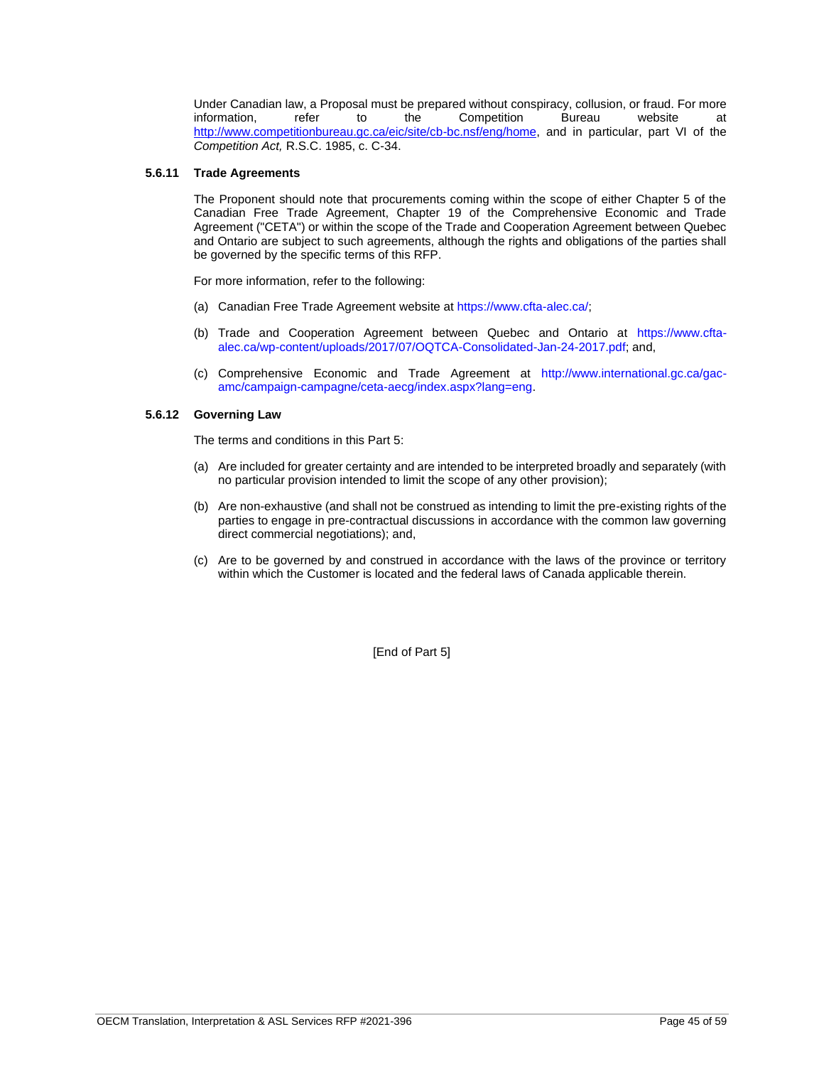Under Canadian law, a Proposal must be prepared without conspiracy, collusion, or fraud. For more information, refer to the Competition Bureau website at http://www.competitionbureau.gc.ca/eic/site/cb-bc.nsf/eng/home, and in particular, part VI of the *Competition Act,* R.S.C. 1985, c. C-34.

### 5.6.11 Trade Agreements

The Proponent should note that procurements coming within the scope of either Chapter 5 of the Canadian Free Trade Agreement, Chapter 19 of the Comprehensive Economic and Trade Agreement ("CETA") or within the scope of the Trade and Cooperation Agreement between Quebec and Ontario are subject to such agreements, although the rights and obligations of the parties shall be governed by the specific terms of this RFP.

For more information, refer to the following:

(a) Canadian Free Trade Agreement website at https://www.cfta-alec.ca/;

(b) Trade and Cooperation Agreement between Quebec and Ontario at https://www.cfta-alec.ca/wp-content/uploads/2017/07/OQTCA-Consolidated-Jan-24-2017.pdf; and,

(c) Comprehensive Economic and Trade Agreement at http://www.international.gc.ca/gac-amc/campaign-campagne/ceta-aecg/index.aspx?lang=eng.

### 5.6.12 Governing Law

The terms and conditions in this Part 5:

(a) Are included for greater certainty and are intended to be interpreted broadly and separately (with no particular provision intended to limit the scope of any other provision);

(b) Are non-exhaustive (and shall not be construed as intending to limit the pre-existing rights of the parties to engage in pre-contractual discussions in accordance with the common law governing direct commercial negotiations); and,

(c) Are to be governed by and construed in accordance with the laws of the province or territory within which the Customer is located and the federal laws of Canada applicable therein.

[End of Part 5]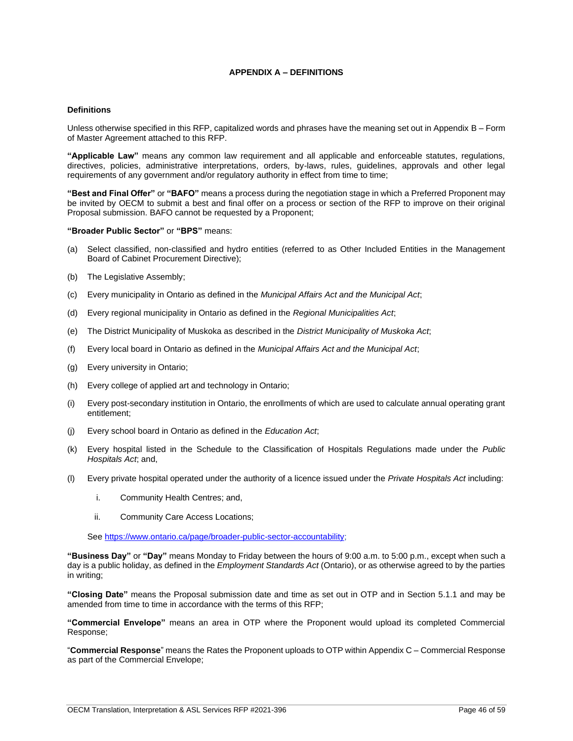## APPENDIX A – DEFINITIONS

### Definitions

Unless otherwise specified in this RFP, capitalized words and phrases have the meaning set out in Appendix B – Form of Master Agreement attached to this RFP.

**"Applicable Law"** means any common law requirement and all applicable and enforceable statutes, regulations, directives, policies, administrative interpretations, orders, by-laws, rules, guidelines, approvals and other legal requirements of any government and/or regulatory authority in effect from time to time;

**"Best and Final Offer"** or **"BAFO"** means a process during the negotiation stage in which a Preferred Proponent may be invited by OECM to submit a best and final offer on a process or section of the RFP to improve on their original Proposal submission. BAFO cannot be requested by a Proponent;

**"Broader Public Sector"** or **"BPS"** means:

(a) Select classified, non-classified and hydro entities (referred to as Other Included Entities in the Management Board of Cabinet Procurement Directive);

(b) The Legislative Assembly;

(c) Every municipality in Ontario as defined in the *Municipal Affairs Act and the Municipal Act*;

(d) Every regional municipality in Ontario as defined in the *Regional Municipalities Act*;

(e) The District Municipality of Muskoka as described in the *District Municipality of Muskoka Act*;

(f) Every local board in Ontario as defined in the *Municipal Affairs Act and the Municipal Act*;

(g) Every university in Ontario;

(h) Every college of applied art and technology in Ontario;

(i) Every post-secondary institution in Ontario, the enrollments of which are used to calculate annual operating grant entitlement;

(j) Every school board in Ontario as defined in the *Education Act*;

(k) Every hospital listed in the Schedule to the Classification of Hospitals Regulations made under the *Public Hospitals Act*; and,

(l) Every private hospital operated under the authority of a licence issued under the *Private Hospitals Act* including:

   i. Community Health Centres; and,

   ii. Community Care Access Locations;

See https://www.ontario.ca/page/broader-public-sector-accountability;

**"Business Day"** or **"Day"** means Monday to Friday between the hours of 9:00 a.m. to 5:00 p.m., except when such a day is a public holiday, as defined in the *Employment Standards Act* (Ontario), or as otherwise agreed to by the parties in writing;

**"Closing Date"** means the Proposal submission date and time as set out in OTP and in Section 5.1.1 and may be amended from time to time in accordance with the terms of this RFP;

**"Commercial Envelope"** means an area in OTP where the Proponent would upload its completed Commercial Response;

"**Commercial Response**" means the Rates the Proponent uploads to OTP within Appendix C – Commercial Response as part of the Commercial Envelope;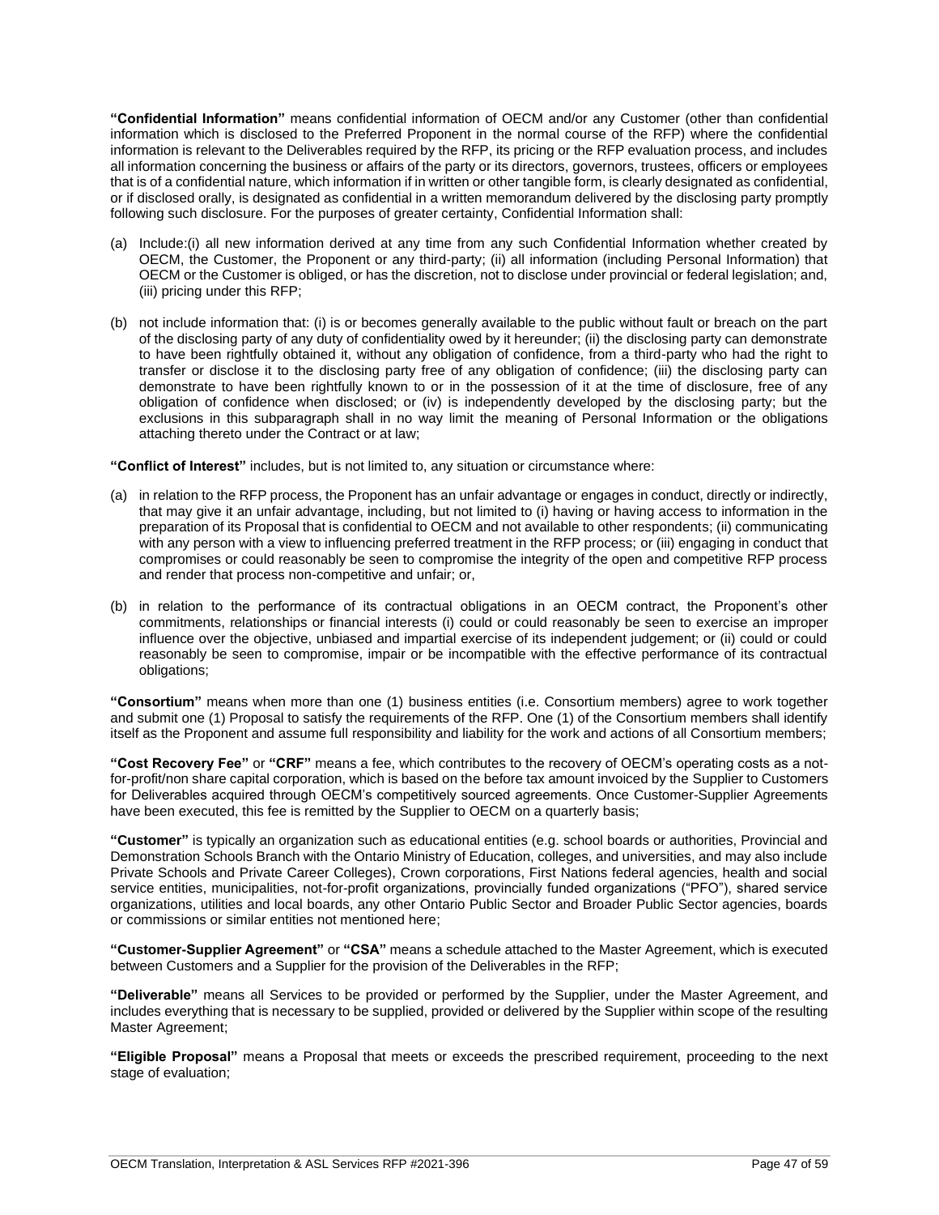**"Confidential Information"** means confidential information of OECM and/or any Customer (other than confidential information which is disclosed to the Preferred Proponent in the normal course of the RFP) where the confidential information is relevant to the Deliverables required by the RFP, its pricing or the RFP evaluation process, and includes all information concerning the business or affairs of the party or its directors, governors, trustees, officers or employees that is of a confidential nature, which information if in written or other tangible form, is clearly designated as confidential, or if disclosed orally, is designated as confidential in a written memorandum delivered by the disclosing party promptly following such disclosure. For the purposes of greater certainty, Confidential Information shall:

(a) Include:(i) all new information derived at any time from any such Confidential Information whether created by OECM, the Customer, the Proponent or any third-party; (ii) all information (including Personal Information) that OECM or the Customer is obliged, or has the discretion, not to disclose under provincial or federal legislation; and, (iii) pricing under this RFP;

(b) not include information that: (i) is or becomes generally available to the public without fault or breach on the part of the disclosing party of any duty of confidentiality owed by it hereunder; (ii) the disclosing party can demonstrate to have been rightfully obtained it, without any obligation of confidence, from a third-party who had the right to transfer or disclose it to the disclosing party free of any obligation of confidence; (iii) the disclosing party can demonstrate to have been rightfully known to or in the possession of it at the time of disclosure, free of any obligation of confidence when disclosed; or (iv) is independently developed by the disclosing party; but the exclusions in this subparagraph shall in no way limit the meaning of Personal Information or the obligations attaching thereto under the Contract or at law;

**"Conflict of Interest"** includes, but is not limited to, any situation or circumstance where:

(a) in relation to the RFP process, the Proponent has an unfair advantage or engages in conduct, directly or indirectly, that may give it an unfair advantage, including, but not limited to (i) having or having access to information in the preparation of its Proposal that is confidential to OECM and not available to other respondents; (ii) communicating with any person with a view to influencing preferred treatment in the RFP process; or (iii) engaging in conduct that compromises or could reasonably be seen to compromise the integrity of the open and competitive RFP process and render that process non-competitive and unfair; or,

(b) in relation to the performance of its contractual obligations in an OECM contract, the Proponent's other commitments, relationships or financial interests (i) could or could reasonably be seen to exercise an improper influence over the objective, unbiased and impartial exercise of its independent judgement; or (ii) could or could reasonably be seen to compromise, impair or be incompatible with the effective performance of its contractual obligations;

**"Consortium"** means when more than one (1) business entities (i.e. Consortium members) agree to work together and submit one (1) Proposal to satisfy the requirements of the RFP. One (1) of the Consortium members shall identify itself as the Proponent and assume full responsibility and liability for the work and actions of all Consortium members;

**"Cost Recovery Fee"** or **"CRF"** means a fee, which contributes to the recovery of OECM's operating costs as a not-for-profit/non share capital corporation, which is based on the before tax amount invoiced by the Supplier to Customers for Deliverables acquired through OECM's competitively sourced agreements. Once Customer-Supplier Agreements have been executed, this fee is remitted by the Supplier to OECM on a quarterly basis;

**"Customer"** is typically an organization such as educational entities (e.g. school boards or authorities, Provincial and Demonstration Schools Branch with the Ontario Ministry of Education, colleges, and universities, and may also include Private Schools and Private Career Colleges), Crown corporations, First Nations federal agencies, health and social service entities, municipalities, not-for-profit organizations, provincially funded organizations ("PFO"), shared service organizations, utilities and local boards, any other Ontario Public Sector and Broader Public Sector agencies, boards or commissions or similar entities not mentioned here;

**"Customer-Supplier Agreement"** or **"CSA"** means a schedule attached to the Master Agreement, which is executed between Customers and a Supplier for the provision of the Deliverables in the RFP;

**"Deliverable"** means all Services to be provided or performed by the Supplier, under the Master Agreement, and includes everything that is necessary to be supplied, provided or delivered by the Supplier within scope of the resulting Master Agreement;

**"Eligible Proposal"** means a Proposal that meets or exceeds the prescribed requirement, proceeding to the next stage of evaluation;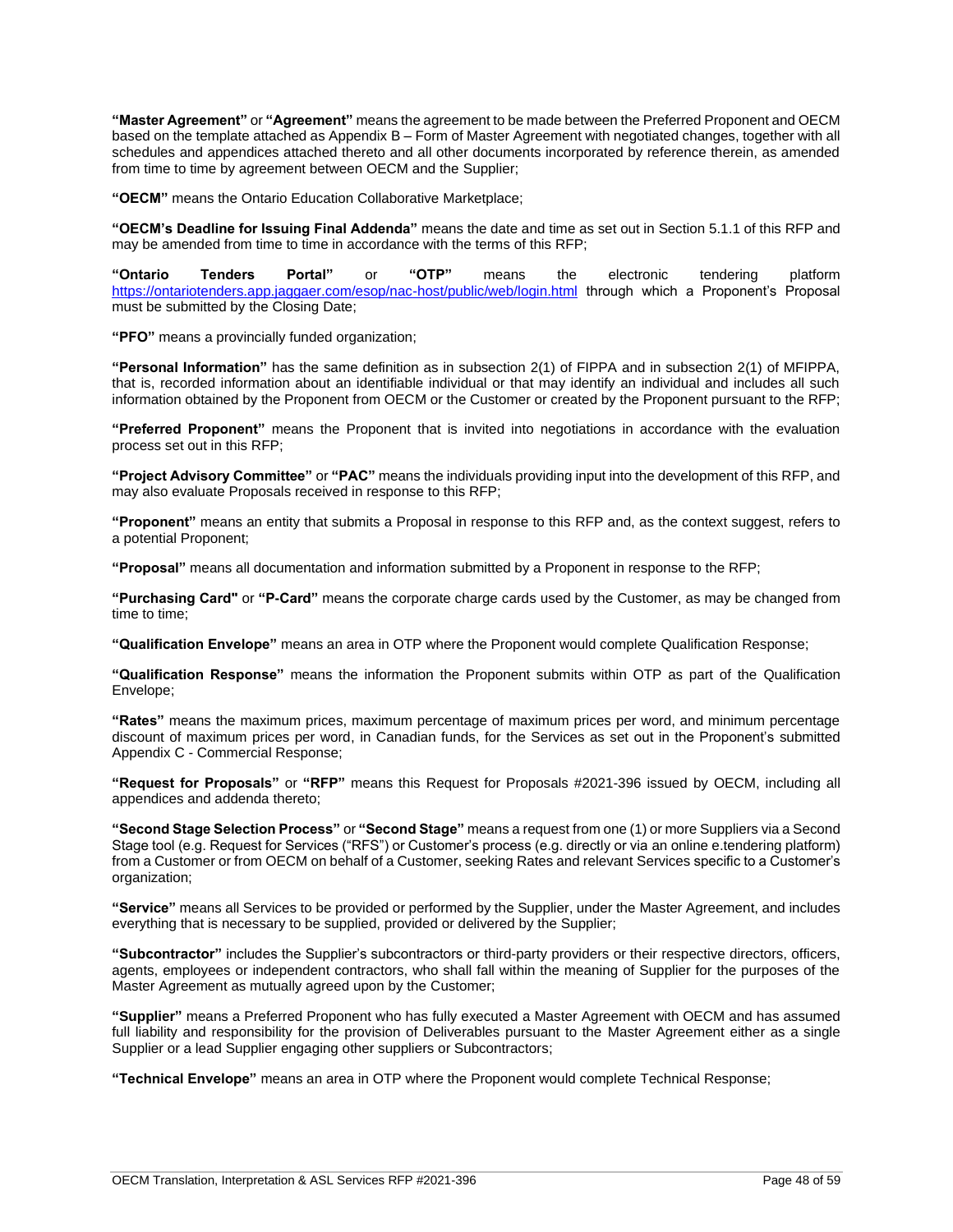**"Master Agreement"** or **"Agreement"** means the agreement to be made between the Preferred Proponent and OECM based on the template attached as Appendix B – Form of Master Agreement with negotiated changes, together with all schedules and appendices attached thereto and all other documents incorporated by reference therein, as amended from time to time by agreement between OECM and the Supplier;

**"OECM"** means the Ontario Education Collaborative Marketplace;

**"OECM's Deadline for Issuing Final Addenda"** means the date and time as set out in Section 5.1.1 of this RFP and may be amended from time to time in accordance with the terms of this RFP;

**"Ontario Tenders Portal"** or **"OTP"** means the electronic tendering platform https://ontariotenders.app.jaggaer.com/esop/nac-host/public/web/login.html through which a Proponent's Proposal must be submitted by the Closing Date;

**"PFO"** means a provincially funded organization;

**"Personal Information"** has the same definition as in subsection 2(1) of FIPPA and in subsection 2(1) of MFIPPA, that is, recorded information about an identifiable individual or that may identify an individual and includes all such information obtained by the Proponent from OECM or the Customer or created by the Proponent pursuant to the RFP;

**"Preferred Proponent"** means the Proponent that is invited into negotiations in accordance with the evaluation process set out in this RFP;

**"Project Advisory Committee"** or **"PAC"** means the individuals providing input into the development of this RFP, and may also evaluate Proposals received in response to this RFP;

**"Proponent"** means an entity that submits a Proposal in response to this RFP and, as the context suggest, refers to a potential Proponent;

**"Proposal"** means all documentation and information submitted by a Proponent in response to the RFP;

**"Purchasing Card"** or **"P-Card"** means the corporate charge cards used by the Customer, as may be changed from time to time;

**"Qualification Envelope"** means an area in OTP where the Proponent would complete Qualification Response;

**"Qualification Response"** means the information the Proponent submits within OTP as part of the Qualification Envelope;

**"Rates"** means the maximum prices, maximum percentage of maximum prices per word, and minimum percentage discount of maximum prices per word, in Canadian funds, for the Services as set out in the Proponent's submitted Appendix C - Commercial Response;

**"Request for Proposals"** or **"RFP"** means this Request for Proposals #2021-396 issued by OECM, including all appendices and addenda thereto;

**"Second Stage Selection Process"** or **"Second Stage"** means a request from one (1) or more Suppliers via a Second Stage tool (e.g. Request for Services ("RFS") or Customer's process (e.g. directly or via an online e.tendering platform) from a Customer or from OECM on behalf of a Customer, seeking Rates and relevant Services specific to a Customer's organization;

**"Service"** means all Services to be provided or performed by the Supplier, under the Master Agreement, and includes everything that is necessary to be supplied, provided or delivered by the Supplier;

**"Subcontractor"** includes the Supplier's subcontractors or third-party providers or their respective directors, officers, agents, employees or independent contractors, who shall fall within the meaning of Supplier for the purposes of the Master Agreement as mutually agreed upon by the Customer;

**"Supplier"** means a Preferred Proponent who has fully executed a Master Agreement with OECM and has assumed full liability and responsibility for the provision of Deliverables pursuant to the Master Agreement either as a single Supplier or a lead Supplier engaging other suppliers or Subcontractors;

**"Technical Envelope"** means an area in OTP where the Proponent would complete Technical Response;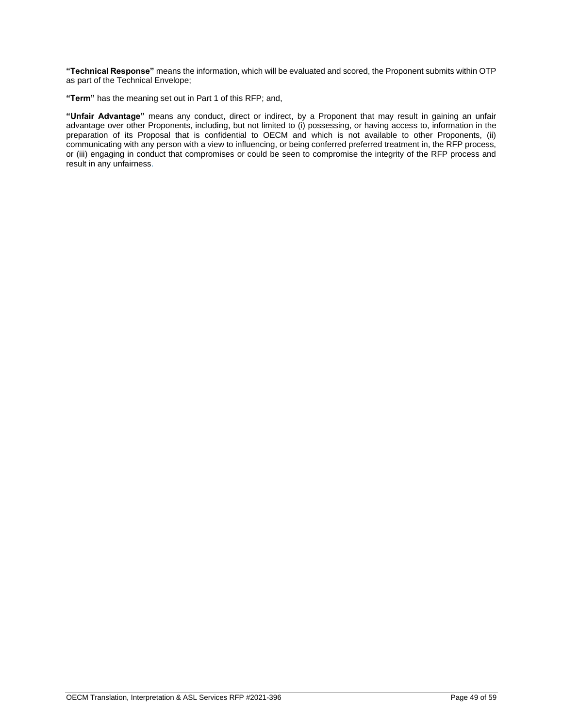**"Technical Response"** means the information, which will be evaluated and scored, the Proponent submits within OTP as part of the Technical Envelope;

**"Term"** has the meaning set out in Part 1 of this RFP; and,

**"Unfair Advantage"** means any conduct, direct or indirect, by a Proponent that may result in gaining an unfair advantage over other Proponents, including, but not limited to (i) possessing, or having access to, information in the preparation of its Proposal that is confidential to OECM and which is not available to other Proponents, (ii) communicating with any person with a view to influencing, or being conferred preferred treatment in, the RFP process, or (iii) engaging in conduct that compromises or could be seen to compromise the integrity of the RFP process and result in any unfairness.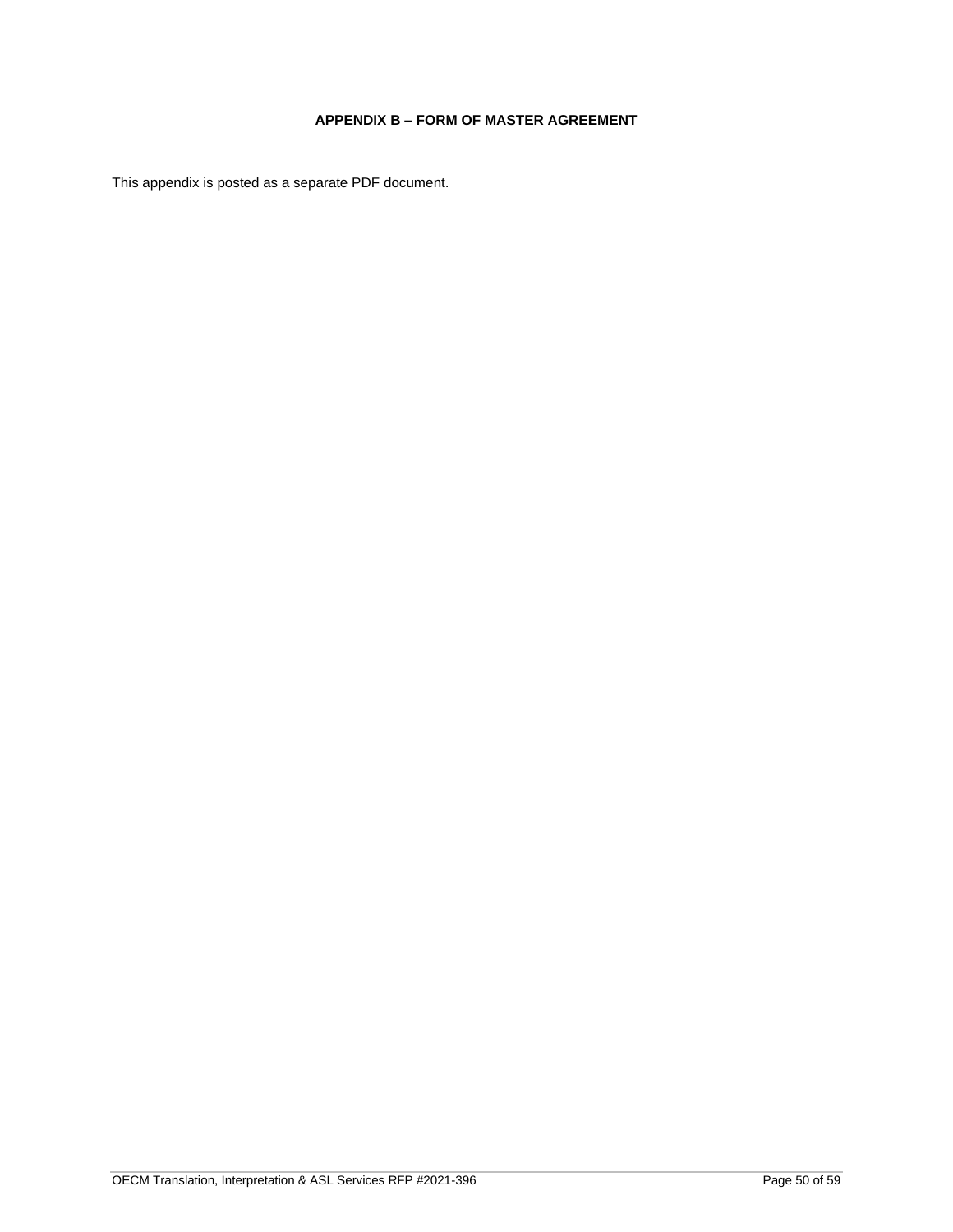## APPENDIX B – FORM OF MASTER AGREEMENT

This appendix is posted as a separate PDF document.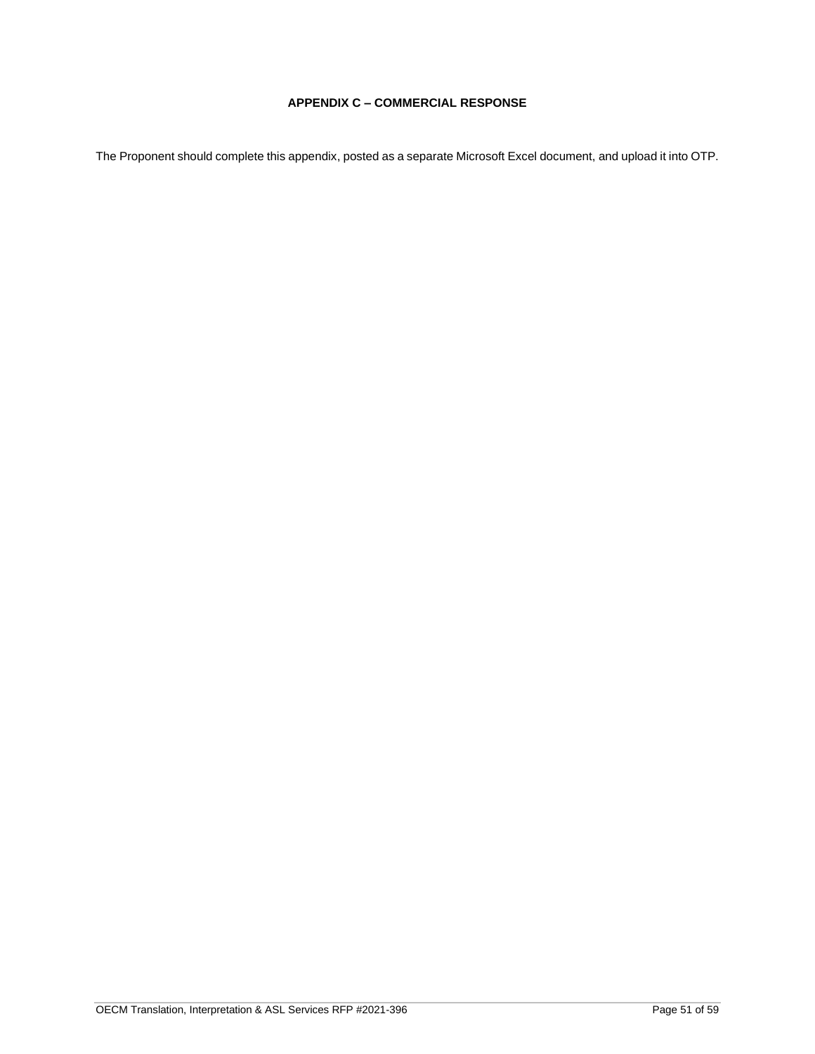## APPENDIX C – COMMERCIAL RESPONSE

The Proponent should complete this appendix, posted as a separate Microsoft Excel document, and upload it into OTP.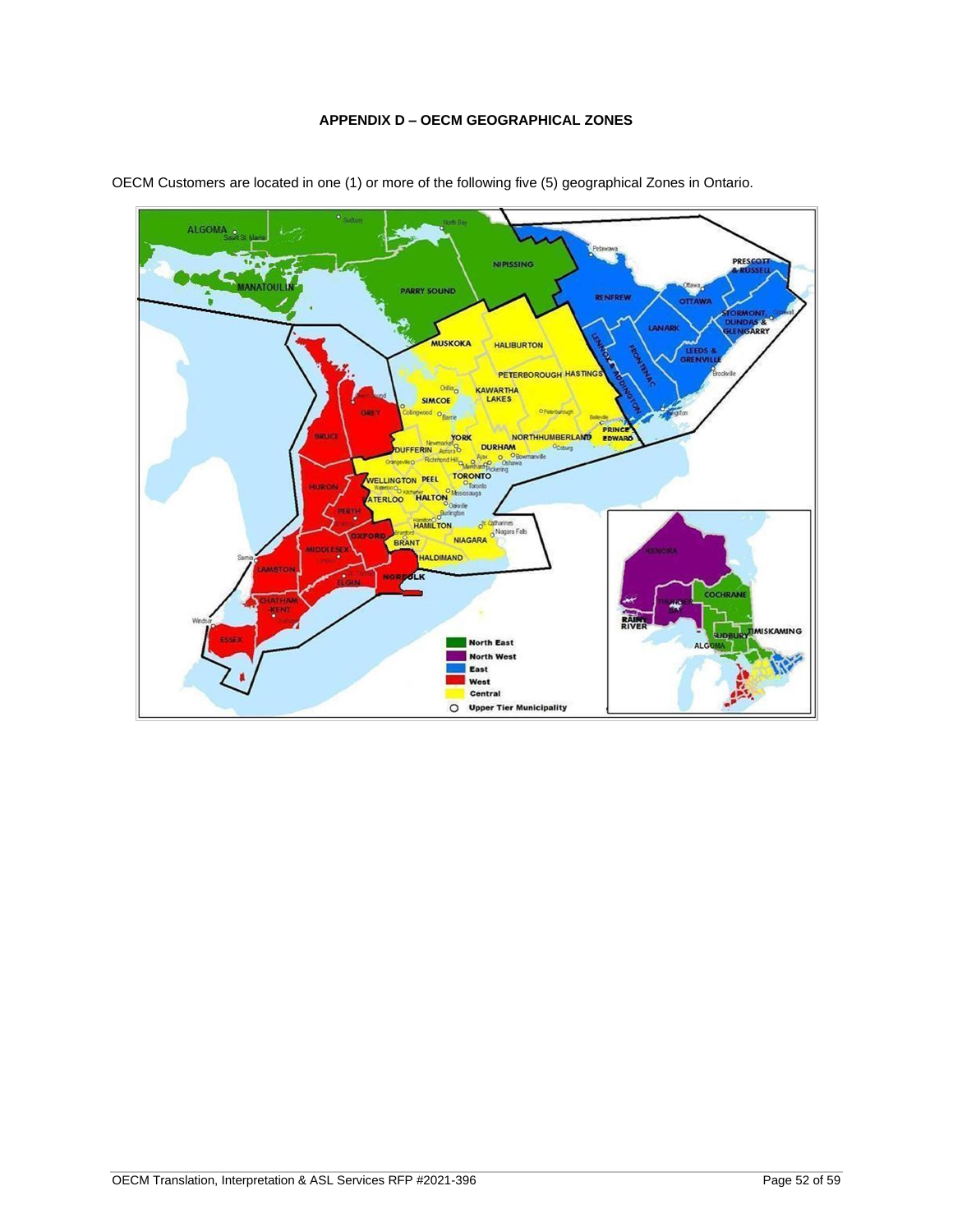**APPENDIX D – OECM GEOGRAPHICAL ZONES**

OECM Customers are located in one (1) or more of the following five (5) geographical Zones in Ontario.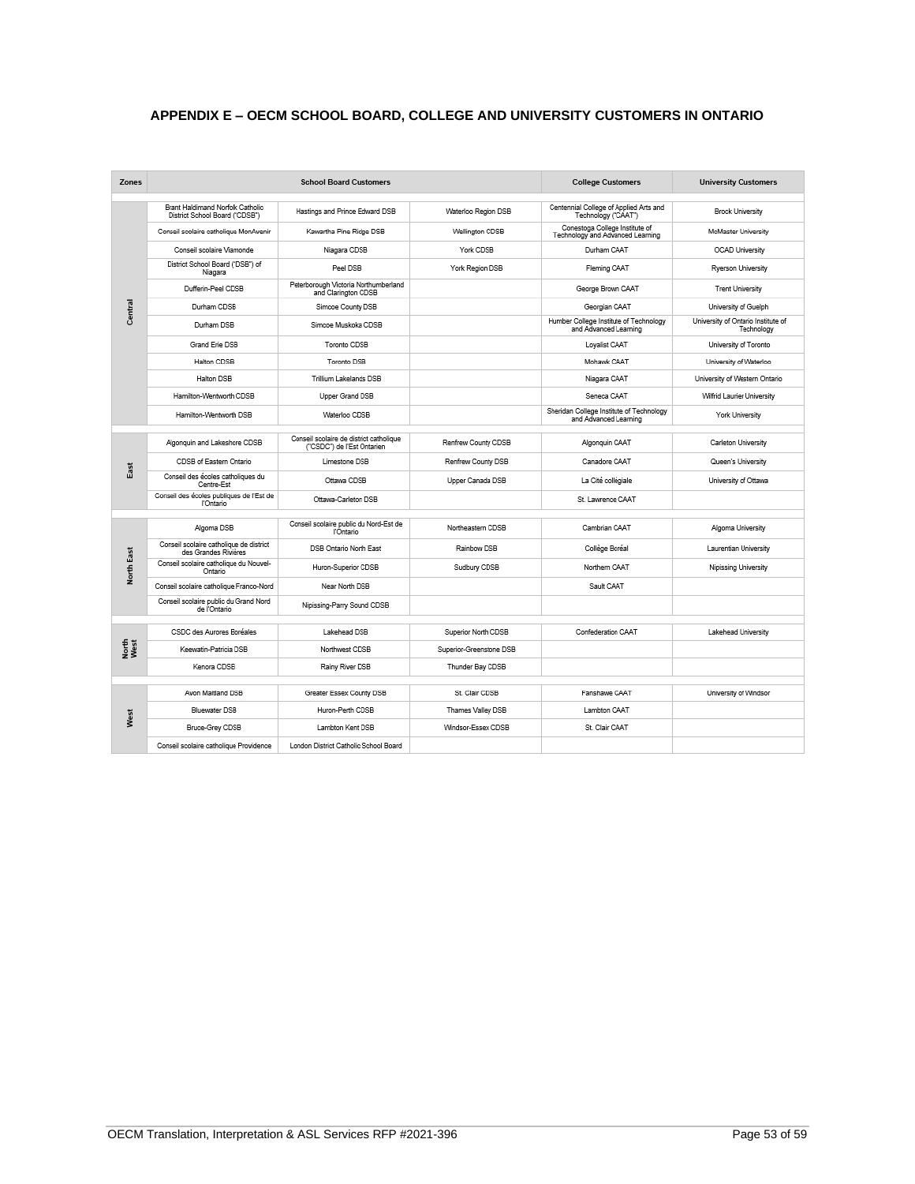## APPENDIX E – OECM SCHOOL BOARD, COLLEGE AND UNIVERSITY CUSTOMERS IN ONTARIO

| Zones | School Board Customers | | | College Customers | University Customers |
|---|---|---|---|---|---|
| Central | Brant Haldimand Norfolk Catholic District School Board ("CDSB") | Hastings and Prince Edward DSB | Waterloo Region DSB | Centennial College of Applied Arts and Technology ("CAAT") | Brock University |
| | Conseil scolaire catholique MonAvenir | Kawartha Pine Ridge DSB | Wellington CDSB | Conestoga College Institute of Technology and Advanced Learning | McMaster University |
| | Conseil scolaire Viamonde | Niagara CDSB | York CDSB | Durham CAAT | OCAD University |
| | District School Board ("DSB") of Niagara | Peel DSB | York Region DSB | Fleming CAAT | Ryerson University |
| | Dufferin-Peel CDSB | Peterborough Victoria Northumberland and Clarington CDSB | | George Brown CAAT | Trent University |
| | Durham CDSB | Simcoe County DSB | | Georgian CAAT | University of Guelph |
| | Durham DSB | Simcoe Muskoka CDSB | | Humber College Institute of Technology and Advanced Learning | University of Ontario Institute of Technology |
| | Grand Erie DSB | Toronto CDSB | | Loyalist CAAT | University of Toronto |
| | Halton CDSB | Toronto DSB | | Mohawk CAAT | University of Waterloo |
| | Halton DSB | Trillium Lakelands DSB | | Niagara CAAT | University of Western Ontario |
| | Hamilton-Wentworth CDSB | Upper Grand DSB | | Seneca CAAT | Wilfrid Laurier University |
| | Hamilton-Wentworth DSB | Waterloo CDSB | | Sheridan College Institute of Technology and Advanced Learning | York University |
| East | Algonquin and Lakeshore CDSB | Conseil scolaire de district catholique ("CSDC") de l'Est Ontarien | Renfrew County CDSB | Algonquin CAAT | Carleton University |
| | CDSB of Eastern Ontario | Limestone DSB | Renfrew County DSB | Canadore CAAT | Queen's University |
| | Conseil des écoles catholiques du Centre-Est | Ottawa CDSB | Upper Canada DSB | La Cité collégiale | University of Ottawa |
| | Conseil des écoles publiques de l'Est de l'Ontario | Ottawa-Carleton DSB | | St. Lawrence CAAT | |
| North East | Algoma DSB | Conseil scolaire public du Nord-Est de l'Ontario | Northeastern CDSB | Cambrian CAAT | Algoma University |
| | Conseil scolaire catholique de district des Grandes Rivières | DSB Ontario North East | Rainbow DSB | Collège Boréal | Laurentian University |
| | Conseil scolaire catholique du Nouvel-Ontario | Huron-Superior CDSB | Sudbury CDSB | Northern CAAT | Nipissing University |
| | Conseil scolaire catholique Franco-Nord | Near North DSB | | Sault CAAT | |
| | Conseil scolaire public du Grand Nord de l'Ontario | Nipissing-Parry Sound CDSB | | | |
| North West | CSDC des Aurores Boréales | Lakehead DSB | Superior North CDSB | Confederation CAAT | Lakehead University |
| | Keewatin-Patricia DSB | Northwest CDSB | Superior-Greenstone DSB | | |
| | Kenora CDSB | Rainy River DSB | Thunder Bay CDSB | | |
| West | Avon Maitland DSB | Greater Essex County DSB | St. Clair CDSB | Fanshawe CAAT | University of Windsor |
| | Bluewater DSB | Huron-Perth CDSB | Thames Valley DSB | Lambton CAAT | |
| | Bruce-Grey CDSB | Lambton Kent DSB | Windsor-Essex CDSB | St. Clair CAAT | |
| | Conseil scolaire catholique Providence | London District Catholic School Board | | | |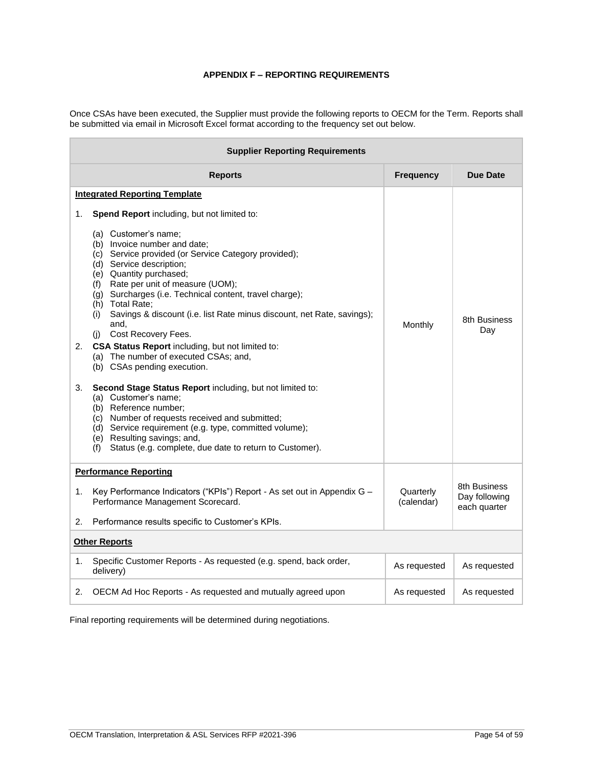# APPENDIX F – REPORTING REQUIREMENTS

Once CSAs have been executed, the Supplier must provide the following reports to OECM for the Term. Reports shall be submitted via email in Microsoft Excel format according to the frequency set out below.

| Supplier Reporting Requirements | | |
|---|---|---|
| **Reports** | **Frequency** | **Due Date** |
| **Integrated Reporting Template**<br><br>1. **Spend Report** including, but not limited to:<br>(a) Customer's name;<br>(b) Invoice number and date;<br>(c) Service provided (or Service Category provided);<br>(d) Service description;<br>(e) Quantity purchased;<br>(f) Rate per unit of measure (UOM);<br>(g) Surcharges (i.e. Technical content, travel charge);<br>(h) Total Rate;<br>(i) Savings & discount (i.e. list Rate minus discount, net Rate, savings); and,<br>(j) Cost Recovery Fees.<br>2. **CSA Status Report** including, but not limited to:<br>(a) The number of executed CSAs; and,<br>(b) CSAs pending execution.<br><br>3. **Second Stage Status Report** including, but not limited to:<br>(a) Customer's name;<br>(b) Reference number;<br>(c) Number of requests received and submitted;<br>(d) Service requirement (e.g. type, committed volume);<br>(e) Resulting savings; and,<br>(f) Status (e.g. complete, due date to return to Customer). | Monthly | 8th Business Day |
| **Performance Reporting**<br><br>1. Key Performance Indicators ("KPIs") Report - As set out in Appendix G – Performance Management Scorecard.<br><br>2. Performance results specific to Customer's KPIs. | Quarterly (calendar) | 8th Business Day following each quarter |
| **Other Reports** | | |
| 1. Specific Customer Reports - As requested (e.g. spend, back order, delivery) | As requested | As requested |
| 2. OECM Ad Hoc Reports - As requested and mutually agreed upon | As requested | As requested |

Final reporting requirements will be determined during negotiations.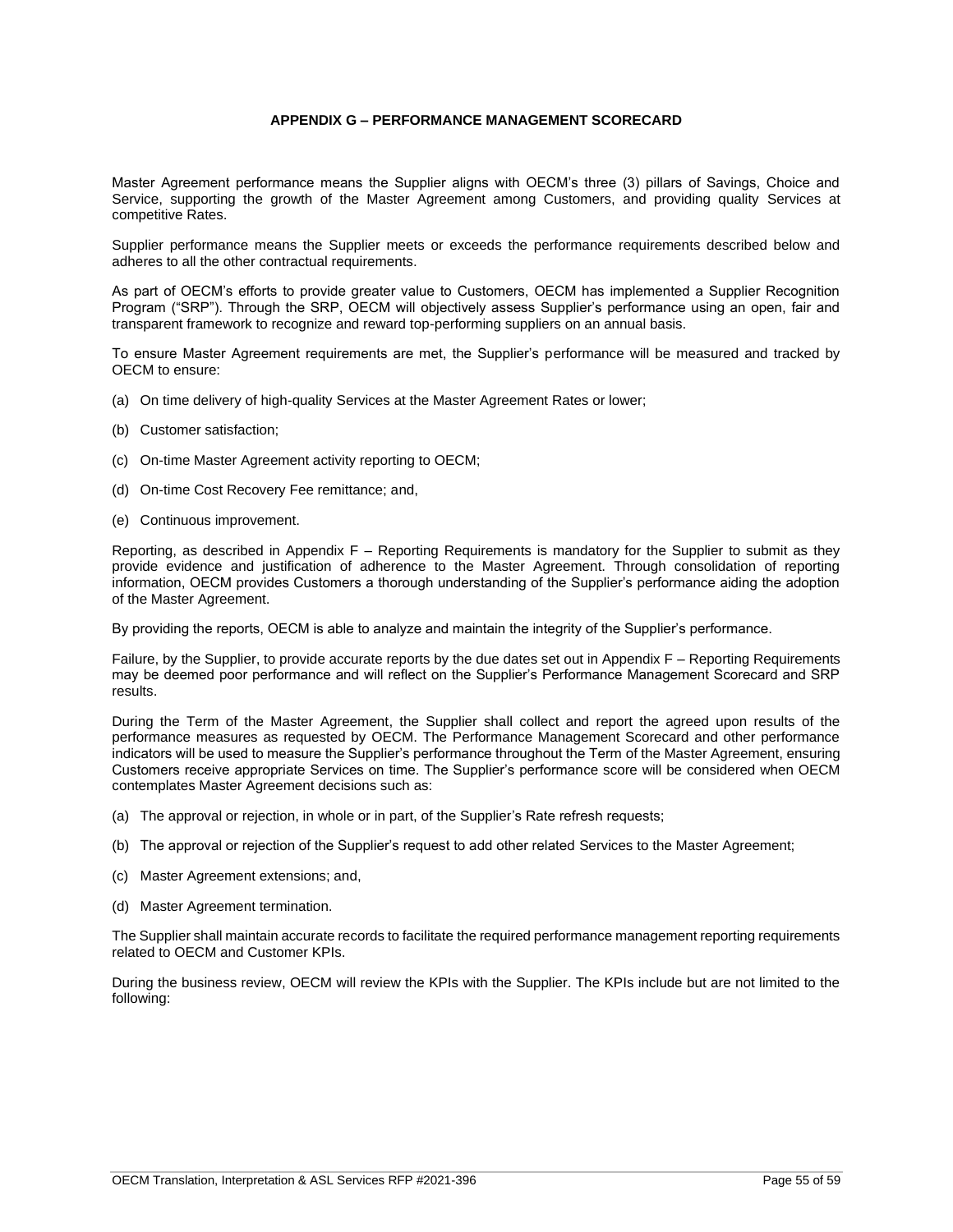## APPENDIX G – PERFORMANCE MANAGEMENT SCORECARD

Master Agreement performance means the Supplier aligns with OECM's three (3) pillars of Savings, Choice and Service, supporting the growth of the Master Agreement among Customers, and providing quality Services at competitive Rates.

Supplier performance means the Supplier meets or exceeds the performance requirements described below and adheres to all the other contractual requirements.

As part of OECM's efforts to provide greater value to Customers, OECM has implemented a Supplier Recognition Program ("SRP"). Through the SRP, OECM will objectively assess Supplier's performance using an open, fair and transparent framework to recognize and reward top-performing suppliers on an annual basis.

To ensure Master Agreement requirements are met, the Supplier's performance will be measured and tracked by OECM to ensure:

(a) On time delivery of high-quality Services at the Master Agreement Rates or lower;

(b) Customer satisfaction;

(c) On-time Master Agreement activity reporting to OECM;

(d) On-time Cost Recovery Fee remittance; and,

(e) Continuous improvement.

Reporting, as described in Appendix F – Reporting Requirements is mandatory for the Supplier to submit as they provide evidence and justification of adherence to the Master Agreement. Through consolidation of reporting information, OECM provides Customers a thorough understanding of the Supplier's performance aiding the adoption of the Master Agreement.

By providing the reports, OECM is able to analyze and maintain the integrity of the Supplier's performance.

Failure, by the Supplier, to provide accurate reports by the due dates set out in Appendix F – Reporting Requirements may be deemed poor performance and will reflect on the Supplier's Performance Management Scorecard and SRP results.

During the Term of the Master Agreement, the Supplier shall collect and report the agreed upon results of the performance measures as requested by OECM. The Performance Management Scorecard and other performance indicators will be used to measure the Supplier's performance throughout the Term of the Master Agreement, ensuring Customers receive appropriate Services on time. The Supplier's performance score will be considered when OECM contemplates Master Agreement decisions such as:

(a) The approval or rejection, in whole or in part, of the Supplier's Rate refresh requests;

(b) The approval or rejection of the Supplier's request to add other related Services to the Master Agreement;

(c) Master Agreement extensions; and,

(d) Master Agreement termination.

The Supplier shall maintain accurate records to facilitate the required performance management reporting requirements related to OECM and Customer KPIs.

During the business review, OECM will review the KPIs with the Supplier. The KPIs include but are not limited to the following: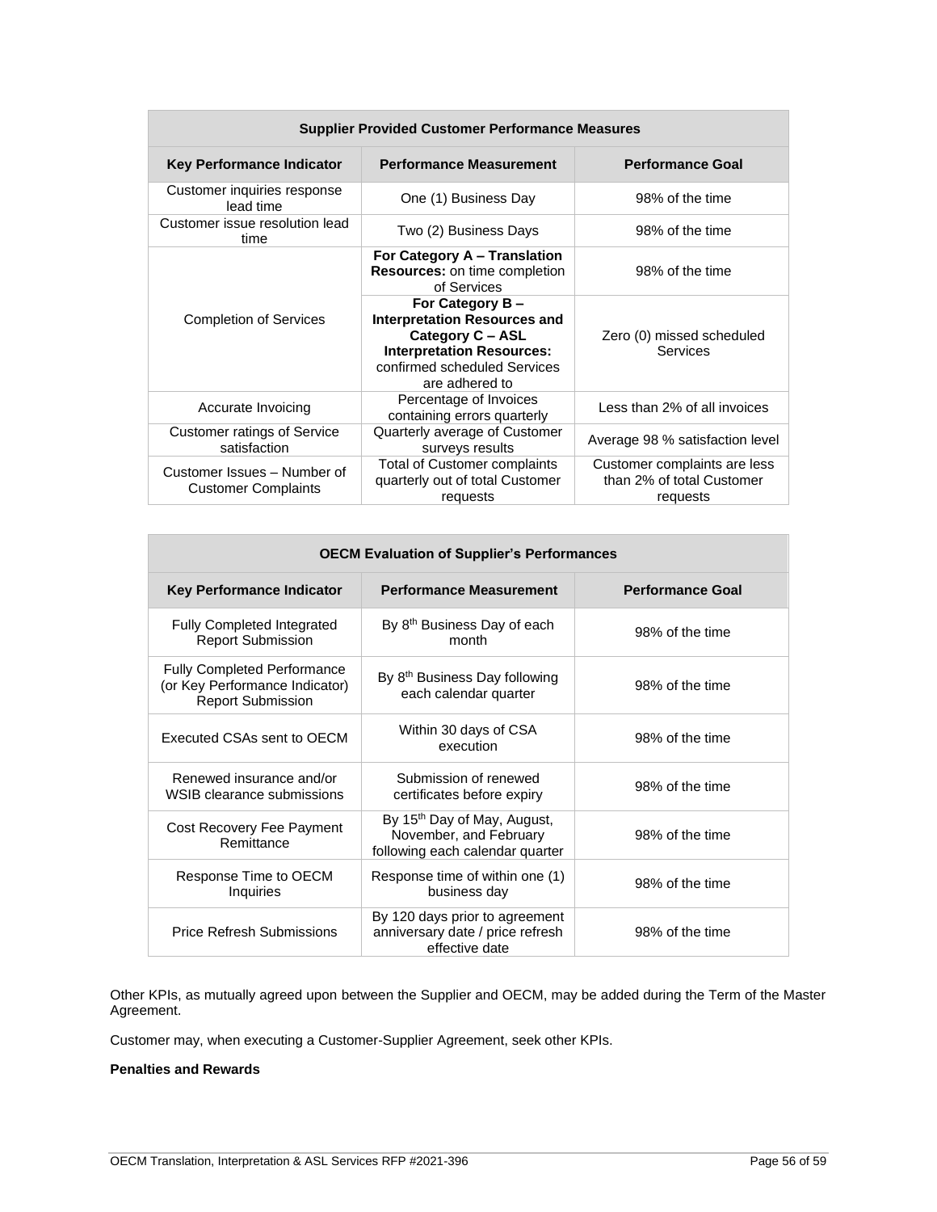| Supplier Provided Customer Performance Measures | | |
|---|---|---|
| **Key Performance Indicator** | **Performance Measurement** | **Performance Goal** |
| Customer inquiries response lead time | One (1) Business Day | 98% of the time |
| Customer issue resolution lead time | Two (2) Business Days | 98% of the time |
| Completion of Services | **For Category A – Translation Resources:** on time completion of Services | 98% of the time |
| | **For Category B – Interpretation Resources and Category C – ASL Interpretation Resources:** confirmed scheduled Services are adhered to | Zero (0) missed scheduled Services |
| Accurate Invoicing | Percentage of Invoices containing errors quarterly | Less than 2% of all invoices |
| Customer ratings of Service satisfaction | Quarterly average of Customer surveys results | Average 98 % satisfaction level |
| Customer Issues – Number of Customer Complaints | Total of Customer complaints quarterly out of total Customer requests | Customer complaints are less than 2% of total Customer requests |

| OECM Evaluation of Supplier's Performances | | |
|---|---|---|
| **Key Performance Indicator** | **Performance Measurement** | **Performance Goal** |
| Fully Completed Integrated Report Submission | By 8th Business Day of each month | 98% of the time |
| Fully Completed Performance (or Key Performance Indicator) Report Submission | By 8th Business Day following each calendar quarter | 98% of the time |
| Executed CSAs sent to OECM | Within 30 days of CSA execution | 98% of the time |
| Renewed insurance and/or WSIB clearance submissions | Submission of renewed certificates before expiry | 98% of the time |
| Cost Recovery Fee Payment Remittance | By 15th Day of May, August, November, and February following each calendar quarter | 98% of the time |
| Response Time to OECM Inquiries | Response time of within one (1) business day | 98% of the time |
| Price Refresh Submissions | By 120 days prior to agreement anniversary date / price refresh effective date | 98% of the time |

Other KPIs, as mutually agreed upon between the Supplier and OECM, may be added during the Term of the Master Agreement.

Customer may, when executing a Customer-Supplier Agreement, seek other KPIs.

**Penalties and Rewards**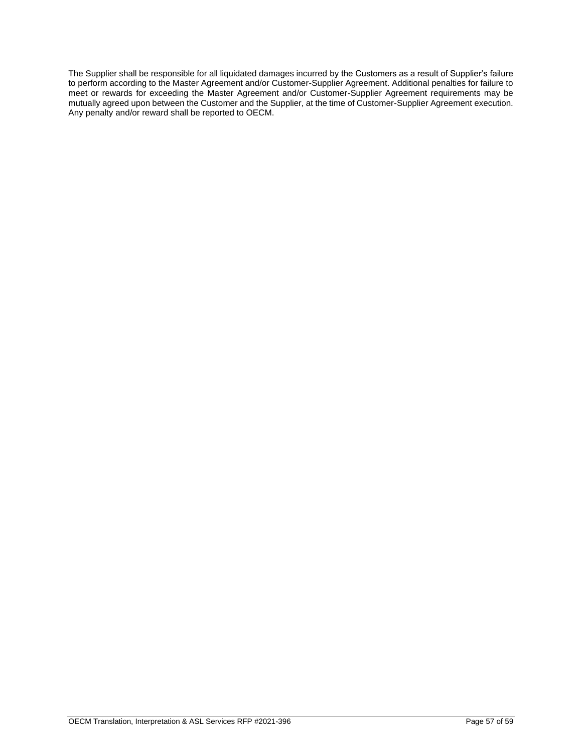The Supplier shall be responsible for all liquidated damages incurred by the Customers as a result of Supplier's failure to perform according to the Master Agreement and/or Customer-Supplier Agreement. Additional penalties for failure to meet or rewards for exceeding the Master Agreement and/or Customer-Supplier Agreement requirements may be mutually agreed upon between the Customer and the Supplier, at the time of Customer-Supplier Agreement execution. Any penalty and/or reward shall be reported to OECM.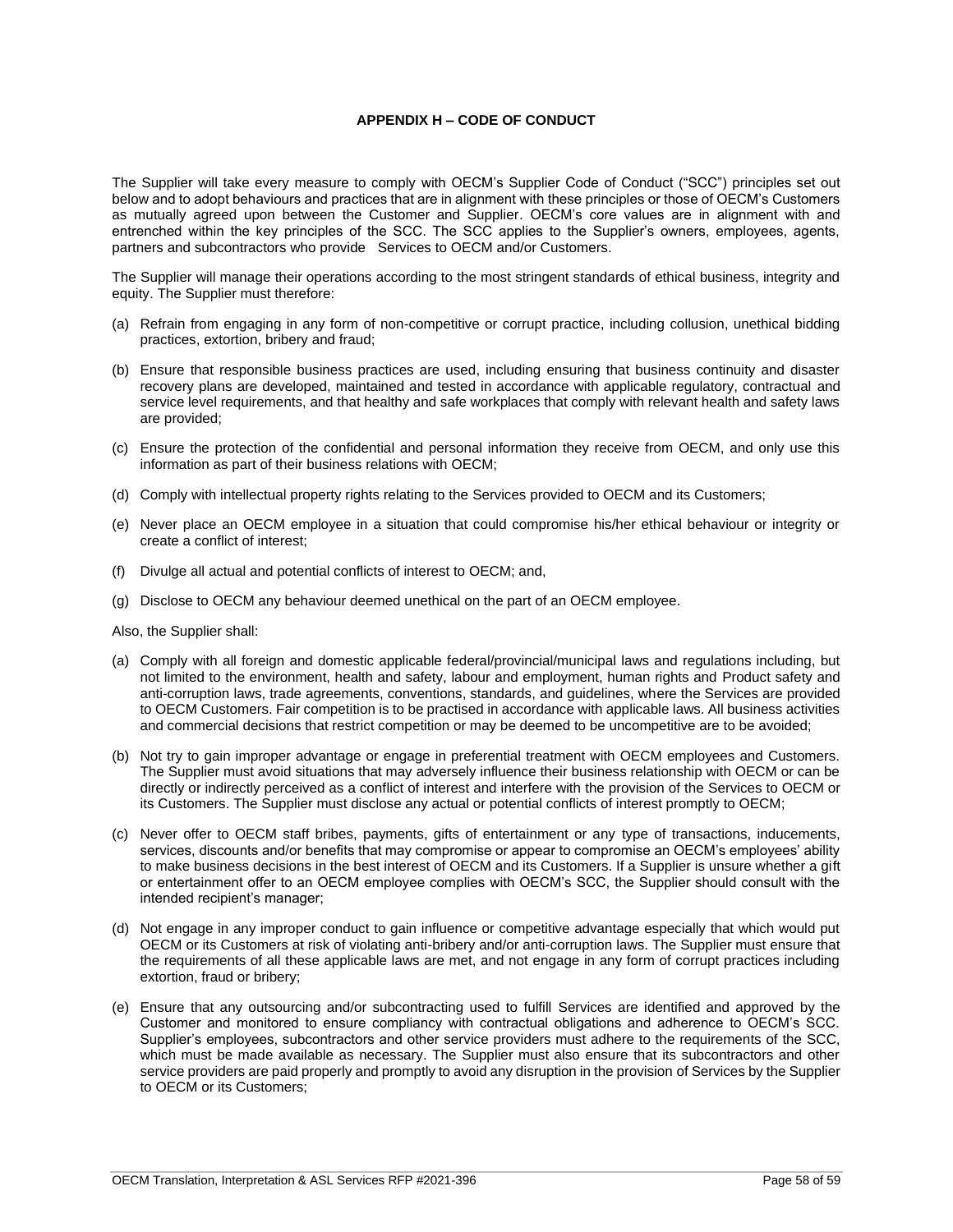## APPENDIX H – CODE OF CONDUCT

The Supplier will take every measure to comply with OECM's Supplier Code of Conduct ("SCC") principles set out below and to adopt behaviours and practices that are in alignment with these principles or those of OECM's Customers as mutually agreed upon between the Customer and Supplier. OECM's core values are in alignment with and entrenched within the key principles of the SCC. The SCC applies to the Supplier's owners, employees, agents, partners and subcontractors who provide Services to OECM and/or Customers.

The Supplier will manage their operations according to the most stringent standards of ethical business, integrity and equity. The Supplier must therefore:

(a) Refrain from engaging in any form of non-competitive or corrupt practice, including collusion, unethical bidding practices, extortion, bribery and fraud;

(b) Ensure that responsible business practices are used, including ensuring that business continuity and disaster recovery plans are developed, maintained and tested in accordance with applicable regulatory, contractual and service level requirements, and that healthy and safe workplaces that comply with relevant health and safety laws are provided;

(c) Ensure the protection of the confidential and personal information they receive from OECM, and only use this information as part of their business relations with OECM;

(d) Comply with intellectual property rights relating to the Services provided to OECM and its Customers;

(e) Never place an OECM employee in a situation that could compromise his/her ethical behaviour or integrity or create a conflict of interest;

(f) Divulge all actual and potential conflicts of interest to OECM; and,

(g) Disclose to OECM any behaviour deemed unethical on the part of an OECM employee.

Also, the Supplier shall:

(a) Comply with all foreign and domestic applicable federal/provincial/municipal laws and regulations including, but not limited to the environment, health and safety, labour and employment, human rights and Product safety and anti-corruption laws, trade agreements, conventions, standards, and guidelines, where the Services are provided to OECM Customers. Fair competition is to be practised in accordance with applicable laws. All business activities and commercial decisions that restrict competition or may be deemed to be uncompetitive are to be avoided;

(b) Not try to gain improper advantage or engage in preferential treatment with OECM employees and Customers. The Supplier must avoid situations that may adversely influence their business relationship with OECM or can be directly or indirectly perceived as a conflict of interest and interfere with the provision of the Services to OECM or its Customers. The Supplier must disclose any actual or potential conflicts of interest promptly to OECM;

(c) Never offer to OECM staff bribes, payments, gifts of entertainment or any type of transactions, inducements, services, discounts and/or benefits that may compromise or appear to compromise an OECM's employees' ability to make business decisions in the best interest of OECM and its Customers. If a Supplier is unsure whether a gift or entertainment offer to an OECM employee complies with OECM's SCC, the Supplier should consult with the intended recipient's manager;

(d) Not engage in any improper conduct to gain influence or competitive advantage especially that which would put OECM or its Customers at risk of violating anti-bribery and/or anti-corruption laws. The Supplier must ensure that the requirements of all these applicable laws are met, and not engage in any form of corrupt practices including extortion, fraud or bribery;

(e) Ensure that any outsourcing and/or subcontracting used to fulfill Services are identified and approved by the Customer and monitored to ensure compliancy with contractual obligations and adherence to OECM's SCC. Supplier's employees, subcontractors and other service providers must adhere to the requirements of the SCC, which must be made available as necessary. The Supplier must also ensure that its subcontractors and other service providers are paid properly and promptly to avoid any disruption in the provision of Services by the Supplier to OECM or its Customers;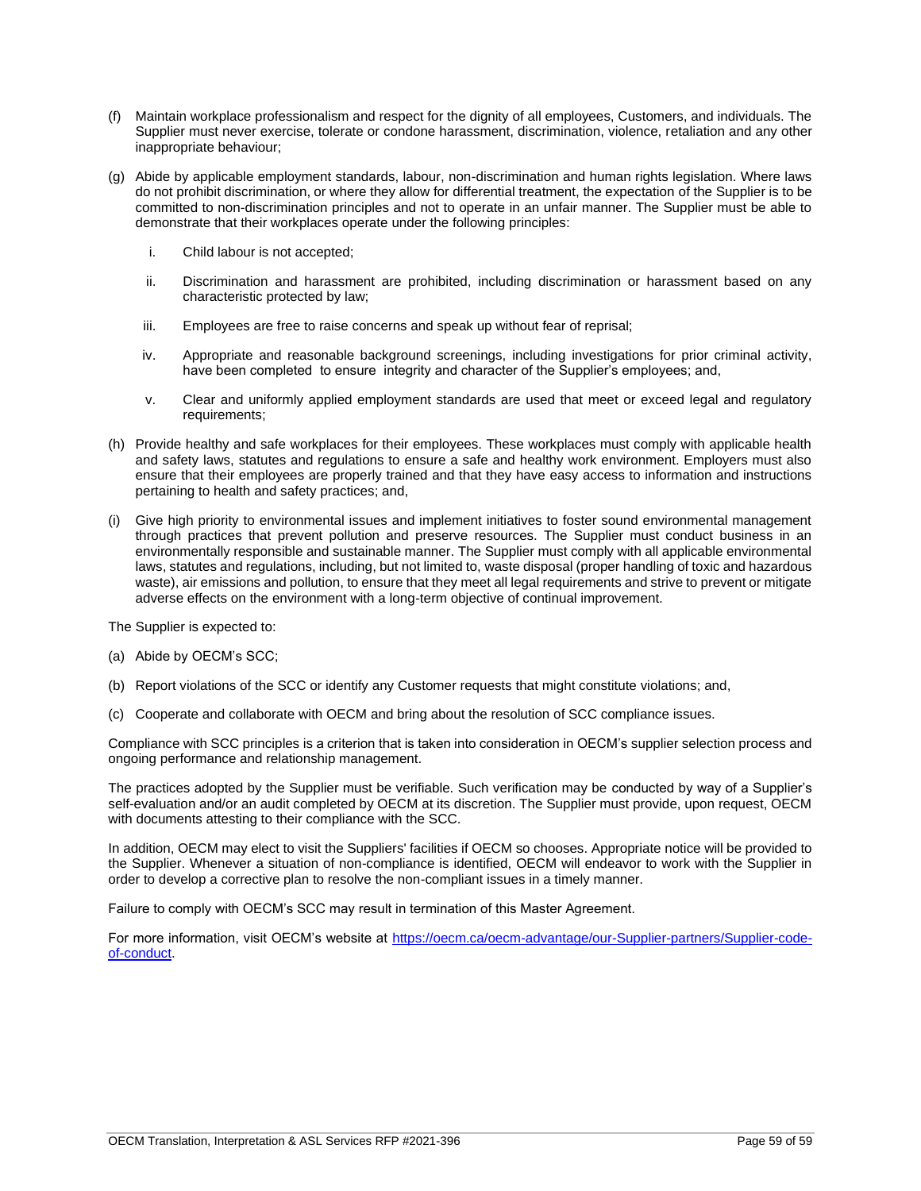(f) Maintain workplace professionalism and respect for the dignity of all employees, Customers, and individuals. The Supplier must never exercise, tolerate or condone harassment, discrimination, violence, retaliation and any other inappropriate behaviour;

(g) Abide by applicable employment standards, labour, non-discrimination and human rights legislation. Where laws do not prohibit discrimination, or where they allow for differential treatment, the expectation of the Supplier is to be committed to non-discrimination principles and not to operate in an unfair manner. The Supplier must be able to demonstrate that their workplaces operate under the following principles:

   i. Child labour is not accepted;

   ii. Discrimination and harassment are prohibited, including discrimination or harassment based on any characteristic protected by law;

   iii. Employees are free to raise concerns and speak up without fear of reprisal;

   iv. Appropriate and reasonable background screenings, including investigations for prior criminal activity, have been completed to ensure integrity and character of the Supplier's employees; and,

   v. Clear and uniformly applied employment standards are used that meet or exceed legal and regulatory requirements;

(h) Provide healthy and safe workplaces for their employees. These workplaces must comply with applicable health and safety laws, statutes and regulations to ensure a safe and healthy work environment. Employers must also ensure that their employees are properly trained and that they have easy access to information and instructions pertaining to health and safety practices; and,

(i) Give high priority to environmental issues and implement initiatives to foster sound environmental management through practices that prevent pollution and preserve resources. The Supplier must conduct business in an environmentally responsible and sustainable manner. The Supplier must comply with all applicable environmental laws, statutes and regulations, including, but not limited to, waste disposal (proper handling of toxic and hazardous waste), air emissions and pollution, to ensure that they meet all legal requirements and strive to prevent or mitigate adverse effects on the environment with a long-term objective of continual improvement.

The Supplier is expected to:

(a) Abide by OECM's SCC;

(b) Report violations of the SCC or identify any Customer requests that might constitute violations; and,

(c) Cooperate and collaborate with OECM and bring about the resolution of SCC compliance issues.

Compliance with SCC principles is a criterion that is taken into consideration in OECM's supplier selection process and ongoing performance and relationship management.

The practices adopted by the Supplier must be verifiable. Such verification may be conducted by way of a Supplier's self-evaluation and/or an audit completed by OECM at its discretion. The Supplier must provide, upon request, OECM with documents attesting to their compliance with the SCC.

In addition, OECM may elect to visit the Suppliers' facilities if OECM so chooses. Appropriate notice will be provided to the Supplier. Whenever a situation of non-compliance is identified, OECM will endeavor to work with the Supplier in order to develop a corrective plan to resolve the non-compliant issues in a timely manner.

Failure to comply with OECM's SCC may result in termination of this Master Agreement.

For more information, visit OECM's website at [https://oecm.ca/oecm-advantage/our-Supplier-partners/Supplier-code-of-conduct](https://oecm.ca/oecm-advantage/our-Supplier-partners/Supplier-code-of-conduct).